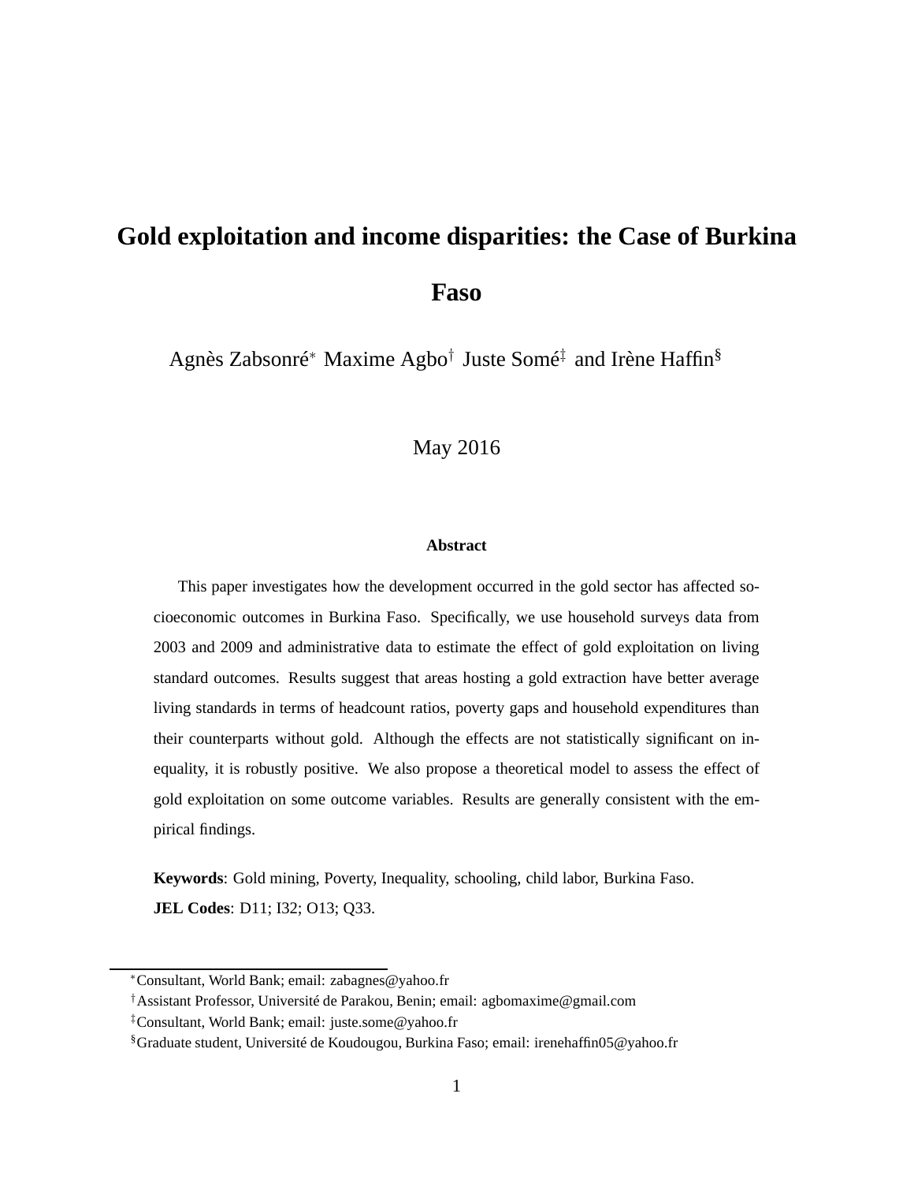# Gold exploitation and income disparities: the Case of Burkina Faso

Agnès Zabsonré[*] Maxime Agbo[†] Juste Somé[‡] and Irène Haffin[§]

May 2016

### Abstract

This paper investigates how the development occurred in the gold sector has affected socioeconomic outcomes in Burkina Faso. Specifically, we use household surveys data from 2003 and 2009 and administrative data to estimate the effect of gold exploitation on living standard outcomes. Results suggest that areas hosting a gold extraction have better average living standards in terms of headcount ratios, poverty gaps and household expenditures than their counterparts without gold. Although the effects are not statistically significant on inequality, it is robustly positive. We also propose a theoretical model to assess the effect of gold exploitation on some outcome variables. Results are generally consistent with the empirical findings.

**Keywords**: Gold mining, Poverty, Inequality, schooling, child labor, Burkina Faso.

**JEL Codes**: D11; I32; O13; Q33.

---

[*] Consultant, World Bank; email: zabagnes@yahoo.fr

[†] Assistant Professor, Université de Parakou, Benin; email: agbomaxime@gmail.com

[‡] Consultant, World Bank; email: juste.some@yahoo.fr

[§] Graduate student, Université de Koudougou, Burkina Faso; email: irenehaffin05@yahoo.fr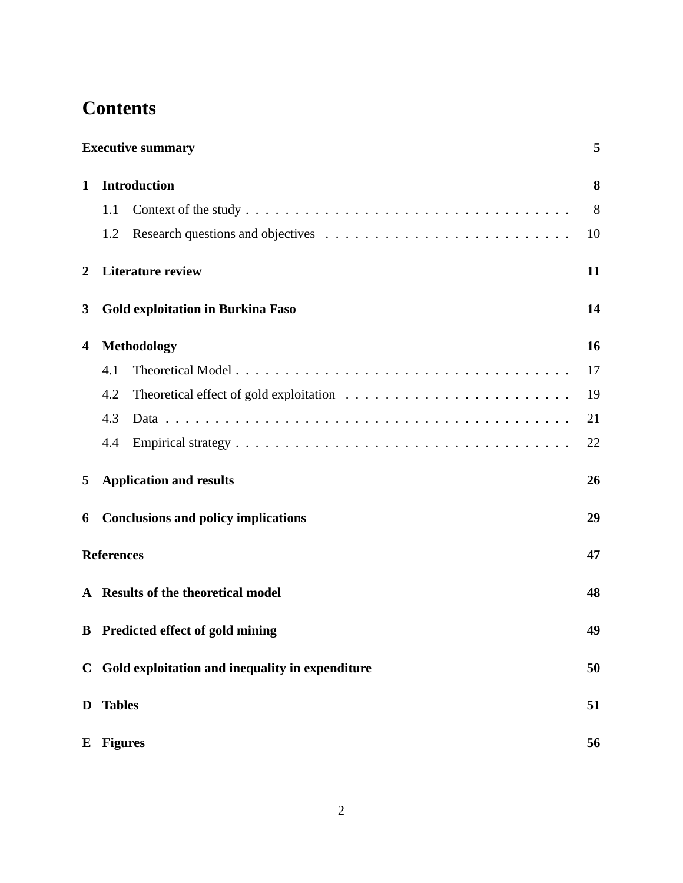# Contents

**Executive summary** **5**

**1 Introduction** **8**

- 1.1 Context of the study . . . . . . . . . . . . . . . . . . . . . . . . . . . . . . . . . . 8
- 1.2 Research questions and objectives . . . . . . . . . . . . . . . . . . . . . . . . . 10

**2 Literature review** **11**

**3 Gold exploitation in Burkina Faso** **14**

**4 Methodology** **16**

- 4.1 Theoretical Model . . . . . . . . . . . . . . . . . . . . . . . . . . . . . . . . . . 17
- 4.2 Theoretical effect of gold exploitation . . . . . . . . . . . . . . . . . . . . . . . 19
- 4.3 Data . . . . . . . . . . . . . . . . . . . . . . . . . . . . . . . . . . . . . . . . . 21
- 4.4 Empirical strategy . . . . . . . . . . . . . . . . . . . . . . . . . . . . . . . . . . 22

**5 Application and results** **26**

**6 Conclusions and policy implications** **29**

**References** **47**

**A Results of the theoretical model** **48**

**B Predicted effect of gold mining** **49**

**C Gold exploitation and inequality in expenditure** **50**

**D Tables** **51**

**E Figures** **56**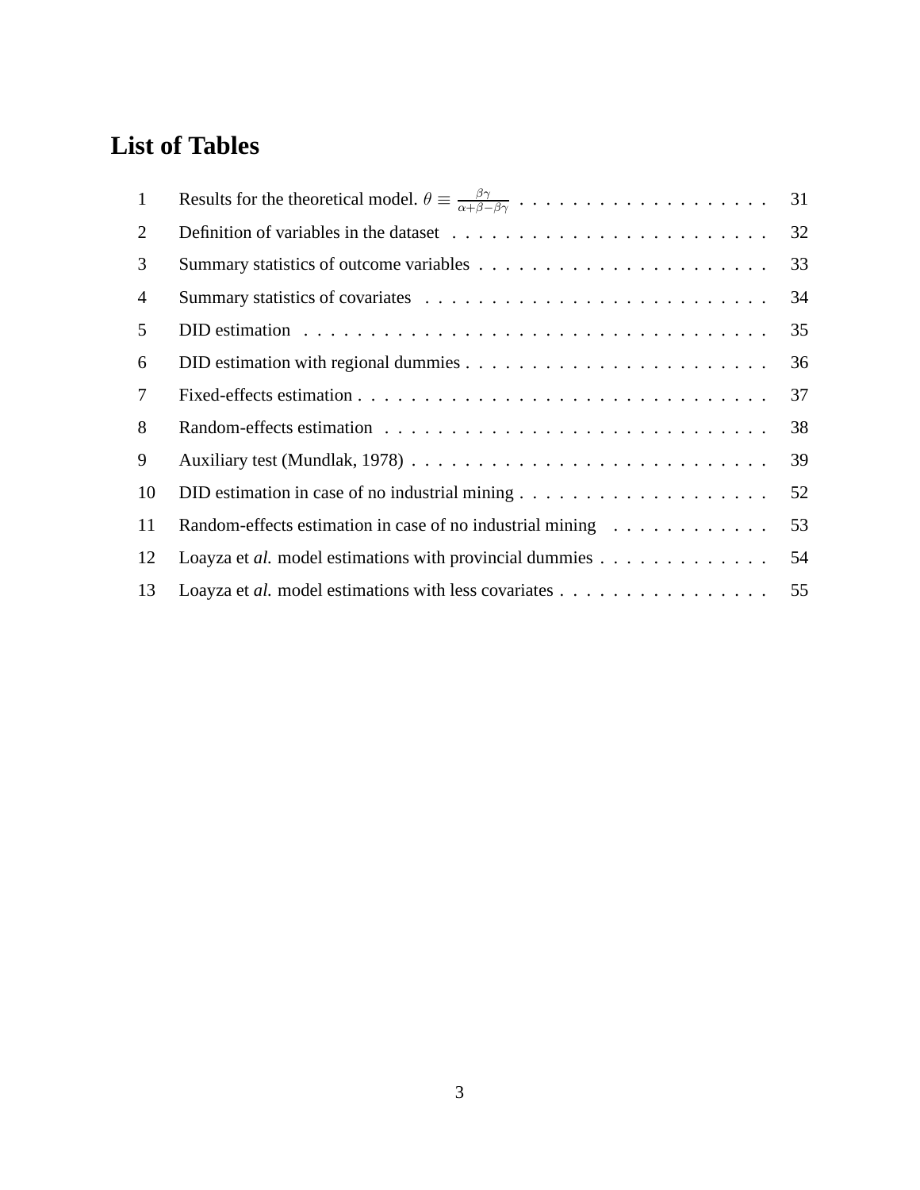# List of Tables

| | | |
|---|---|---|
| 1 | Results for the theoretical model. $\theta \equiv \frac{\beta\gamma}{\alpha+\beta-\beta\gamma}$ | 31 |
| 2 | Definition of variables in the dataset | 32 |
| 3 | Summary statistics of outcome variables | 33 |
| 4 | Summary statistics of covariates | 34 |
| 5 | DID estimation | 35 |
| 6 | DID estimation with regional dummies | 36 |
| 7 | Fixed-effects estimation | 37 |
| 8 | Random-effects estimation | 38 |
| 9 | Auxiliary test (Mundlak, 1978) | 39 |
| 10 | DID estimation in case of no industrial mining | 52 |
| 11 | Random-effects estimation in case of no industrial mining | 53 |
| 12 | Loayza et *al.* model estimations with provincial dummies | 54 |
| 13 | Loayza et *al.* model estimations with less covariates | 55 |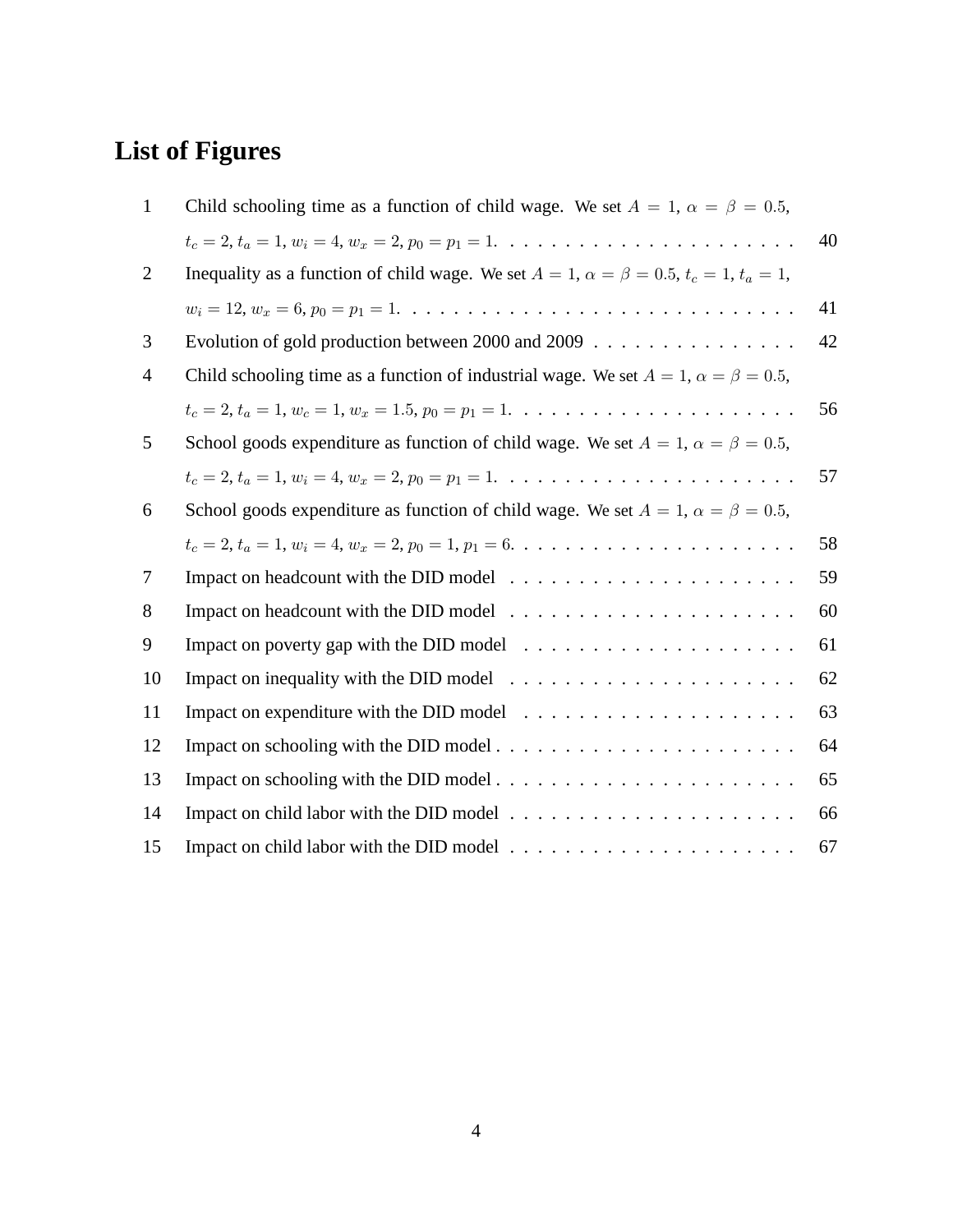# List of Figures

1 Child schooling time as a function of child wage. We set $A = 1$, $\alpha = \beta = 0.5$, $t_c = 2$, $t_a = 1$, $w_i = 4$, $w_x = 2$, $p_0 = p_1 = 1$. . . . . . . . . . . . . . . . . . . . . . 40

2 Inequality as a function of child wage. We set $A = 1$, $\alpha = \beta = 0.5$, $t_c = 1$, $t_a = 1$, $w_i = 12$, $w_x = 6$, $p_0 = p_1 = 1$. . . . . . . . . . . . . . . . . . . . . . . . . . . . 41

3 Evolution of gold production between 2000 and 2009 . . . . . . . . . . . . . . . 42

4 Child schooling time as a function of industrial wage. We set $A = 1$, $\alpha = \beta = 0.5$, $t_c = 2$, $t_a = 1$, $w_c = 1$, $w_x = 1.5$, $p_0 = p_1 = 1$. . . . . . . . . . . . . . . . . . . . . . 56

5 School goods expenditure as function of child wage. We set $A = 1$, $\alpha = \beta = 0.5$, $t_c = 2$, $t_a = 1$, $w_i = 4$, $w_x = 2$, $p_0 = p_1 = 1$. . . . . . . . . . . . . . . . . . . . . . 57

6 School goods expenditure as function of child wage. We set $A = 1$, $\alpha = \beta = 0.5$, $t_c = 2$, $t_a = 1$, $w_i = 4$, $w_x = 2$, $p_0 = 1$, $p_1 = 6$. . . . . . . . . . . . . . . . . . . . . 58

7 Impact on headcount with the DID model . . . . . . . . . . . . . . . . . . . . . 59

8 Impact on headcount with the DID model . . . . . . . . . . . . . . . . . . . . . 60

9 Impact on poverty gap with the DID model . . . . . . . . . . . . . . . . . . . . 61

10 Impact on inequality with the DID model . . . . . . . . . . . . . . . . . . . . . 62

11 Impact on expenditure with the DID model . . . . . . . . . . . . . . . . . . . . 63

12 Impact on schooling with the DID model . . . . . . . . . . . . . . . . . . . . . . 64

13 Impact on schooling with the DID model . . . . . . . . . . . . . . . . . . . . . . 65

14 Impact on child labor with the DID model . . . . . . . . . . . . . . . . . . . . . 66

15 Impact on child labor with the DID model . . . . . . . . . . . . . . . . . . . . . 67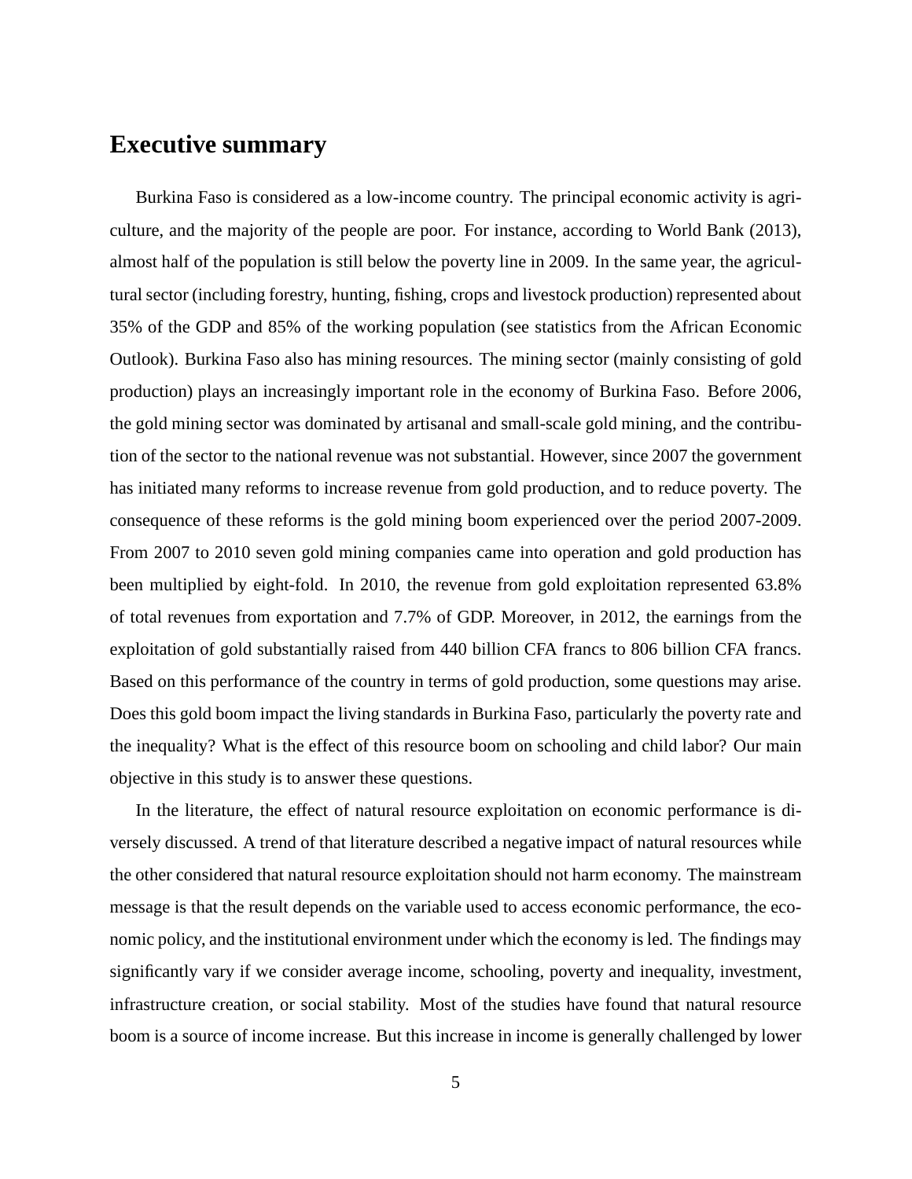## Executive summary

Burkina Faso is considered as a low-income country. The principal economic activity is agriculture, and the majority of the people are poor. For instance, according to World Bank (2013), almost half of the population is still below the poverty line in 2009. In the same year, the agricultural sector (including forestry, hunting, fishing, crops and livestock production) represented about 35% of the GDP and 85% of the working population (see statistics from the African Economic Outlook). Burkina Faso also has mining resources. The mining sector (mainly consisting of gold production) plays an increasingly important role in the economy of Burkina Faso. Before 2006, the gold mining sector was dominated by artisanal and small-scale gold mining, and the contribution of the sector to the national revenue was not substantial. However, since 2007 the government has initiated many reforms to increase revenue from gold production, and to reduce poverty. The consequence of these reforms is the gold mining boom experienced over the period 2007-2009. From 2007 to 2010 seven gold mining companies came into operation and gold production has been multiplied by eight-fold. In 2010, the revenue from gold exploitation represented 63.8% of total revenues from exportation and 7.7% of GDP. Moreover, in 2012, the earnings from the exploitation of gold substantially raised from 440 billion CFA francs to 806 billion CFA francs. Based on this performance of the country in terms of gold production, some questions may arise. Does this gold boom impact the living standards in Burkina Faso, particularly the poverty rate and the inequality? What is the effect of this resource boom on schooling and child labor? Our main objective in this study is to answer these questions.

In the literature, the effect of natural resource exploitation on economic performance is diversely discussed. A trend of that literature described a negative impact of natural resources while the other considered that natural resource exploitation should not harm economy. The mainstream message is that the result depends on the variable used to access economic performance, the economic policy, and the institutional environment under which the economy is led. The findings may significantly vary if we consider average income, schooling, poverty and inequality, investment, infrastructure creation, or social stability. Most of the studies have found that natural resource boom is a source of income increase. But this increase in income is generally challenged by lower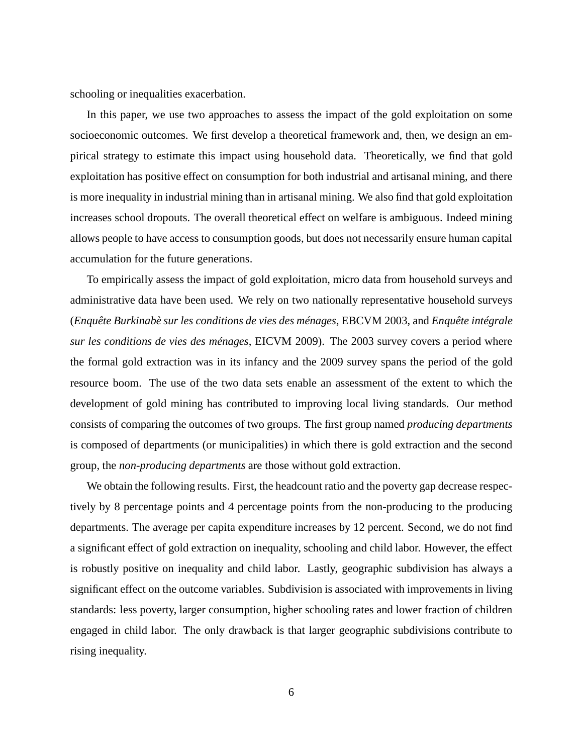schooling or inequalities exacerbation.

In this paper, we use two approaches to assess the impact of the gold exploitation on some socioeconomic outcomes. We first develop a theoretical framework and, then, we design an empirical strategy to estimate this impact using household data. Theoretically, we find that gold exploitation has positive effect on consumption for both industrial and artisanal mining, and there is more inequality in industrial mining than in artisanal mining. We also find that gold exploitation increases school dropouts. The overall theoretical effect on welfare is ambiguous. Indeed mining allows people to have access to consumption goods, but does not necessarily ensure human capital accumulation for the future generations.

To empirically assess the impact of gold exploitation, micro data from household surveys and administrative data have been used. We rely on two nationally representative household surveys (*Enquête Burkinabè sur les conditions de vies des ménages*, EBCVM 2003, and *Enquête intégrale sur les conditions de vies des ménages*, EICVM 2009). The 2003 survey covers a period where the formal gold extraction was in its infancy and the 2009 survey spans the period of the gold resource boom. The use of the two data sets enable an assessment of the extent to which the development of gold mining has contributed to improving local living standards. Our method consists of comparing the outcomes of two groups. The first group named *producing departments* is composed of departments (or municipalities) in which there is gold extraction and the second group, the *non-producing departments* are those without gold extraction.

We obtain the following results. First, the headcount ratio and the poverty gap decrease respectively by 8 percentage points and 4 percentage points from the non-producing to the producing departments. The average per capita expenditure increases by 12 percent. Second, we do not find a significant effect of gold extraction on inequality, schooling and child labor. However, the effect is robustly positive on inequality and child labor. Lastly, geographic subdivision has always a significant effect on the outcome variables. Subdivision is associated with improvements in living standards: less poverty, larger consumption, higher schooling rates and lower fraction of children engaged in child labor. The only drawback is that larger geographic subdivisions contribute to rising inequality.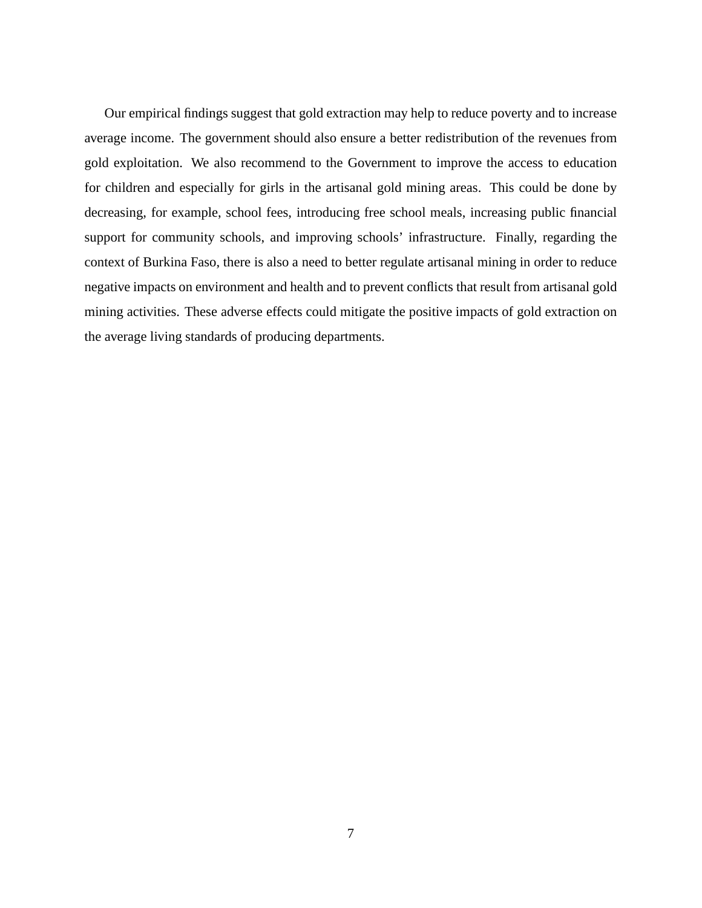Our empirical findings suggest that gold extraction may help to reduce poverty and to increase average income. The government should also ensure a better redistribution of the revenues from gold exploitation. We also recommend to the Government to improve the access to education for children and especially for girls in the artisanal gold mining areas. This could be done by decreasing, for example, school fees, introducing free school meals, increasing public financial support for community schools, and improving schools' infrastructure. Finally, regarding the context of Burkina Faso, there is also a need to better regulate artisanal mining in order to reduce negative impacts on environment and health and to prevent conflicts that result from artisanal gold mining activities. These adverse effects could mitigate the positive impacts of gold extraction on the average living standards of producing departments.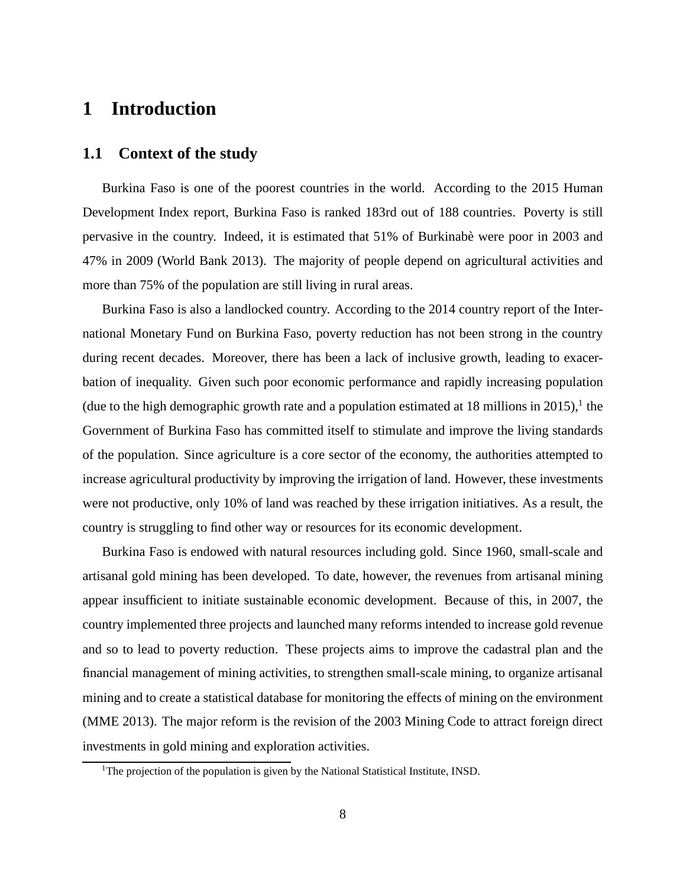# 1 Introduction

## 1.1 Context of the study

Burkina Faso is one of the poorest countries in the world. According to the 2015 Human Development Index report, Burkina Faso is ranked 183rd out of 188 countries. Poverty is still pervasive in the country. Indeed, it is estimated that 51% of Burkinabè were poor in 2003 and 47% in 2009 (World Bank 2013). The majority of people depend on agricultural activities and more than 75% of the population are still living in rural areas.

Burkina Faso is also a landlocked country. According to the 2014 country report of the International Monetary Fund on Burkina Faso, poverty reduction has not been strong in the country during recent decades. Moreover, there has been a lack of inclusive growth, leading to exacerbation of inequality. Given such poor economic performance and rapidly increasing population (due to the high demographic growth rate and a population estimated at 18 millions in 2015),[1] the Government of Burkina Faso has committed itself to stimulate and improve the living standards of the population. Since agriculture is a core sector of the economy, the authorities attempted to increase agricultural productivity by improving the irrigation of land. However, these investments were not productive, only 10% of land was reached by these irrigation initiatives. As a result, the country is struggling to find other way or resources for its economic development.

Burkina Faso is endowed with natural resources including gold. Since 1960, small-scale and artisanal gold mining has been developed. To date, however, the revenues from artisanal mining appear insufficient to initiate sustainable economic development. Because of this, in 2007, the country implemented three projects and launched many reforms intended to increase gold revenue and so to lead to poverty reduction. These projects aims to improve the cadastral plan and the financial management of mining activities, to strengthen small-scale mining, to organize artisanal mining and to create a statistical database for monitoring the effects of mining on the environment (MME 2013). The major reform is the revision of the 2003 Mining Code to attract foreign direct investments in gold mining and exploration activities.

[1] The projection of the population is given by the National Statistical Institute, INSD.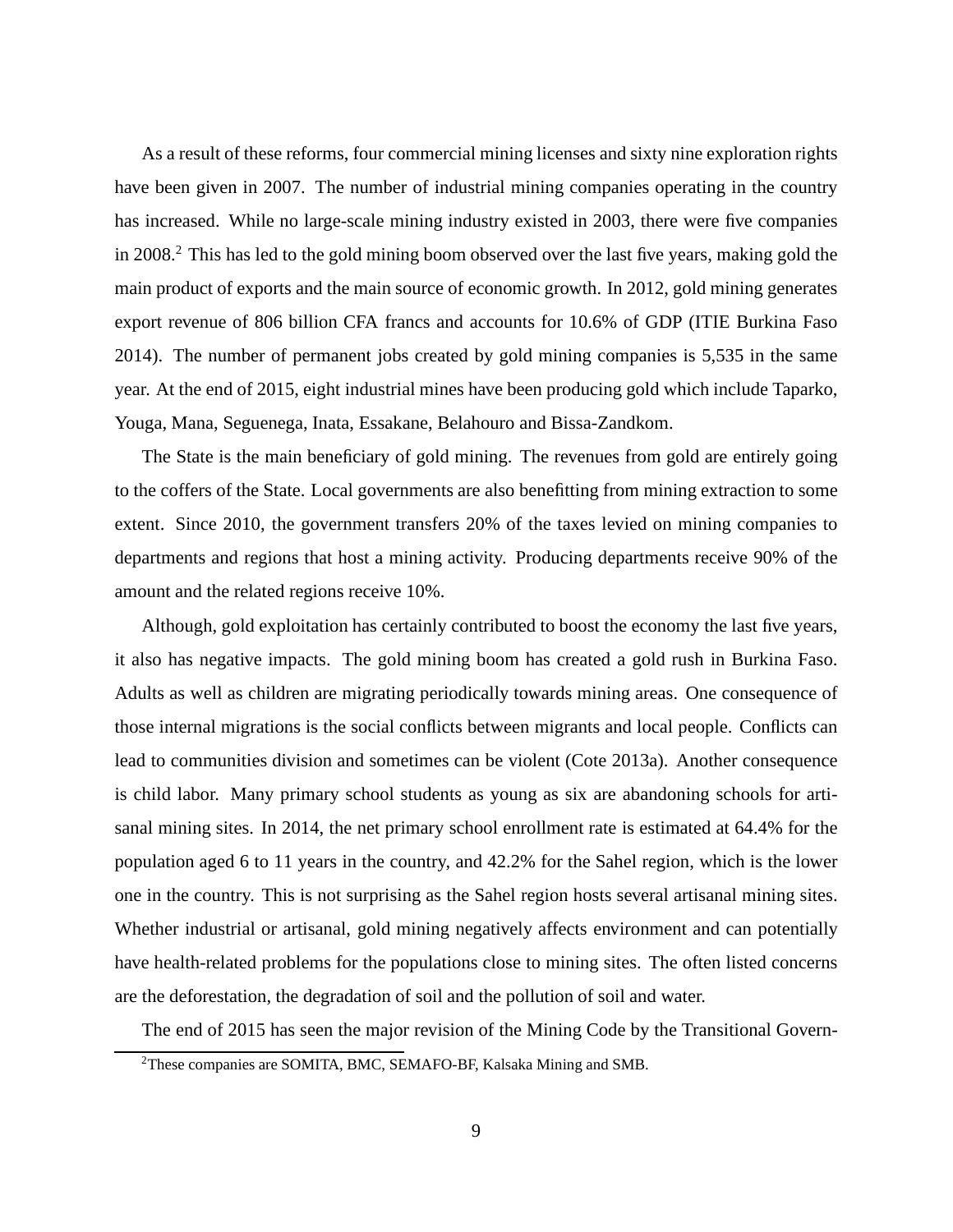As a result of these reforms, four commercial mining licenses and sixty nine exploration rights have been given in 2007. The number of industrial mining companies operating in the country has increased. While no large-scale mining industry existed in 2003, there were five companies in 2008.[2] This has led to the gold mining boom observed over the last five years, making gold the main product of exports and the main source of economic growth. In 2012, gold mining generates export revenue of 806 billion CFA francs and accounts for 10.6% of GDP (ITIE Burkina Faso 2014). The number of permanent jobs created by gold mining companies is 5,535 in the same year. At the end of 2015, eight industrial mines have been producing gold which include Taparko, Youga, Mana, Seguenega, Inata, Essakane, Belahouro and Bissa-Zandkom.

The State is the main beneficiary of gold mining. The revenues from gold are entirely going to the coffers of the State. Local governments are also benefitting from mining extraction to some extent. Since 2010, the government transfers 20% of the taxes levied on mining companies to departments and regions that host a mining activity. Producing departments receive 90% of the amount and the related regions receive 10%.

Although, gold exploitation has certainly contributed to boost the economy the last five years, it also has negative impacts. The gold mining boom has created a gold rush in Burkina Faso. Adults as well as children are migrating periodically towards mining areas. One consequence of those internal migrations is the social conflicts between migrants and local people. Conflicts can lead to communities division and sometimes can be violent (Cote 2013a). Another consequence is child labor. Many primary school students as young as six are abandoning schools for artisanal mining sites. In 2014, the net primary school enrollment rate is estimated at 64.4% for the population aged 6 to 11 years in the country, and 42.2% for the Sahel region, which is the lower one in the country. This is not surprising as the Sahel region hosts several artisanal mining sites. Whether industrial or artisanal, gold mining negatively affects environment and can potentially have health-related problems for the populations close to mining sites. The often listed concerns are the deforestation, the degradation of soil and the pollution of soil and water.

The end of 2015 has seen the major revision of the Mining Code by the Transitional Govern-

[2] These companies are SOMITA, BMC, SEMAFO-BF, Kalsaka Mining and SMB.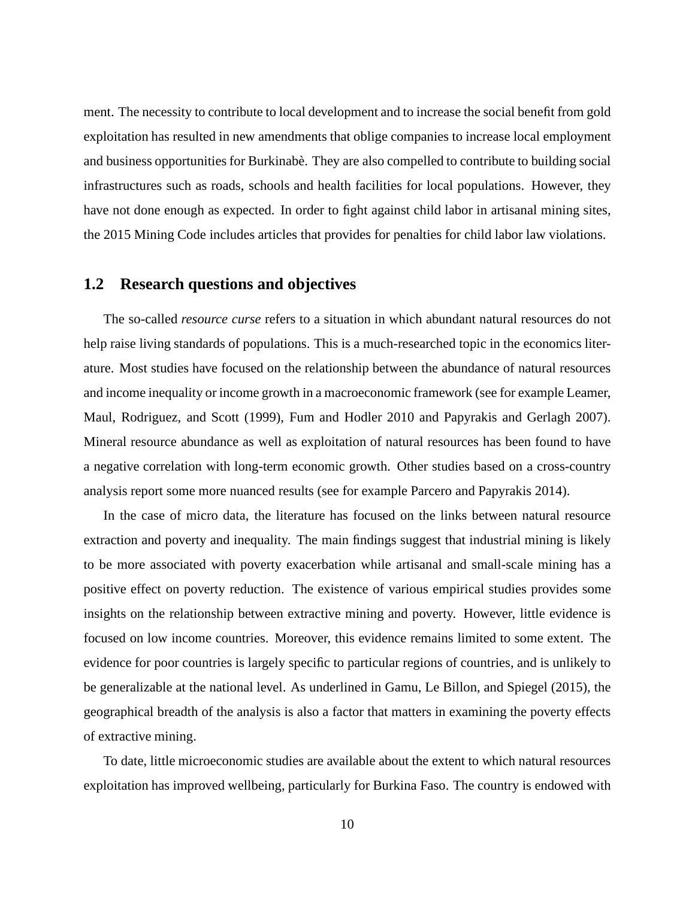ment. The necessity to contribute to local development and to increase the social benefit from gold exploitation has resulted in new amendments that oblige companies to increase local employment and business opportunities for Burkinabè. They are also compelled to contribute to building social infrastructures such as roads, schools and health facilities for local populations. However, they have not done enough as expected. In order to fight against child labor in artisanal mining sites, the 2015 Mining Code includes articles that provides for penalties for child labor law violations.

## 1.2 Research questions and objectives

The so-called *resource curse* refers to a situation in which abundant natural resources do not help raise living standards of populations. This is a much-researched topic in the economics literature. Most studies have focused on the relationship between the abundance of natural resources and income inequality or income growth in a macroeconomic framework (see for example Leamer, Maul, Rodriguez, and Scott (1999), Fum and Hodler 2010 and Papyrakis and Gerlagh 2007). Mineral resource abundance as well as exploitation of natural resources has been found to have a negative correlation with long-term economic growth. Other studies based on a cross-country analysis report some more nuanced results (see for example Parcero and Papyrakis 2014).

In the case of micro data, the literature has focused on the links between natural resource extraction and poverty and inequality. The main findings suggest that industrial mining is likely to be more associated with poverty exacerbation while artisanal and small-scale mining has a positive effect on poverty reduction. The existence of various empirical studies provides some insights on the relationship between extractive mining and poverty. However, little evidence is focused on low income countries. Moreover, this evidence remains limited to some extent. The evidence for poor countries is largely specific to particular regions of countries, and is unlikely to be generalizable at the national level. As underlined in Gamu, Le Billon, and Spiegel (2015), the geographical breadth of the analysis is also a factor that matters in examining the poverty effects of extractive mining.

To date, little microeconomic studies are available about the extent to which natural resources exploitation has improved wellbeing, particularly for Burkina Faso. The country is endowed with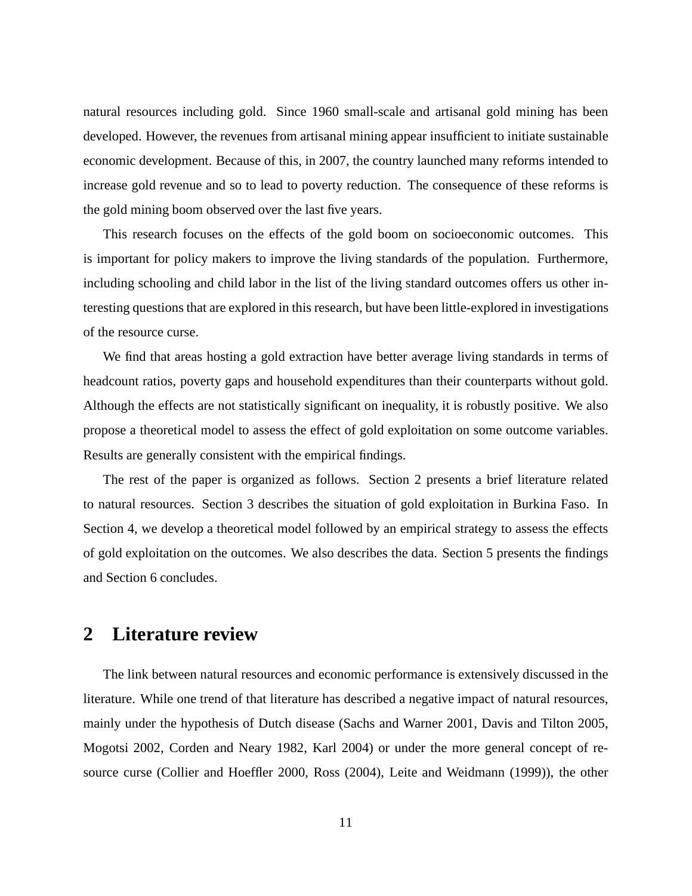natural resources including gold. Since 1960 small-scale and artisanal gold mining has been developed. However, the revenues from artisanal mining appear insufficient to initiate sustainable economic development. Because of this, in 2007, the country launched many reforms intended to increase gold revenue and so to lead to poverty reduction. The consequence of these reforms is the gold mining boom observed over the last five years.

This research focuses on the effects of the gold boom on socioeconomic outcomes. This is important for policy makers to improve the living standards of the population. Furthermore, including schooling and child labor in the list of the living standard outcomes offers us other interesting questions that are explored in this research, but have been little-explored in investigations of the resource curse.

We find that areas hosting a gold extraction have better average living standards in terms of headcount ratios, poverty gaps and household expenditures than their counterparts without gold. Although the effects are not statistically significant on inequality, it is robustly positive. We also propose a theoretical model to assess the effect of gold exploitation on some outcome variables. Results are generally consistent with the empirical findings.

The rest of the paper is organized as follows. Section 2 presents a brief literature related to natural resources. Section 3 describes the situation of gold exploitation in Burkina Faso. In Section 4, we develop a theoretical model followed by an empirical strategy to assess the effects of gold exploitation on the outcomes. We also describes the data. Section 5 presents the findings and Section 6 concludes.

## 2 Literature review

The link between natural resources and economic performance is extensively discussed in the literature. While one trend of that literature has described a negative impact of natural resources, mainly under the hypothesis of Dutch disease (Sachs and Warner 2001, Davis and Tilton 2005, Mogotsi 2002, Corden and Neary 1982, Karl 2004) or under the more general concept of resource curse (Collier and Hoeffler 2000, Ross (2004), Leite and Weidmann (1999)), the other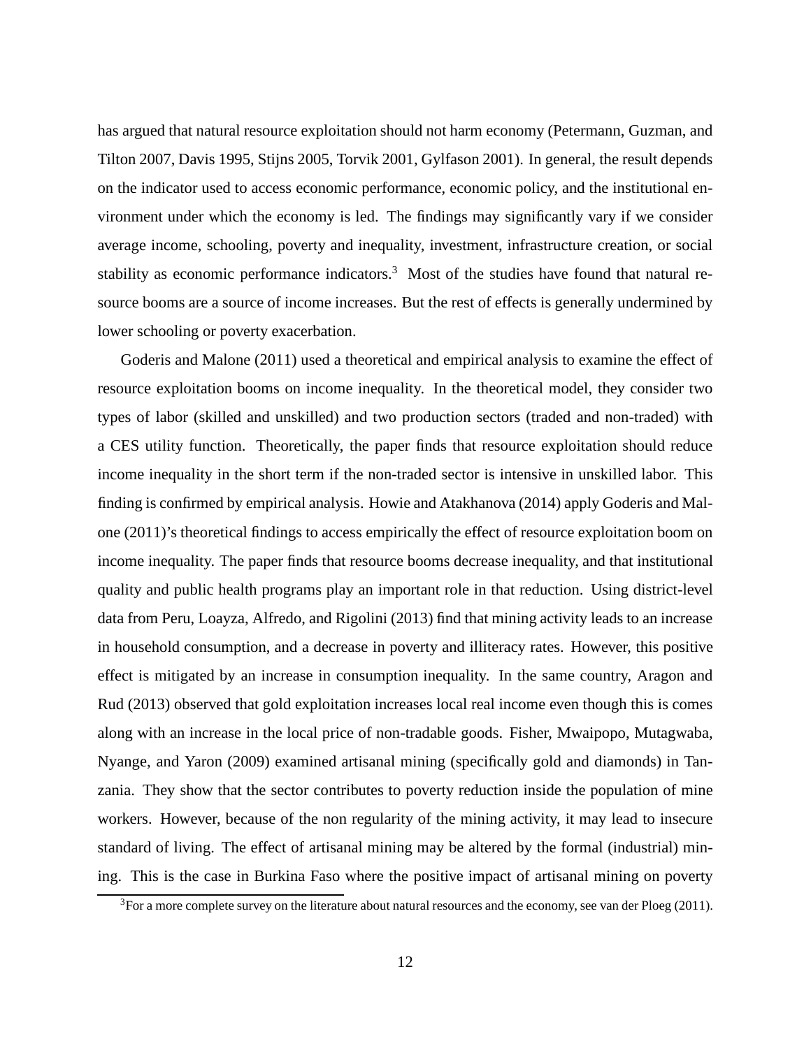has argued that natural resource exploitation should not harm economy (Petermann, Guzman, and Tilton 2007, Davis 1995, Stijns 2005, Torvik 2001, Gylfason 2001). In general, the result depends on the indicator used to access economic performance, economic policy, and the institutional environment under which the economy is led. The findings may significantly vary if we consider average income, schooling, poverty and inequality, investment, infrastructure creation, or social stability as economic performance indicators.[3] Most of the studies have found that natural resource booms are a source of income increases. But the rest of effects is generally undermined by lower schooling or poverty exacerbation.

Goderis and Malone (2011) used a theoretical and empirical analysis to examine the effect of resource exploitation booms on income inequality. In the theoretical model, they consider two types of labor (skilled and unskilled) and two production sectors (traded and non-traded) with a CES utility function. Theoretically, the paper finds that resource exploitation should reduce income inequality in the short term if the non-traded sector is intensive in unskilled labor. This finding is confirmed by empirical analysis. Howie and Atakhanova (2014) apply Goderis and Malone (2011)'s theoretical findings to access empirically the effect of resource exploitation boom on income inequality. The paper finds that resource booms decrease inequality, and that institutional quality and public health programs play an important role in that reduction. Using district-level data from Peru, Loayza, Alfredo, and Rigolini (2013) find that mining activity leads to an increase in household consumption, and a decrease in poverty and illiteracy rates. However, this positive effect is mitigated by an increase in consumption inequality. In the same country, Aragon and Rud (2013) observed that gold exploitation increases local real income even though this is comes along with an increase in the local price of non-tradable goods. Fisher, Mwaipopo, Mutagwaba, Nyange, and Yaron (2009) examined artisanal mining (specifically gold and diamonds) in Tanzania. They show that the sector contributes to poverty reduction inside the population of mine workers. However, because of the non regularity of the mining activity, it may lead to insecure standard of living. The effect of artisanal mining may be altered by the formal (industrial) mining. This is the case in Burkina Faso where the positive impact of artisanal mining on poverty

[3]For a more complete survey on the literature about natural resources and the economy, see van der Ploeg (2011).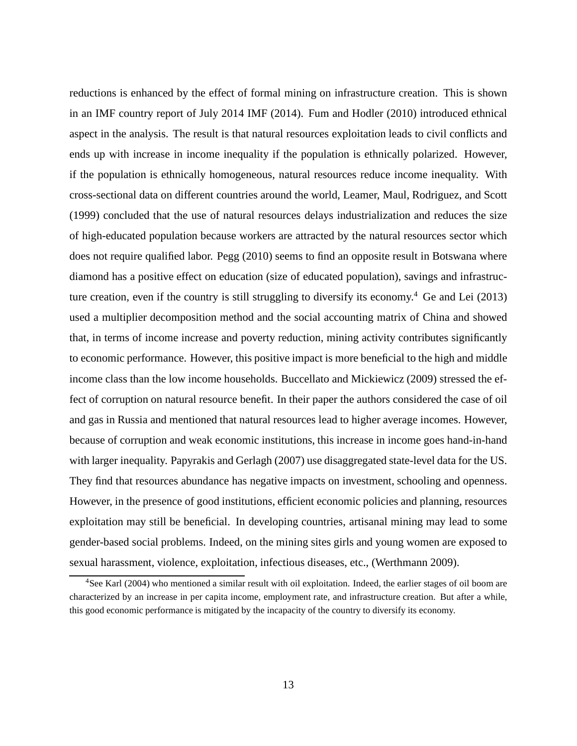reductions is enhanced by the effect of formal mining on infrastructure creation. This is shown in an IMF country report of July 2014 IMF (2014). Fum and Hodler (2010) introduced ethnical aspect in the analysis. The result is that natural resources exploitation leads to civil conflicts and ends up with increase in income inequality if the population is ethnically polarized. However, if the population is ethnically homogeneous, natural resources reduce income inequality. With cross-sectional data on different countries around the world, Leamer, Maul, Rodriguez, and Scott (1999) concluded that the use of natural resources delays industrialization and reduces the size of high-educated population because workers are attracted by the natural resources sector which does not require qualified labor. Pegg (2010) seems to find an opposite result in Botswana where diamond has a positive effect on education (size of educated population), savings and infrastructure creation, even if the country is still struggling to diversify its economy.[4] Ge and Lei (2013) used a multiplier decomposition method and the social accounting matrix of China and showed that, in terms of income increase and poverty reduction, mining activity contributes significantly to economic performance. However, this positive impact is more beneficial to the high and middle income class than the low income households. Buccellato and Mickiewicz (2009) stressed the effect of corruption on natural resource benefit. In their paper the authors considered the case of oil and gas in Russia and mentioned that natural resources lead to higher average incomes. However, because of corruption and weak economic institutions, this increase in income goes hand-in-hand with larger inequality. Papyrakis and Gerlagh (2007) use disaggregated state-level data for the US. They find that resources abundance has negative impacts on investment, schooling and openness. However, in the presence of good institutions, efficient economic policies and planning, resources exploitation may still be beneficial. In developing countries, artisanal mining may lead to some gender-based social problems. Indeed, on the mining sites girls and young women are exposed to sexual harassment, violence, exploitation, infectious diseases, etc., (Werthmann 2009).

[4] See Karl (2004) who mentioned a similar result with oil exploitation. Indeed, the earlier stages of oil boom are characterized by an increase in per capita income, employment rate, and infrastructure creation. But after a while, this good economic performance is mitigated by the incapacity of the country to diversify its economy.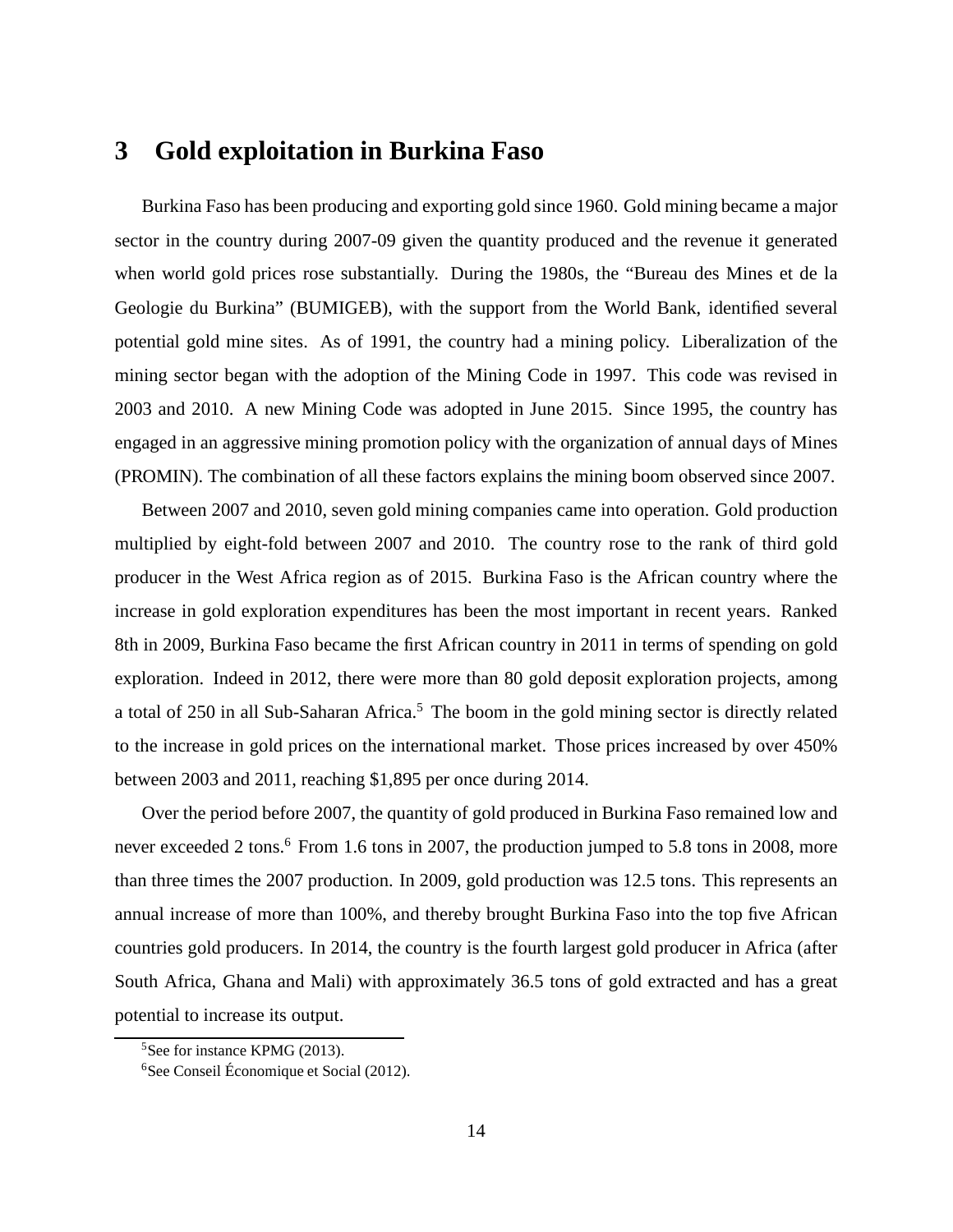## 3 Gold exploitation in Burkina Faso

Burkina Faso has been producing and exporting gold since 1960. Gold mining became a major sector in the country during 2007-09 given the quantity produced and the revenue it generated when world gold prices rose substantially. During the 1980s, the "Bureau des Mines et de la Geologie du Burkina" (BUMIGEB), with the support from the World Bank, identified several potential gold mine sites. As of 1991, the country had a mining policy. Liberalization of the mining sector began with the adoption of the Mining Code in 1997. This code was revised in 2003 and 2010. A new Mining Code was adopted in June 2015. Since 1995, the country has engaged in an aggressive mining promotion policy with the organization of annual days of Mines (PROMIN). The combination of all these factors explains the mining boom observed since 2007.

Between 2007 and 2010, seven gold mining companies came into operation. Gold production multiplied by eight-fold between 2007 and 2010. The country rose to the rank of third gold producer in the West Africa region as of 2015. Burkina Faso is the African country where the increase in gold exploration expenditures has been the most important in recent years. Ranked 8th in 2009, Burkina Faso became the first African country in 2011 in terms of spending on gold exploration. Indeed in 2012, there were more than 80 gold deposit exploration projects, among a total of 250 in all Sub-Saharan Africa.[5] The boom in the gold mining sector is directly related to the increase in gold prices on the international market. Those prices increased by over 450% between 2003 and 2011, reaching $1,895 per once during 2014.

Over the period before 2007, the quantity of gold produced in Burkina Faso remained low and never exceeded 2 tons.[6] From 1.6 tons in 2007, the production jumped to 5.8 tons in 2008, more than three times the 2007 production. In 2009, gold production was 12.5 tons. This represents an annual increase of more than 100%, and thereby brought Burkina Faso into the top five African countries gold producers. In 2014, the country is the fourth largest gold producer in Africa (after South Africa, Ghana and Mali) with approximately 36.5 tons of gold extracted and has a great potential to increase its output.

[5]See for instance KPMG (2013).

[6]See Conseil Économique et Social (2012).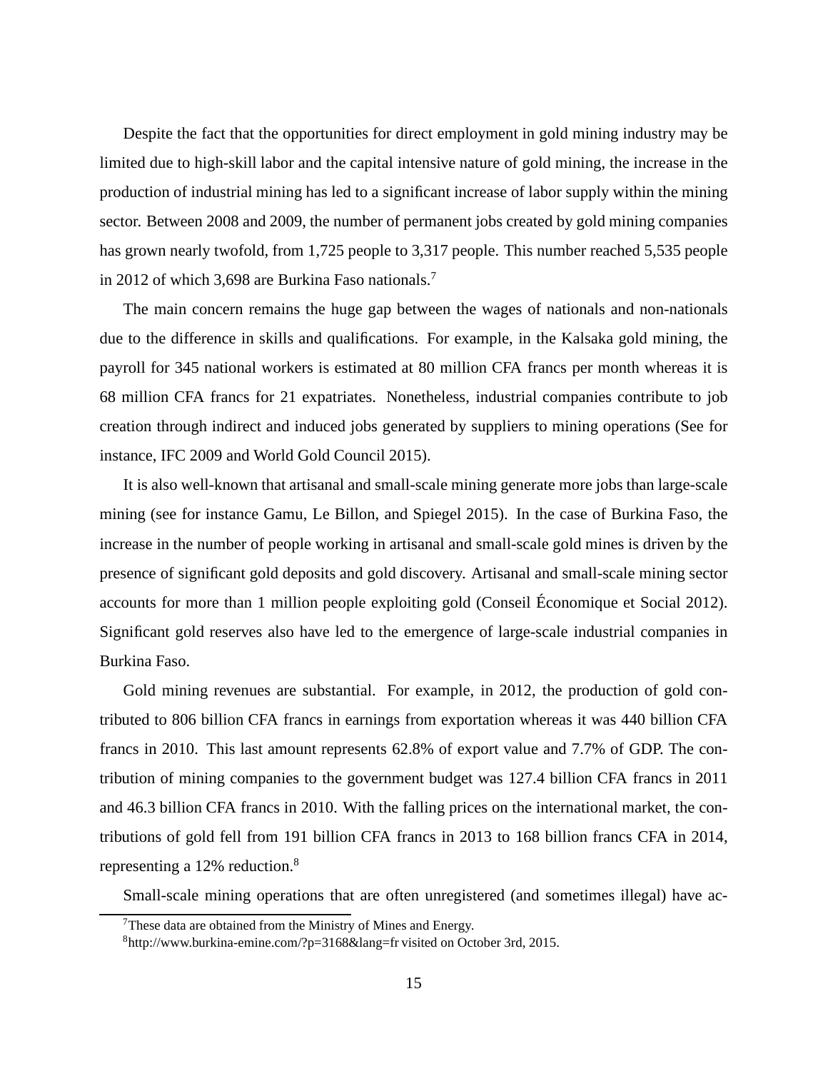Despite the fact that the opportunities for direct employment in gold mining industry may be limited due to high-skill labor and the capital intensive nature of gold mining, the increase in the production of industrial mining has led to a significant increase of labor supply within the mining sector. Between 2008 and 2009, the number of permanent jobs created by gold mining companies has grown nearly twofold, from 1,725 people to 3,317 people. This number reached 5,535 people in 2012 of which 3,698 are Burkina Faso nationals.[7]

The main concern remains the huge gap between the wages of nationals and non-nationals due to the difference in skills and qualifications. For example, in the Kalsaka gold mining, the payroll for 345 national workers is estimated at 80 million CFA francs per month whereas it is 68 million CFA francs for 21 expatriates. Nonetheless, industrial companies contribute to job creation through indirect and induced jobs generated by suppliers to mining operations (See for instance, IFC 2009 and World Gold Council 2015).

It is also well-known that artisanal and small-scale mining generate more jobs than large-scale mining (see for instance Gamu, Le Billon, and Spiegel 2015). In the case of Burkina Faso, the increase in the number of people working in artisanal and small-scale gold mines is driven by the presence of significant gold deposits and gold discovery. Artisanal and small-scale mining sector accounts for more than 1 million people exploiting gold (Conseil Économique et Social 2012). Significant gold reserves also have led to the emergence of large-scale industrial companies in Burkina Faso.

Gold mining revenues are substantial. For example, in 2012, the production of gold contributed to 806 billion CFA francs in earnings from exportation whereas it was 440 billion CFA francs in 2010. This last amount represents 62.8% of export value and 7.7% of GDP. The contribution of mining companies to the government budget was 127.4 billion CFA francs in 2011 and 46.3 billion CFA francs in 2010. With the falling prices on the international market, the contributions of gold fell from 191 billion CFA francs in 2013 to 168 billion francs CFA in 2014, representing a 12% reduction.[8]

Small-scale mining operations that are often unregistered (and sometimes illegal) have ac-

[7]These data are obtained from the Ministry of Mines and Energy.

[8]http://www.burkina-emine.com/?p=3168&lang=fr visited on October 3rd, 2015.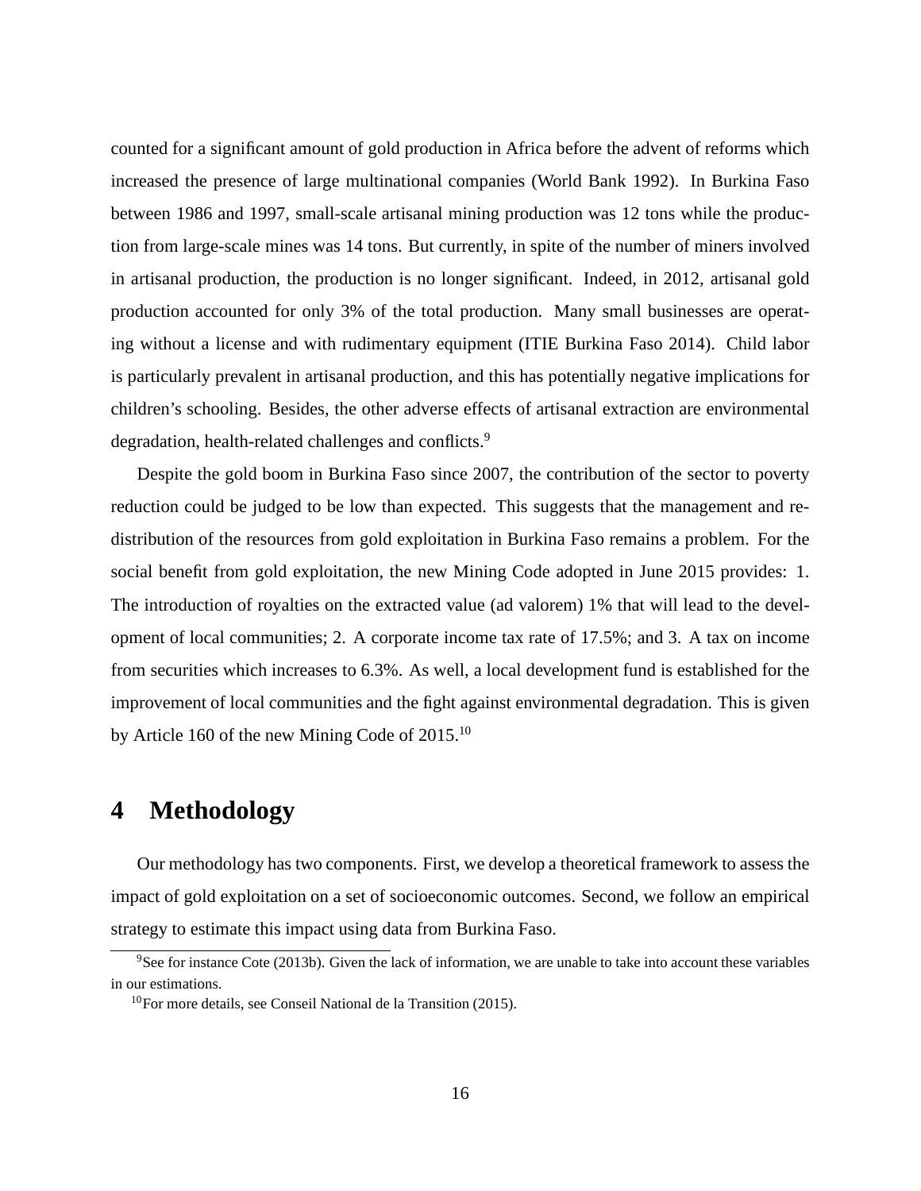counted for a significant amount of gold production in Africa before the advent of reforms which increased the presence of large multinational companies (World Bank 1992). In Burkina Faso between 1986 and 1997, small-scale artisanal mining production was 12 tons while the production from large-scale mines was 14 tons. But currently, in spite of the number of miners involved in artisanal production, the production is no longer significant. Indeed, in 2012, artisanal gold production accounted for only 3% of the total production. Many small businesses are operating without a license and with rudimentary equipment (ITIE Burkina Faso 2014). Child labor is particularly prevalent in artisanal production, and this has potentially negative implications for children's schooling. Besides, the other adverse effects of artisanal extraction are environmental degradation, health-related challenges and conflicts.[9]

Despite the gold boom in Burkina Faso since 2007, the contribution of the sector to poverty reduction could be judged to be low than expected. This suggests that the management and redistribution of the resources from gold exploitation in Burkina Faso remains a problem. For the social benefit from gold exploitation, the new Mining Code adopted in June 2015 provides: 1. The introduction of royalties on the extracted value (ad valorem) 1% that will lead to the development of local communities; 2. A corporate income tax rate of 17.5%; and 3. A tax on income from securities which increases to 6.3%. As well, a local development fund is established for the improvement of local communities and the fight against environmental degradation. This is given by Article 160 of the new Mining Code of 2015.[10]

# 4 Methodology

Our methodology has two components. First, we develop a theoretical framework to assess the impact of gold exploitation on a set of socioeconomic outcomes. Second, we follow an empirical strategy to estimate this impact using data from Burkina Faso.

[9] See for instance Cote (2013b). Given the lack of information, we are unable to take into account these variables in our estimations.

[10] For more details, see Conseil National de la Transition (2015).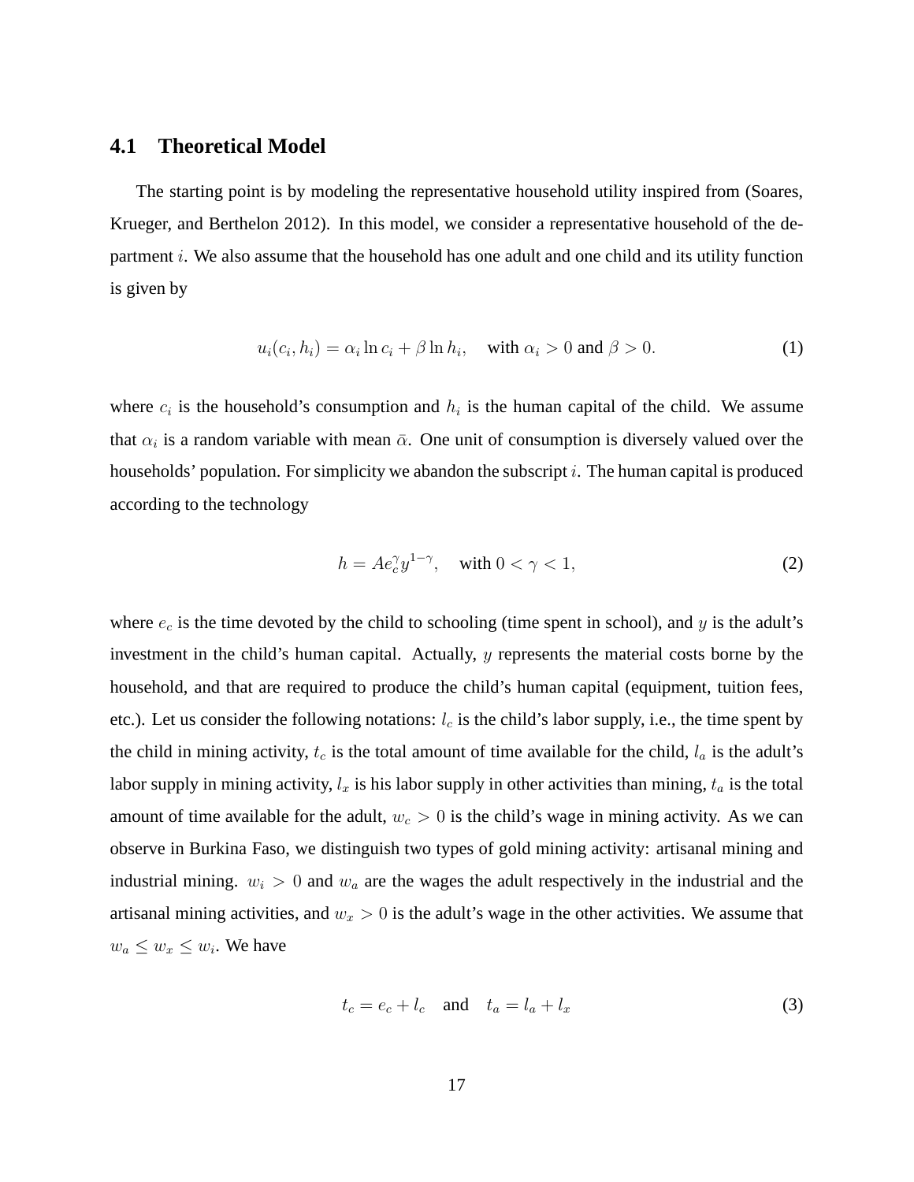### 4.1 Theoretical Model

The starting point is by modeling the representative household utility inspired from (Soares, Krueger, and Berthelon 2012). In this model, we consider a representative household of the department $i$. We also assume that the household has one adult and one child and its utility function is given by

$$u_i(c_i, h_i) = \alpha_i \ln c_i + \beta \ln h_i, \quad \text{with } \alpha_i > 0 \text{ and } \beta > 0. \tag{1}$$

where $c_i$ is the household's consumption and $h_i$ is the human capital of the child. We assume that $\alpha_i$ is a random variable with mean $\bar{\alpha}$. One unit of consumption is diversely valued over the households' population. For simplicity we abandon the subscript $i$. The human capital is produced according to the technology

$$h = Ae_c^{\gamma} y^{1-\gamma}, \quad \text{with } 0 < \gamma < 1, \tag{2}$$

where $e_c$ is the time devoted by the child to schooling (time spent in school), and $y$ is the adult's investment in the child's human capital. Actually, $y$ represents the material costs borne by the household, and that are required to produce the child's human capital (equipment, tuition fees, etc.). Let us consider the following notations: $l_c$ is the child's labor supply, i.e., the time spent by the child in mining activity, $t_c$ is the total amount of time available for the child, $l_a$ is the adult's labor supply in mining activity, $l_x$ is his labor supply in other activities than mining, $t_a$ is the total amount of time available for the adult, $w_c > 0$ is the child's wage in mining activity. As we can observe in Burkina Faso, we distinguish two types of gold mining activity: artisanal mining and industrial mining. $w_i > 0$ and $w_a$ are the wages the adult respectively in the industrial and the artisanal mining activities, and $w_x > 0$ is the adult's wage in the other activities. We assume that $w_a \leq w_x \leq w_i$. We have

$$t_c = e_c + l_c \quad \text{and} \quad t_a = l_a + l_x \tag{3}$$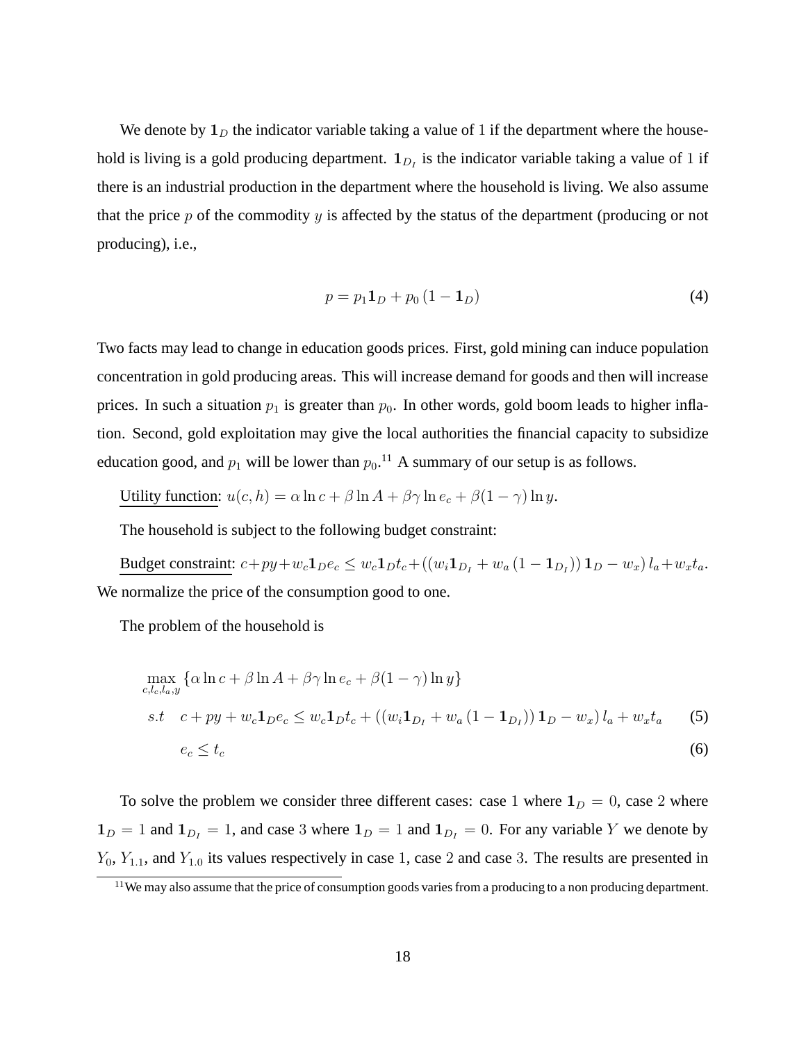We denote by $\mathbf{1}_D$ the indicator variable taking a value of 1 if the department where the household is living is a gold producing department. $\mathbf{1}_{D_I}$ is the indicator variable taking a value of 1 if there is an industrial production in the department where the household is living. We also assume that the price $p$ of the commodity $y$ is affected by the status of the department (producing or not producing), i.e.,

$$p = p_1 \mathbf{1}_D + p_0 \left(1 - \mathbf{1}_D\right) \tag{4}$$

Two facts may lead to change in education goods prices. First, gold mining can induce population concentration in gold producing areas. This will increase demand for goods and then will increase prices. In such a situation $p_1$ is greater than $p_0$. In other words, gold boom leads to higher inflation. Second, gold exploitation may give the local authorities the financial capacity to subsidize education good, and $p_1$ will be lower than $p_0$.[11] A summary of our setup is as follows.

Utility function: $u(c,h) = \alpha \ln c + \beta \ln A + \beta\gamma \ln e_c + \beta(1-\gamma) \ln y$.

The household is subject to the following budget constraint:

Budget constraint: $c + py + w_c \mathbf{1}_D e_c \leq w_c \mathbf{1}_D t_c + \left(\left(w_i \mathbf{1}_{D_I} + w_a \left(1 - \mathbf{1}_{D_I}\right)\right) \mathbf{1}_D - w_x\right) l_a + w_x t_a$.

We normalize the price of the consumption good to one.

The problem of the household is

$$\max_{c, l_c, l_a, y} \left\{\alpha \ln c + \beta \ln A + \beta\gamma \ln e_c + \beta(1-\gamma) \ln y\right\}$$

$$s.t \quad c + py + w_c \mathbf{1}_D e_c \leq w_c \mathbf{1}_D t_c + \left(\left(w_i \mathbf{1}_{D_I} + w_a \left(1 - \mathbf{1}_{D_I}\right)\right) \mathbf{1}_D - w_x\right) l_a + w_x t_a \tag{5}$$

$$e_c \leq t_c \tag{6}$$

To solve the problem we consider three different cases: case 1 where $\mathbf{1}_D = 0$, case 2 where $\mathbf{1}_D = 1$ and $\mathbf{1}_{D_I} = 1$, and case 3 where $\mathbf{1}_D = 1$ and $\mathbf{1}_{D_I} = 0$. For any variable $Y$ we denote by $Y_0$, $Y_{1.1}$, and $Y_{1.0}$ its values respectively in case 1, case 2 and case 3. The results are presented in

[11] We may also assume that the price of consumption goods varies from a producing to a non producing department.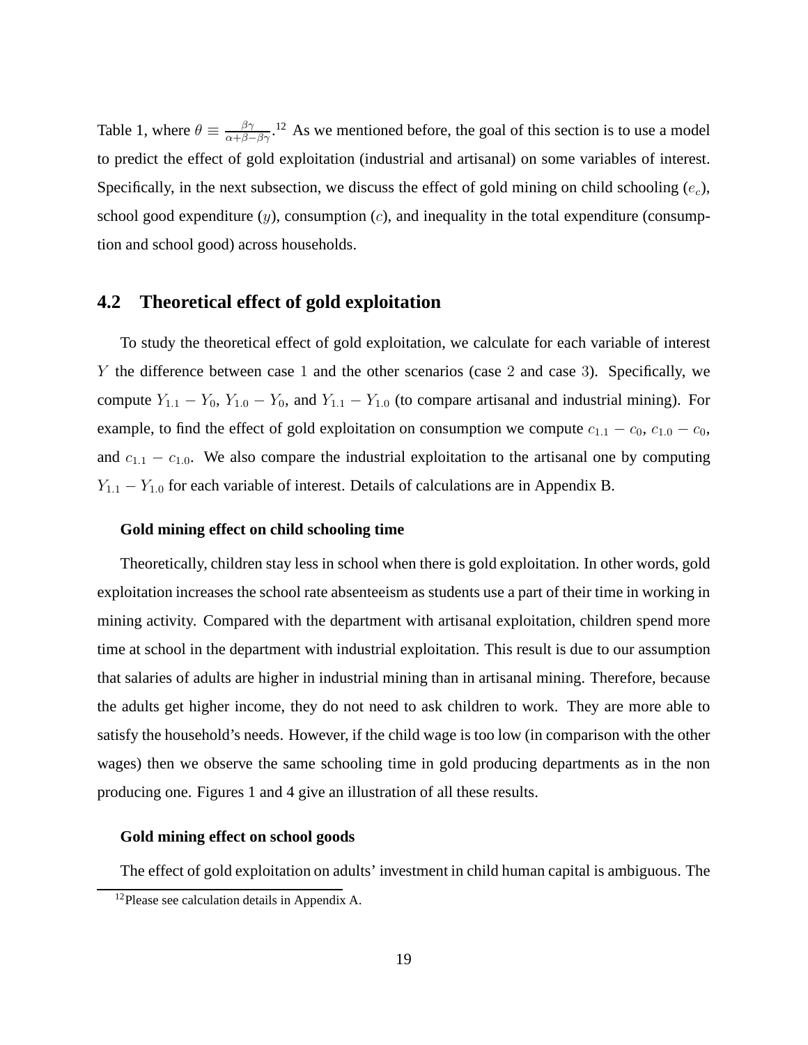Table 1, where $\theta \equiv \frac{\beta\gamma}{\alpha+\beta-\beta\gamma}$.[12] As we mentioned before, the goal of this section is to use a model to predict the effect of gold exploitation (industrial and artisanal) on some variables of interest. Specifically, in the next subsection, we discuss the effect of gold mining on child schooling ($e_c$), school good expenditure ($y$), consumption ($c$), and inequality in the total expenditure (consumption and school good) across households.

## 4.2 Theoretical effect of gold exploitation

To study the theoretical effect of gold exploitation, we calculate for each variable of interest $Y$ the difference between case 1 and the other scenarios (case 2 and case 3). Specifically, we compute $Y_{1.1} - Y_0$, $Y_{1.0} - Y_0$, and $Y_{1.1} - Y_{1.0}$ (to compare artisanal and industrial mining). For example, to find the effect of gold exploitation on consumption we compute $c_{1.1} - c_0$, $c_{1.0} - c_0$, and $c_{1.1} - c_{1.0}$. We also compare the industrial exploitation to the artisanal one by computing $Y_{1.1} - Y_{1.0}$ for each variable of interest. Details of calculations are in Appendix B.

**Gold mining effect on child schooling time**

Theoretically, children stay less in school when there is gold exploitation. In other words, gold exploitation increases the school rate absenteeism as students use a part of their time in working in mining activity. Compared with the department with artisanal exploitation, children spend more time at school in the department with industrial exploitation. This result is due to our assumption that salaries of adults are higher in industrial mining than in artisanal mining. Therefore, because the adults get higher income, they do not need to ask children to work. They are more able to satisfy the household's needs. However, if the child wage is too low (in comparison with the other wages) then we observe the same schooling time in gold producing departments as in the non producing one. Figures 1 and 4 give an illustration of all these results.

**Gold mining effect on school goods**

The effect of gold exploitation on adults' investment in child human capital is ambiguous. The

[12] Please see calculation details in Appendix A.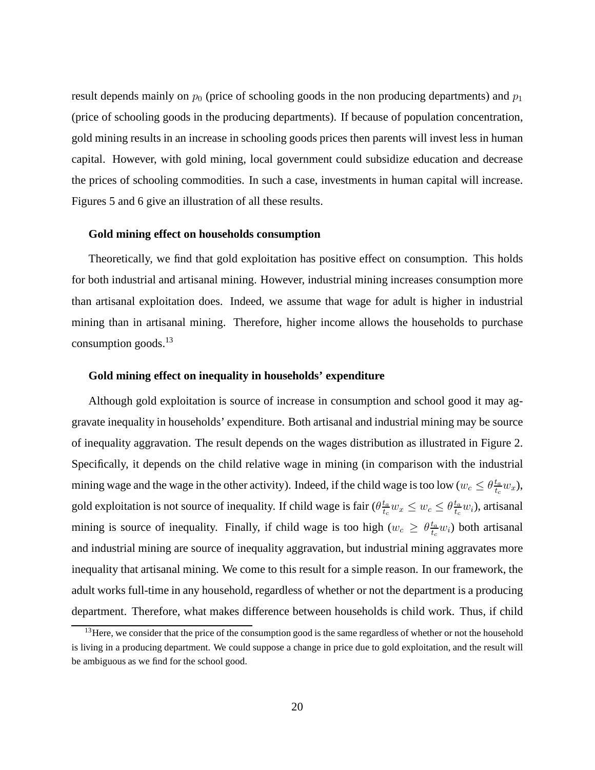result depends mainly on $p_0$ (price of schooling goods in the non producing departments) and $p_1$ (price of schooling goods in the producing departments). If because of population concentration, gold mining results in an increase in schooling goods prices then parents will invest less in human capital. However, with gold mining, local government could subsidize education and decrease the prices of schooling commodities. In such a case, investments in human capital will increase. Figures 5 and 6 give an illustration of all these results.

**Gold mining effect on households consumption**

Theoretically, we find that gold exploitation has positive effect on consumption. This holds for both industrial and artisanal mining. However, industrial mining increases consumption more than artisanal exploitation does. Indeed, we assume that wage for adult is higher in industrial mining than in artisanal mining. Therefore, higher income allows the households to purchase consumption goods.[13]

**Gold mining effect on inequality in households' expenditure**

Although gold exploitation is source of increase in consumption and school good it may aggravate inequality in households' expenditure. Both artisanal and industrial mining may be source of inequality aggravation. The result depends on the wages distribution as illustrated in Figure 2. Specifically, it depends on the child relative wage in mining (in comparison with the industrial mining wage and the wage in the other activity). Indeed, if the child wage is too low ($w_c \leq \theta \frac{t_a}{t_c} w_x$), gold exploitation is not source of inequality. If child wage is fair ($\theta \frac{t_a}{t_c} w_x \leq w_c \leq \theta \frac{t_a}{t_c} w_i$), artisanal mining is source of inequality. Finally, if child wage is too high ($w_c \geq \theta \frac{t_a}{t_c} w_i$) both artisanal and industrial mining are source of inequality aggravation, but industrial mining aggravates more inequality that artisanal mining. We come to this result for a simple reason. In our framework, the adult works full-time in any household, regardless of whether or not the department is a producing department. Therefore, what makes difference between households is child work. Thus, if child

[13] Here, we consider that the price of the consumption good is the same regardless of whether or not the household is living in a producing department. We could suppose a change in price due to gold exploitation, and the result will be ambiguous as we find for the school good.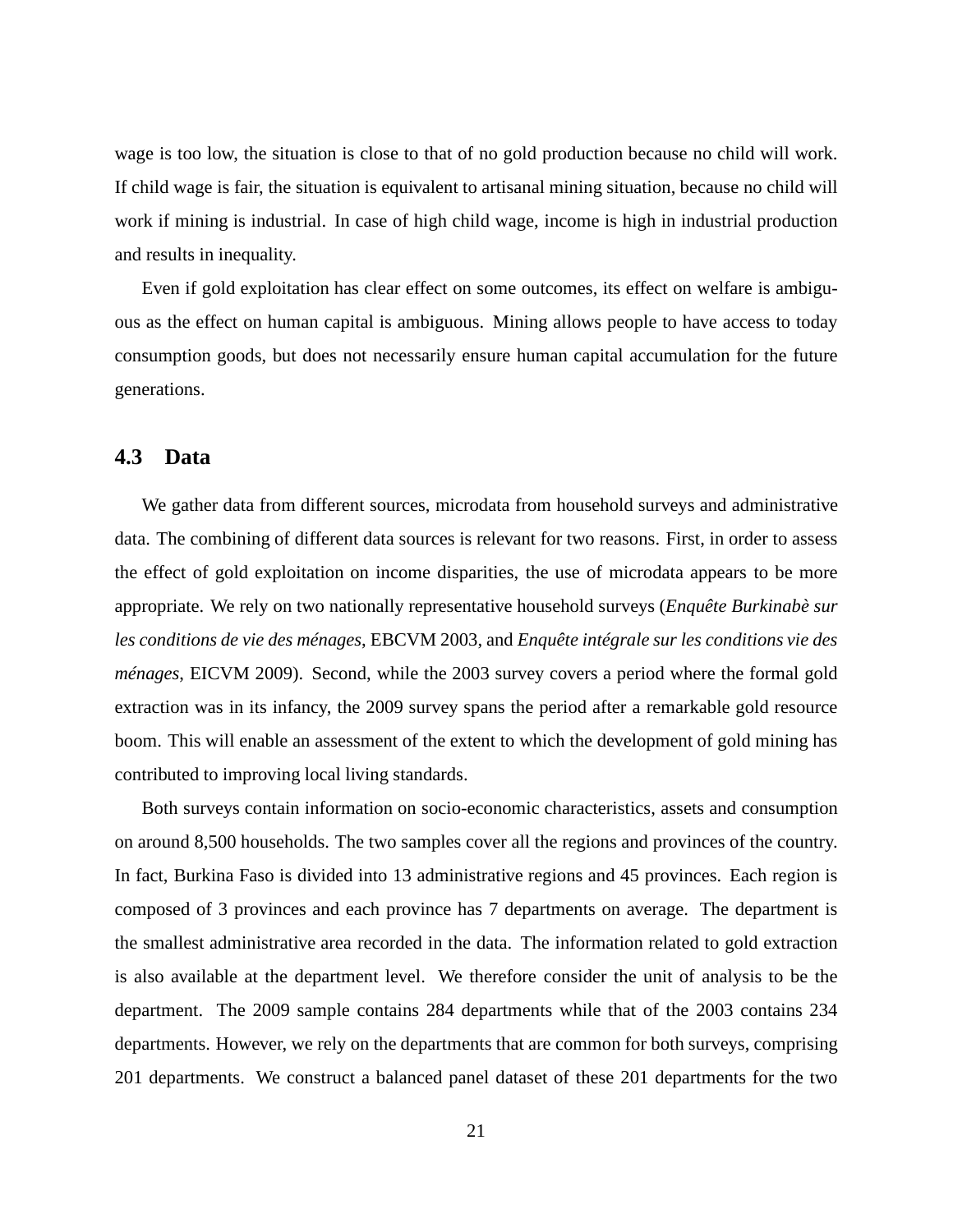wage is too low, the situation is close to that of no gold production because no child will work. If child wage is fair, the situation is equivalent to artisanal mining situation, because no child will work if mining is industrial. In case of high child wage, income is high in industrial production and results in inequality.

Even if gold exploitation has clear effect on some outcomes, its effect on welfare is ambiguous as the effect on human capital is ambiguous. Mining allows people to have access to today consumption goods, but does not necessarily ensure human capital accumulation for the future generations.

## 4.3 Data

We gather data from different sources, microdata from household surveys and administrative data. The combining of different data sources is relevant for two reasons. First, in order to assess the effect of gold exploitation on income disparities, the use of microdata appears to be more appropriate. We rely on two nationally representative household surveys (*Enquête Burkinabè sur les conditions de vie des ménages*, EBCVM 2003, and *Enquête intégrale sur les conditions vie des ménages*, EICVM 2009). Second, while the 2003 survey covers a period where the formal gold extraction was in its infancy, the 2009 survey spans the period after a remarkable gold resource boom. This will enable an assessment of the extent to which the development of gold mining has contributed to improving local living standards.

Both surveys contain information on socio-economic characteristics, assets and consumption on around 8,500 households. The two samples cover all the regions and provinces of the country. In fact, Burkina Faso is divided into 13 administrative regions and 45 provinces. Each region is composed of 3 provinces and each province has 7 departments on average. The department is the smallest administrative area recorded in the data. The information related to gold extraction is also available at the department level. We therefore consider the unit of analysis to be the department. The 2009 sample contains 284 departments while that of the 2003 contains 234 departments. However, we rely on the departments that are common for both surveys, comprising 201 departments. We construct a balanced panel dataset of these 201 departments for the two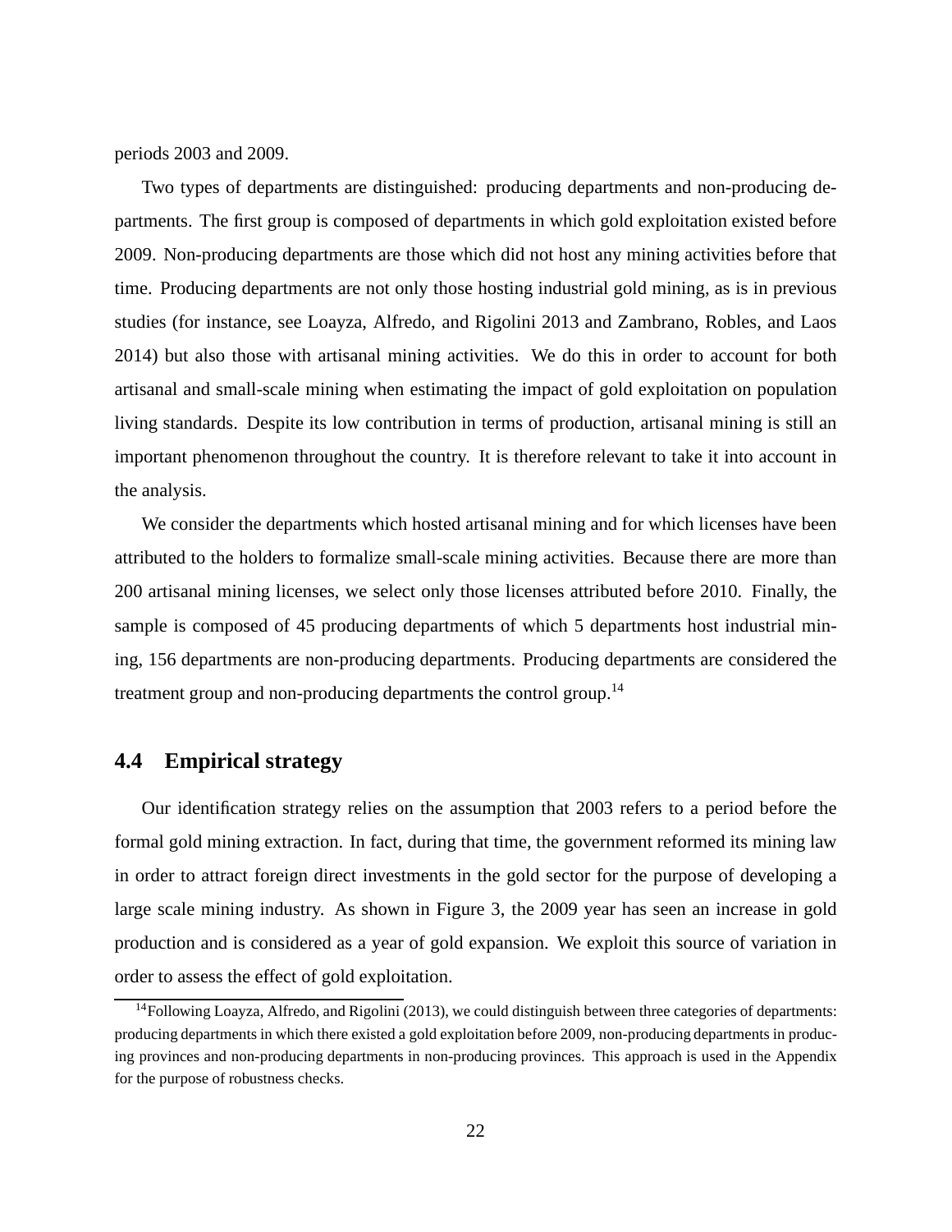periods 2003 and 2009.

Two types of departments are distinguished: producing departments and non-producing departments. The first group is composed of departments in which gold exploitation existed before 2009. Non-producing departments are those which did not host any mining activities before that time. Producing departments are not only those hosting industrial gold mining, as is in previous studies (for instance, see Loayza, Alfredo, and Rigolini 2013 and Zambrano, Robles, and Laos 2014) but also those with artisanal mining activities. We do this in order to account for both artisanal and small-scale mining when estimating the impact of gold exploitation on population living standards. Despite its low contribution in terms of production, artisanal mining is still an important phenomenon throughout the country. It is therefore relevant to take it into account in the analysis.

We consider the departments which hosted artisanal mining and for which licenses have been attributed to the holders to formalize small-scale mining activities. Because there are more than 200 artisanal mining licenses, we select only those licenses attributed before 2010. Finally, the sample is composed of 45 producing departments of which 5 departments host industrial mining, 156 departments are non-producing departments. Producing departments are considered the treatment group and non-producing departments the control group.[14]

## 4.4 Empirical strategy

Our identification strategy relies on the assumption that 2003 refers to a period before the formal gold mining extraction. In fact, during that time, the government reformed its mining law in order to attract foreign direct investments in the gold sector for the purpose of developing a large scale mining industry. As shown in Figure 3, the 2009 year has seen an increase in gold production and is considered as a year of gold expansion. We exploit this source of variation in order to assess the effect of gold exploitation.

[14] Following Loayza, Alfredo, and Rigolini (2013), we could distinguish between three categories of departments: producing departments in which there existed a gold exploitation before 2009, non-producing departments in producing provinces and non-producing departments in non-producing provinces. This approach is used in the Appendix for the purpose of robustness checks.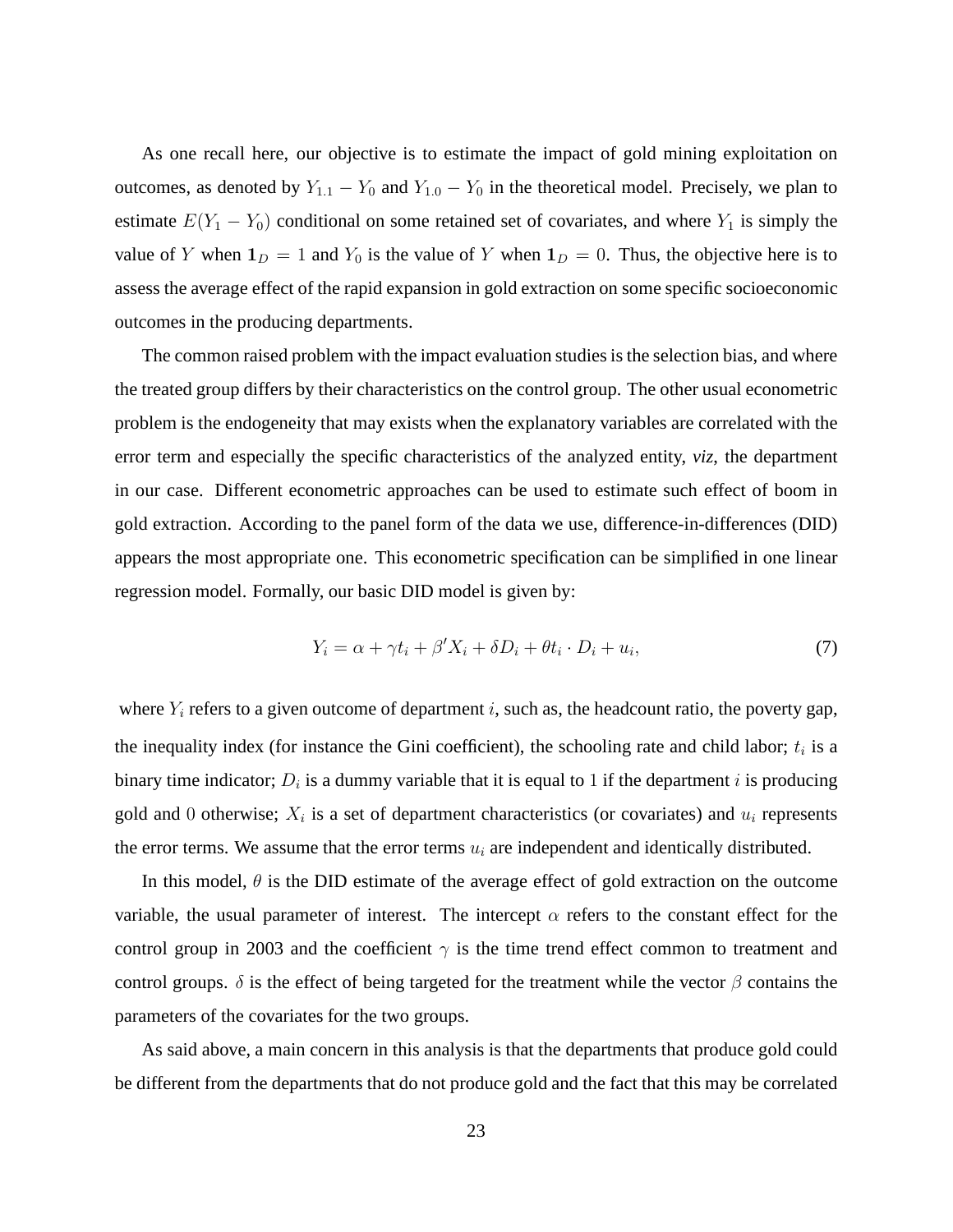As one recall here, our objective is to estimate the impact of gold mining exploitation on outcomes, as denoted by $Y_{1.1} - Y_0$ and $Y_{1.0} - Y_0$ in the theoretical model. Precisely, we plan to estimate $E(Y_1 - Y_0)$ conditional on some retained set of covariates, and where $Y_1$ is simply the value of $Y$ when $\mathbf{1}_D = 1$ and $Y_0$ is the value of $Y$ when $\mathbf{1}_D = 0$. Thus, the objective here is to assess the average effect of the rapid expansion in gold extraction on some specific socioeconomic outcomes in the producing departments.

The common raised problem with the impact evaluation studies is the selection bias, and where the treated group differs by their characteristics on the control group. The other usual econometric problem is the endogeneity that may exists when the explanatory variables are correlated with the error term and especially the specific characteristics of the analyzed entity, ***viz***, the department in our case. Different econometric approaches can be used to estimate such effect of boom in gold extraction. According to the panel form of the data we use, difference-in-differences (DID) appears the most appropriate one. This econometric specification can be simplified in one linear regression model. Formally, our basic DID model is given by:

$$Y_i = \alpha + \gamma t_i + \beta' X_i + \delta D_i + \theta t_i \cdot D_i + u_i, \tag{7}$$

where $Y_i$ refers to a given outcome of department $i$, such as, the headcount ratio, the poverty gap, the inequality index (for instance the Gini coefficient), the schooling rate and child labor; $t_i$ is a binary time indicator; $D_i$ is a dummy variable that it is equal to $1$ if the department $i$ is producing gold and $0$ otherwise; $X_i$ is a set of department characteristics (or covariates) and $u_i$ represents the error terms. We assume that the error terms $u_i$ are independent and identically distributed.

In this model, $\theta$ is the DID estimate of the average effect of gold extraction on the outcome variable, the usual parameter of interest. The intercept $\alpha$ refers to the constant effect for the control group in 2003 and the coefficient $\gamma$ is the time trend effect common to treatment and control groups. $\delta$ is the effect of being targeted for the treatment while the vector $\beta$ contains the parameters of the covariates for the two groups.

As said above, a main concern in this analysis is that the departments that produce gold could be different from the departments that do not produce gold and the fact that this may be correlated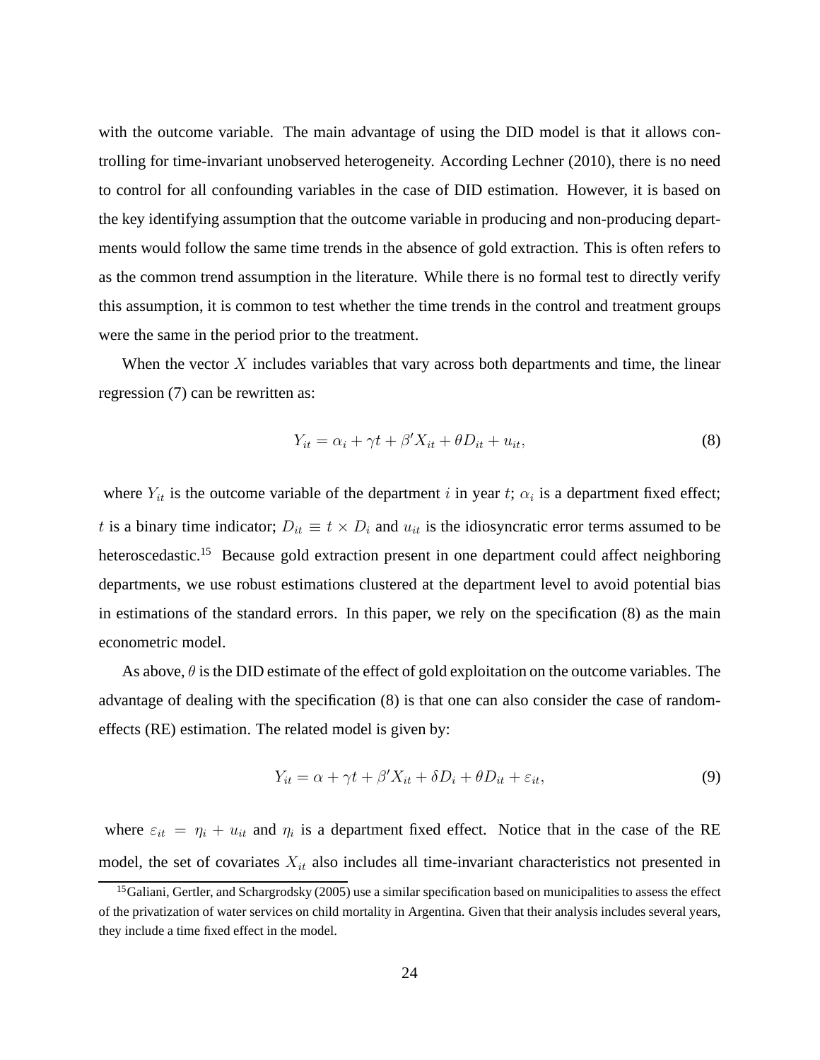with the outcome variable. The main advantage of using the DID model is that it allows controlling for time-invariant unobserved heterogeneity. According Lechner (2010), there is no need to control for all confounding variables in the case of DID estimation. However, it is based on the key identifying assumption that the outcome variable in producing and non-producing departments would follow the same time trends in the absence of gold extraction. This is often refers to as the common trend assumption in the literature. While there is no formal test to directly verify this assumption, it is common to test whether the time trends in the control and treatment groups were the same in the period prior to the treatment.

When the vector $X$ includes variables that vary across both departments and time, the linear regression (7) can be rewritten as:

$$Y_{it} = \alpha_i + \gamma t + \beta' X_{it} + \theta D_{it} + u_{it}, \tag{8}$$

where $Y_{it}$ is the outcome variable of the department $i$ in year $t$; $\alpha_i$ is a department fixed effect; $t$ is a binary time indicator; $D_{it} \equiv t \times D_i$ and $u_{it}$ is the idiosyncratic error terms assumed to be heteroscedastic.[15] Because gold extraction present in one department could affect neighboring departments, we use robust estimations clustered at the department level to avoid potential bias in estimations of the standard errors. In this paper, we rely on the specification (8) as the main econometric model.

As above, $\theta$ is the DID estimate of the effect of gold exploitation on the outcome variables. The advantage of dealing with the specification (8) is that one can also consider the case of random-effects (RE) estimation. The related model is given by:

$$Y_{it} = \alpha + \gamma t + \beta' X_{it} + \delta D_i + \theta D_{it} + \varepsilon_{it}, \tag{9}$$

where $\varepsilon_{it} = \eta_i + u_{it}$ and $\eta_i$ is a department fixed effect. Notice that in the case of the RE model, the set of covariates $X_{it}$ also includes all time-invariant characteristics not presented in

[15] Galiani, Gertler, and Schargrodsky (2005) use a similar specification based on municipalities to assess the effect of the privatization of water services on child mortality in Argentina. Given that their analysis includes several years, they include a time fixed effect in the model.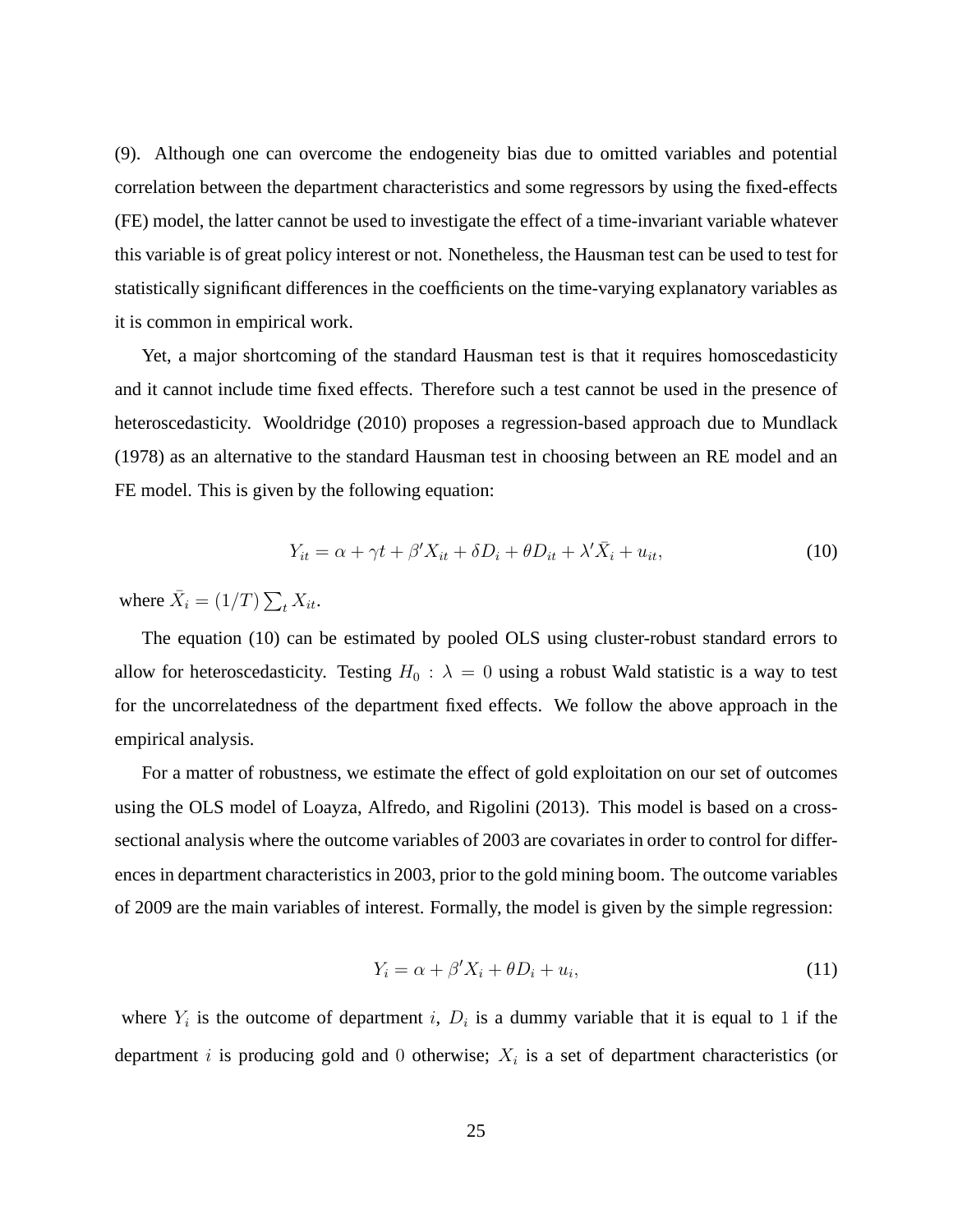(9). Although one can overcome the endogeneity bias due to omitted variables and potential correlation between the department characteristics and some regressors by using the fixed-effects (FE) model, the latter cannot be used to investigate the effect of a time-invariant variable whatever this variable is of great policy interest or not. Nonetheless, the Hausman test can be used to test for statistically significant differences in the coefficients on the time-varying explanatory variables as it is common in empirical work.

Yet, a major shortcoming of the standard Hausman test is that it requires homoscedasticity and it cannot include time fixed effects. Therefore such a test cannot be used in the presence of heteroscedasticity. Wooldridge (2010) proposes a regression-based approach due to Mundlack (1978) as an alternative to the standard Hausman test in choosing between an RE model and an FE model. This is given by the following equation:

$$Y_{it} = \alpha + \gamma t + \beta' X_{it} + \delta D_i + \theta D_{it} + \lambda' \bar{X}_i + u_{it}, \tag{10}$$

where $\bar{X}_i = (1/T) \sum_t X_{it}$.

The equation (10) can be estimated by pooled OLS using cluster-robust standard errors to allow for heteroscedasticity. Testing $H_0 : \lambda = 0$ using a robust Wald statistic is a way to test for the uncorrelatedness of the department fixed effects. We follow the above approach in the empirical analysis.

For a matter of robustness, we estimate the effect of gold exploitation on our set of outcomes using the OLS model of Loayza, Alfredo, and Rigolini (2013). This model is based on a cross-sectional analysis where the outcome variables of 2003 are covariates in order to control for differences in department characteristics in 2003, prior to the gold mining boom. The outcome variables of 2009 are the main variables of interest. Formally, the model is given by the simple regression:

$$Y_i = \alpha + \beta' X_i + \theta D_i + u_i, \tag{11}$$

where $Y_i$ is the outcome of department $i$, $D_i$ is a dummy variable that it is equal to $1$ if the department $i$ is producing gold and $0$ otherwise; $X_i$ is a set of department characteristics (or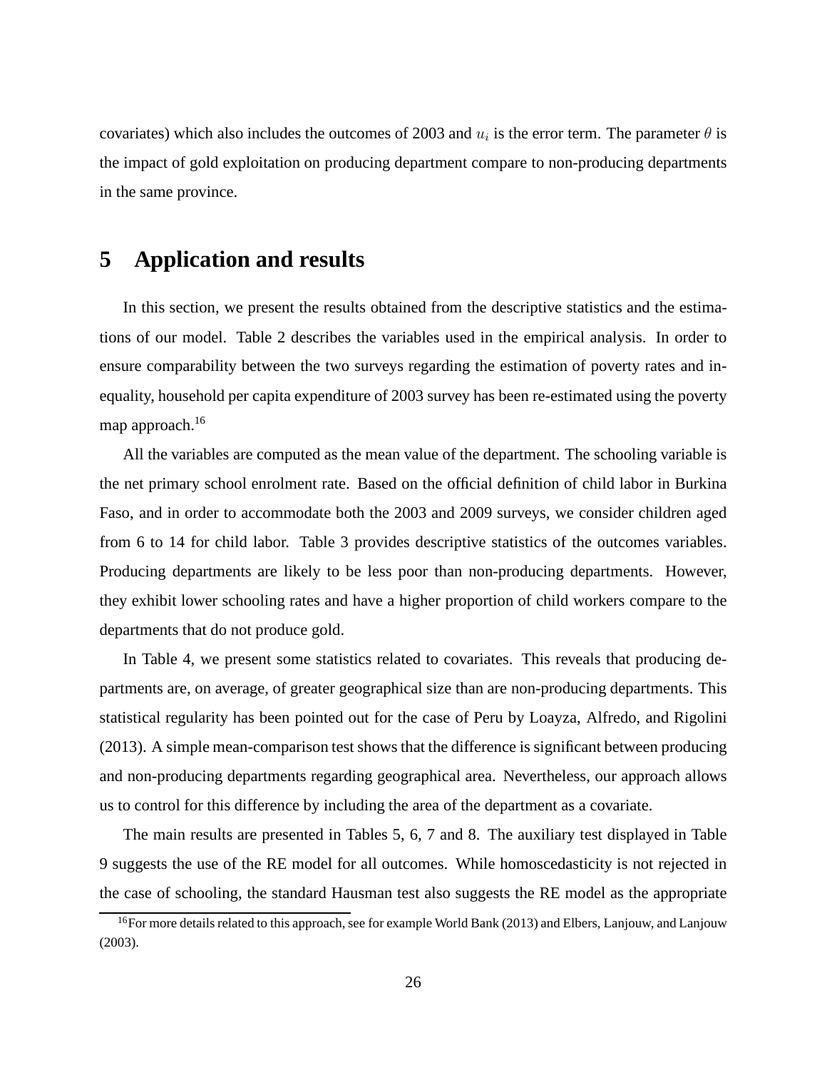covariates) which also includes the outcomes of 2003 and $u_i$ is the error term. The parameter $\theta$ is the impact of gold exploitation on producing department compare to non-producing departments in the same province.

# 5 Application and results

In this section, we present the results obtained from the descriptive statistics and the estimations of our model. Table 2 describes the variables used in the empirical analysis. In order to ensure comparability between the two surveys regarding the estimation of poverty rates and inequality, household per capita expenditure of 2003 survey has been re-estimated using the poverty map approach.[16]

All the variables are computed as the mean value of the department. The schooling variable is the net primary school enrolment rate. Based on the official definition of child labor in Burkina Faso, and in order to accommodate both the 2003 and 2009 surveys, we consider children aged from 6 to 14 for child labor. Table 3 provides descriptive statistics of the outcomes variables. Producing departments are likely to be less poor than non-producing departments. However, they exhibit lower schooling rates and have a higher proportion of child workers compare to the departments that do not produce gold.

In Table 4, we present some statistics related to covariates. This reveals that producing departments are, on average, of greater geographical size than are non-producing departments. This statistical regularity has been pointed out for the case of Peru by Loayza, Alfredo, and Rigolini (2013). A simple mean-comparison test shows that the difference is significant between producing and non-producing departments regarding geographical area. Nevertheless, our approach allows us to control for this difference by including the area of the department as a covariate.

The main results are presented in Tables 5, 6, 7 and 8. The auxiliary test displayed in Table 9 suggests the use of the RE model for all outcomes. While homoscedasticity is not rejected in the case of schooling, the standard Hausman test also suggests the RE model as the appropriate

[16] For more details related to this approach, see for example World Bank (2013) and Elbers, Lanjouw, and Lanjouw (2003).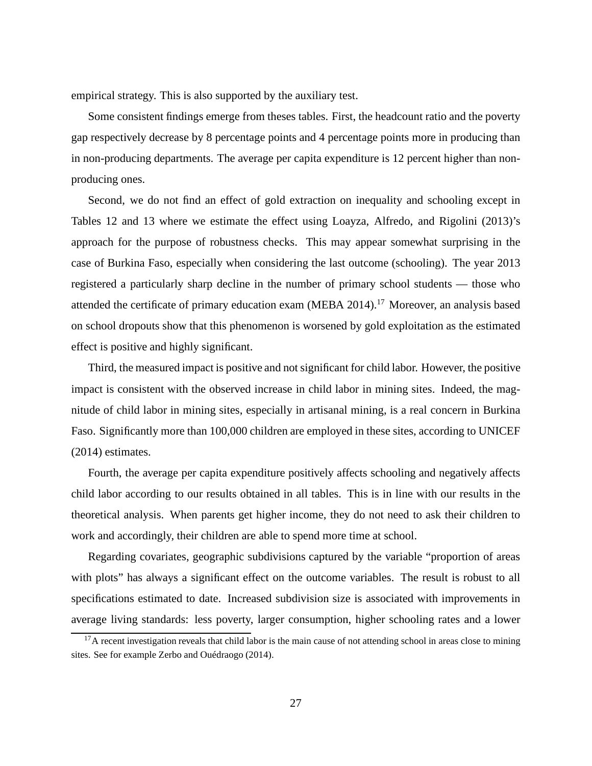empirical strategy. This is also supported by the auxiliary test.

Some consistent findings emerge from theses tables. First, the headcount ratio and the poverty gap respectively decrease by 8 percentage points and 4 percentage points more in producing than in non-producing departments. The average per capita expenditure is 12 percent higher than non-producing ones.

Second, we do not find an effect of gold extraction on inequality and schooling except in Tables 12 and 13 where we estimate the effect using Loayza, Alfredo, and Rigolini (2013)'s approach for the purpose of robustness checks. This may appear somewhat surprising in the case of Burkina Faso, especially when considering the last outcome (schooling). The year 2013 registered a particularly sharp decline in the number of primary school students — those who attended the certificate of primary education exam (MEBA 2014).[17] Moreover, an analysis based on school dropouts show that this phenomenon is worsened by gold exploitation as the estimated effect is positive and highly significant.

Third, the measured impact is positive and not significant for child labor. However, the positive impact is consistent with the observed increase in child labor in mining sites. Indeed, the magnitude of child labor in mining sites, especially in artisanal mining, is a real concern in Burkina Faso. Significantly more than 100,000 children are employed in these sites, according to UNICEF (2014) estimates.

Fourth, the average per capita expenditure positively affects schooling and negatively affects child labor according to our results obtained in all tables. This is in line with our results in the theoretical analysis. When parents get higher income, they do not need to ask their children to work and accordingly, their children are able to spend more time at school.

Regarding covariates, geographic subdivisions captured by the variable "proportion of areas with plots" has always a significant effect on the outcome variables. The result is robust to all specifications estimated to date. Increased subdivision size is associated with improvements in average living standards: less poverty, larger consumption, higher schooling rates and a lower

[17] A recent investigation reveals that child labor is the main cause of not attending school in areas close to mining sites. See for example Zerbo and Ouédraogo (2014).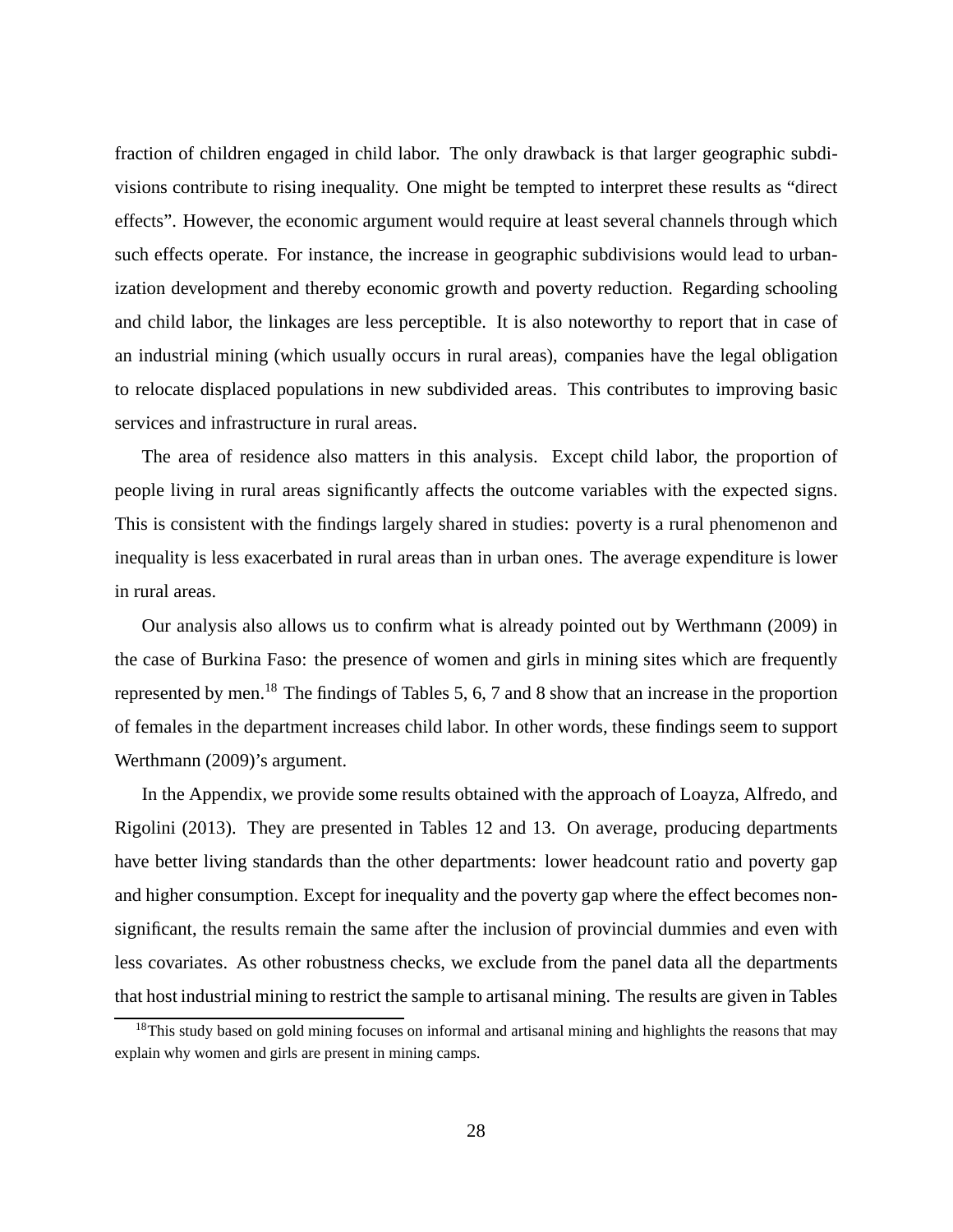fraction of children engaged in child labor. The only drawback is that larger geographic subdivisions contribute to rising inequality. One might be tempted to interpret these results as "direct effects". However, the economic argument would require at least several channels through which such effects operate. For instance, the increase in geographic subdivisions would lead to urbanization development and thereby economic growth and poverty reduction. Regarding schooling and child labor, the linkages are less perceptible. It is also noteworthy to report that in case of an industrial mining (which usually occurs in rural areas), companies have the legal obligation to relocate displaced populations in new subdivided areas. This contributes to improving basic services and infrastructure in rural areas.

The area of residence also matters in this analysis. Except child labor, the proportion of people living in rural areas significantly affects the outcome variables with the expected signs. This is consistent with the findings largely shared in studies: poverty is a rural phenomenon and inequality is less exacerbated in rural areas than in urban ones. The average expenditure is lower in rural areas.

Our analysis also allows us to confirm what is already pointed out by Werthmann (2009) in the case of Burkina Faso: the presence of women and girls in mining sites which are frequently represented by men.[18] The findings of Tables 5, 6, 7 and 8 show that an increase in the proportion of females in the department increases child labor. In other words, these findings seem to support Werthmann (2009)'s argument.

In the Appendix, we provide some results obtained with the approach of Loayza, Alfredo, and Rigolini (2013). They are presented in Tables 12 and 13. On average, producing departments have better living standards than the other departments: lower headcount ratio and poverty gap and higher consumption. Except for inequality and the poverty gap where the effect becomes non-significant, the results remain the same after the inclusion of provincial dummies and even with less covariates. As other robustness checks, we exclude from the panel data all the departments that host industrial mining to restrict the sample to artisanal mining. The results are given in Tables

[18] This study based on gold mining focuses on informal and artisanal mining and highlights the reasons that may explain why women and girls are present in mining camps.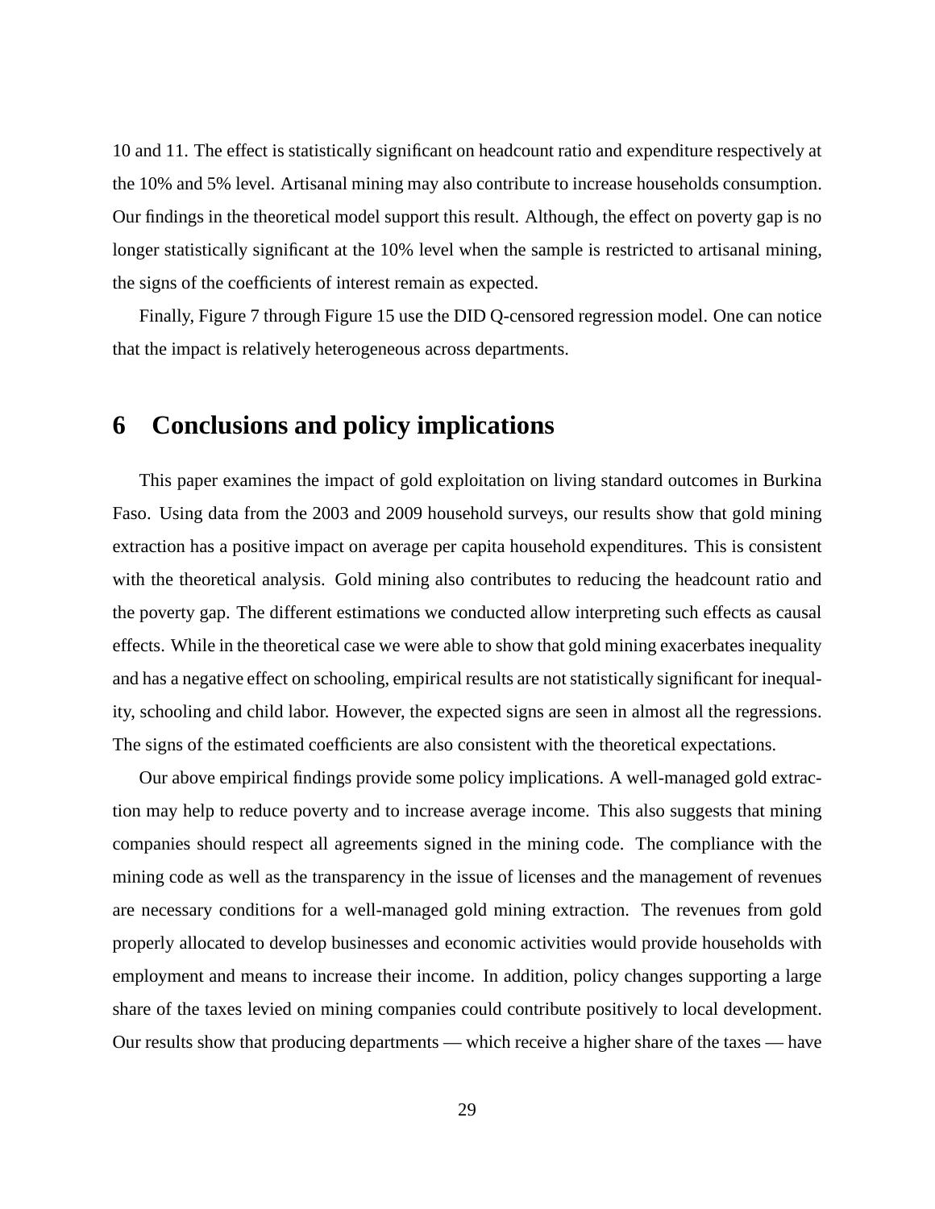10 and 11. The effect is statistically significant on headcount ratio and expenditure respectively at the 10% and 5% level. Artisanal mining may also contribute to increase households consumption. Our findings in the theoretical model support this result. Although, the effect on poverty gap is no longer statistically significant at the 10% level when the sample is restricted to artisanal mining, the signs of the coefficients of interest remain as expected.

Finally, Figure 7 through Figure 15 use the DID Q-censored regression model. One can notice that the impact is relatively heterogeneous across departments.

# 6 Conclusions and policy implications

This paper examines the impact of gold exploitation on living standard outcomes in Burkina Faso. Using data from the 2003 and 2009 household surveys, our results show that gold mining extraction has a positive impact on average per capita household expenditures. This is consistent with the theoretical analysis. Gold mining also contributes to reducing the headcount ratio and the poverty gap. The different estimations we conducted allow interpreting such effects as causal effects. While in the theoretical case we were able to show that gold mining exacerbates inequality and has a negative effect on schooling, empirical results are not statistically significant for inequality, schooling and child labor. However, the expected signs are seen in almost all the regressions. The signs of the estimated coefficients are also consistent with the theoretical expectations.

Our above empirical findings provide some policy implications. A well-managed gold extraction may help to reduce poverty and to increase average income. This also suggests that mining companies should respect all agreements signed in the mining code. The compliance with the mining code as well as the transparency in the issue of licenses and the management of revenues are necessary conditions for a well-managed gold mining extraction. The revenues from gold properly allocated to develop businesses and economic activities would provide households with employment and means to increase their income. In addition, policy changes supporting a large share of the taxes levied on mining companies could contribute positively to local development. Our results show that producing departments — which receive a higher share of the taxes — have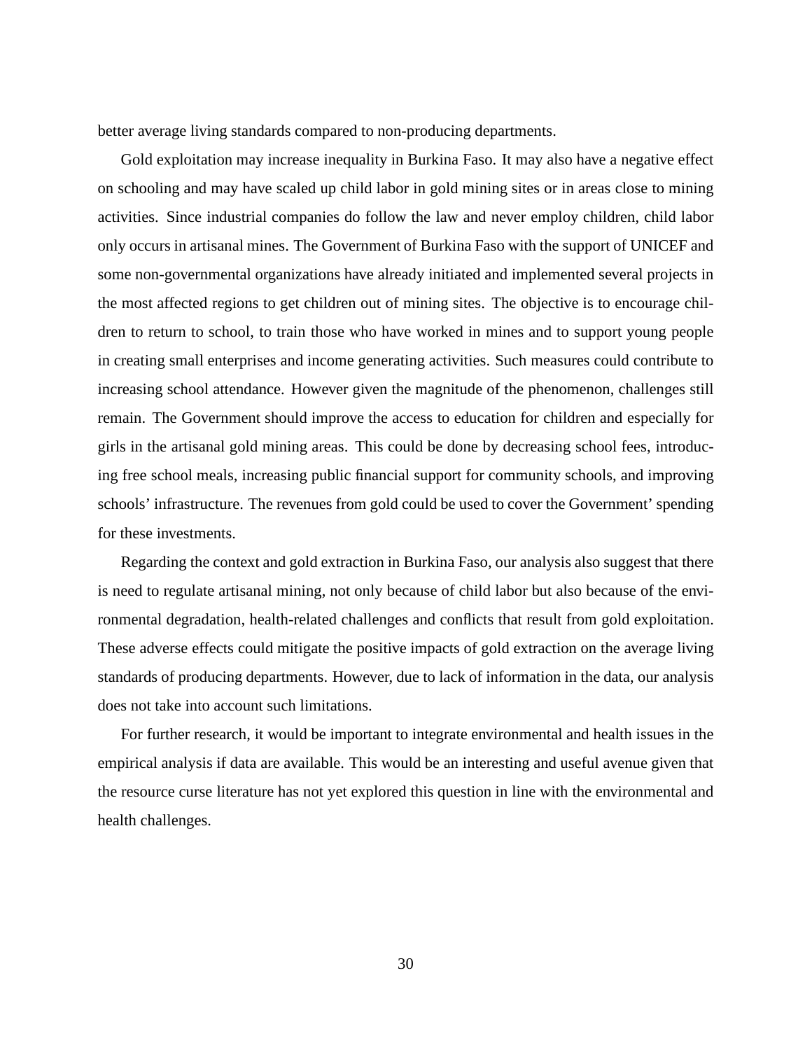better average living standards compared to non-producing departments.

Gold exploitation may increase inequality in Burkina Faso. It may also have a negative effect on schooling and may have scaled up child labor in gold mining sites or in areas close to mining activities. Since industrial companies do follow the law and never employ children, child labor only occurs in artisanal mines. The Government of Burkina Faso with the support of UNICEF and some non-governmental organizations have already initiated and implemented several projects in the most affected regions to get children out of mining sites. The objective is to encourage children to return to school, to train those who have worked in mines and to support young people in creating small enterprises and income generating activities. Such measures could contribute to increasing school attendance. However given the magnitude of the phenomenon, challenges still remain. The Government should improve the access to education for children and especially for girls in the artisanal gold mining areas. This could be done by decreasing school fees, introducing free school meals, increasing public financial support for community schools, and improving schools' infrastructure. The revenues from gold could be used to cover the Government' spending for these investments.

Regarding the context and gold extraction in Burkina Faso, our analysis also suggest that there is need to regulate artisanal mining, not only because of child labor but also because of the environmental degradation, health-related challenges and conflicts that result from gold exploitation. These adverse effects could mitigate the positive impacts of gold extraction on the average living standards of producing departments. However, due to lack of information in the data, our analysis does not take into account such limitations.

For further research, it would be important to integrate environmental and health issues in the empirical analysis if data are available. This would be an interesting and useful avenue given that the resource curse literature has not yet explored this question in line with the environmental and health challenges.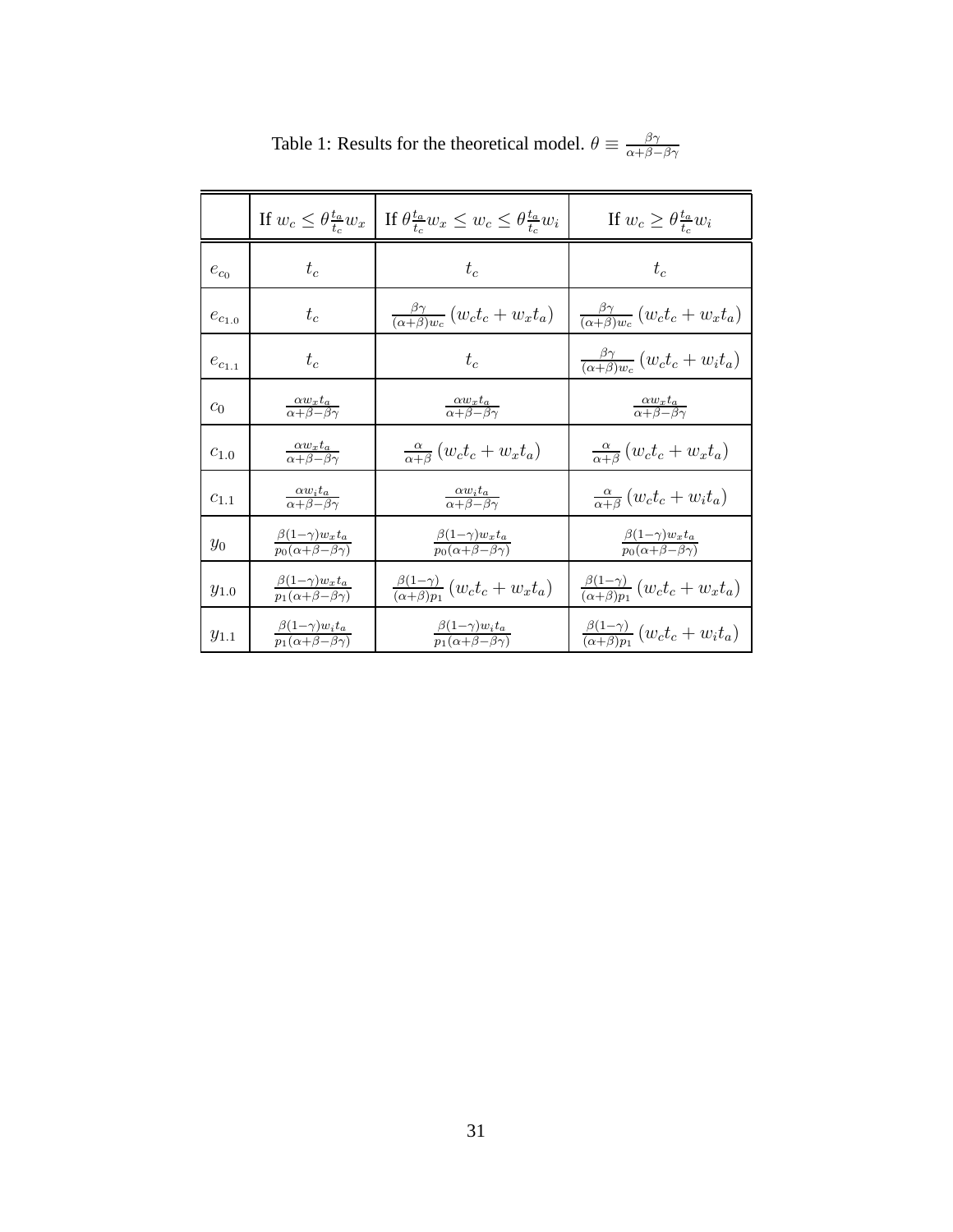Table 1: Results for the theoretical model. $\theta \equiv \frac{\beta\gamma}{\alpha+\beta-\beta\gamma}$

| | If $w_c \leq \theta \frac{t_a}{t_c} w_x$ | If $\theta \frac{t_a}{t_c} w_x \leq w_c \leq \theta \frac{t_a}{t_c} w_i$ | If $w_c \geq \theta \frac{t_a}{t_c} w_i$ |
|---|---|---|---|
| $e_{c_0}$ | $t_c$ | $t_c$ | $t_c$ |
| $e_{c_{1.0}}$ | $t_c$ | $\frac{\beta\gamma}{(\alpha+\beta)w_c}(w_c t_c + w_x t_a)$ | $\frac{\beta\gamma}{(\alpha+\beta)w_c}(w_c t_c + w_x t_a)$ |
| $e_{c_{1.1}}$ | $t_c$ | $t_c$ | $\frac{\beta\gamma}{(\alpha+\beta)w_c}(w_c t_c + w_i t_a)$ |
| $c_0$ | $\frac{\alpha w_x t_a}{\alpha+\beta-\beta\gamma}$ | $\frac{\alpha w_x t_a}{\alpha+\beta-\beta\gamma}$ | $\frac{\alpha w_x t_a}{\alpha+\beta-\beta\gamma}$ |
| $c_{1.0}$ | $\frac{\alpha w_x t_a}{\alpha+\beta-\beta\gamma}$ | $\frac{\alpha}{\alpha+\beta}(w_c t_c + w_x t_a)$ | $\frac{\alpha}{\alpha+\beta}(w_c t_c + w_x t_a)$ |
| $c_{1.1}$ | $\frac{\alpha w_i t_a}{\alpha+\beta-\beta\gamma}$ | $\frac{\alpha w_i t_a}{\alpha+\beta-\beta\gamma}$ | $\frac{\alpha}{\alpha+\beta}(w_c t_c + w_i t_a)$ |
| $y_0$ | $\frac{\beta(1-\gamma) w_x t_a}{p_0(\alpha+\beta-\beta\gamma)}$ | $\frac{\beta(1-\gamma) w_x t_a}{p_0(\alpha+\beta-\beta\gamma)}$ | $\frac{\beta(1-\gamma) w_x t_a}{p_0(\alpha+\beta-\beta\gamma)}$ |
| $y_{1.0}$ | $\frac{\beta(1-\gamma) w_x t_a}{p_1(\alpha+\beta-\beta\gamma)}$ | $\frac{\beta(1-\gamma)}{(\alpha+\beta)p_1}(w_c t_c + w_x t_a)$ | $\frac{\beta(1-\gamma)}{(\alpha+\beta)p_1}(w_c t_c + w_x t_a)$ |
| $y_{1.1}$ | $\frac{\beta(1-\gamma) w_i t_a}{p_1(\alpha+\beta-\beta\gamma)}$ | $\frac{\beta(1-\gamma) w_i t_a}{p_1(\alpha+\beta-\beta\gamma)}$ | $\frac{\beta(1-\gamma)}{(\alpha+\beta)p_1}(w_c t_c + w_i t_a)$ |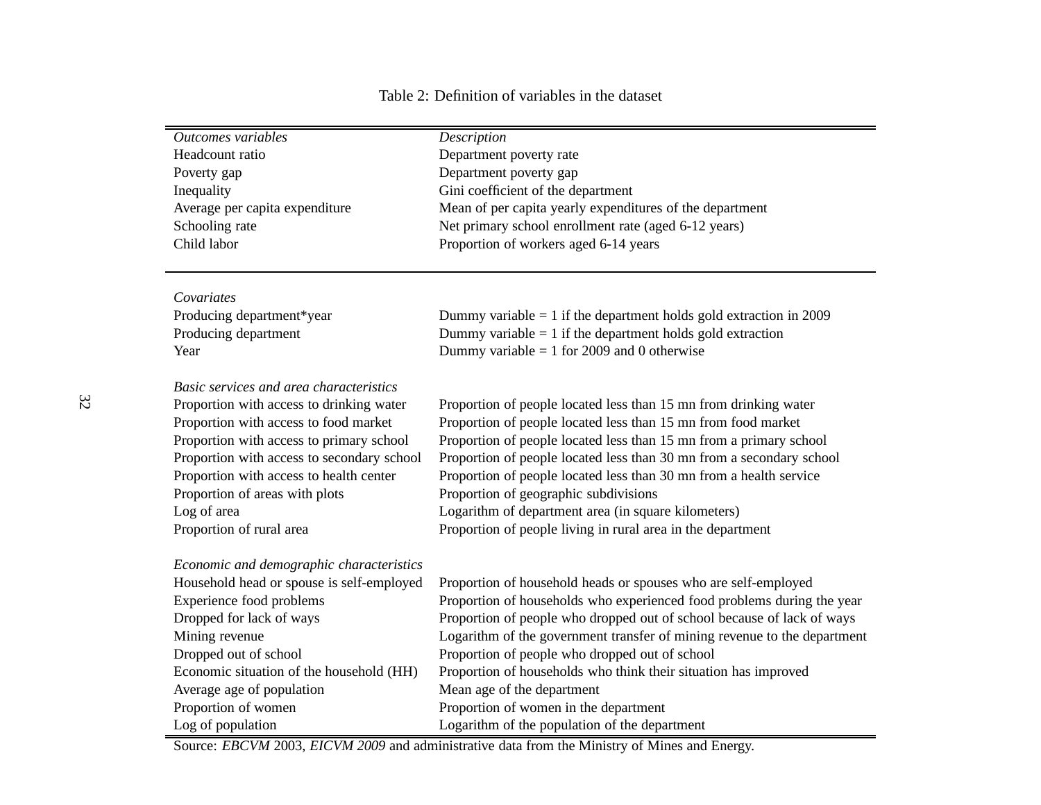Table 2: Definition of variables in the dataset

| *Outcomes variables* | *Description* |
| --- | --- |
| Headcount ratio | Department poverty rate |
| Poverty gap | Department poverty gap |
| Inequality | Gini coefficient of the department |
| Average per capita expenditure | Mean of per capita yearly expenditures of the department |
| Schooling rate | Net primary school enrollment rate (aged 6-12 years) |
| Child labor | Proportion of workers aged 6-14 years |
| *Covariates* | |
| Producing department*year | Dummy variable = 1 if the department holds gold extraction in 2009 |
| Producing department | Dummy variable = 1 if the department holds gold extraction |
| Year | Dummy variable = 1 for 2009 and 0 otherwise |
| *Basic services and area characteristics* | |
| Proportion with access to drinking water | Proportion of people located less than 15 mn from drinking water |
| Proportion with access to food market | Proportion of people located less than 15 mn from food market |
| Proportion with access to primary school | Proportion of people located less than 15 mn from a primary school |
| Proportion with access to secondary school | Proportion of people located less than 30 mn from a secondary school |
| Proportion with access to health center | Proportion of people located less than 30 mn from a health service |
| Proportion of areas with plots | Proportion of geographic subdivisions |
| Log of area | Logarithm of department area (in square kilometers) |
| Proportion of rural area | Proportion of people living in rural area in the department |
| *Economic and demographic characteristics* | |
| Household head or spouse is self-employed | Proportion of household heads or spouses who are self-employed |
| Experience food problems | Proportion of households who experienced food problems during the year |
| Dropped for lack of ways | Proportion of people who dropped out of school because of lack of ways |
| Mining revenue | Logarithm of the government transfer of mining revenue to the department |
| Dropped out of school | Proportion of people who dropped out of school |
| Economic situation of the household (HH) | Proportion of households who think their situation has improved |
| Average age of population | Mean age of the department |
| Proportion of women | Proportion of women in the department |
| Log of population | Logarithm of the population of the department |

Source: *EBCVM* 2003, *EICVM 2009* and administrative data from the Ministry of Mines and Energy.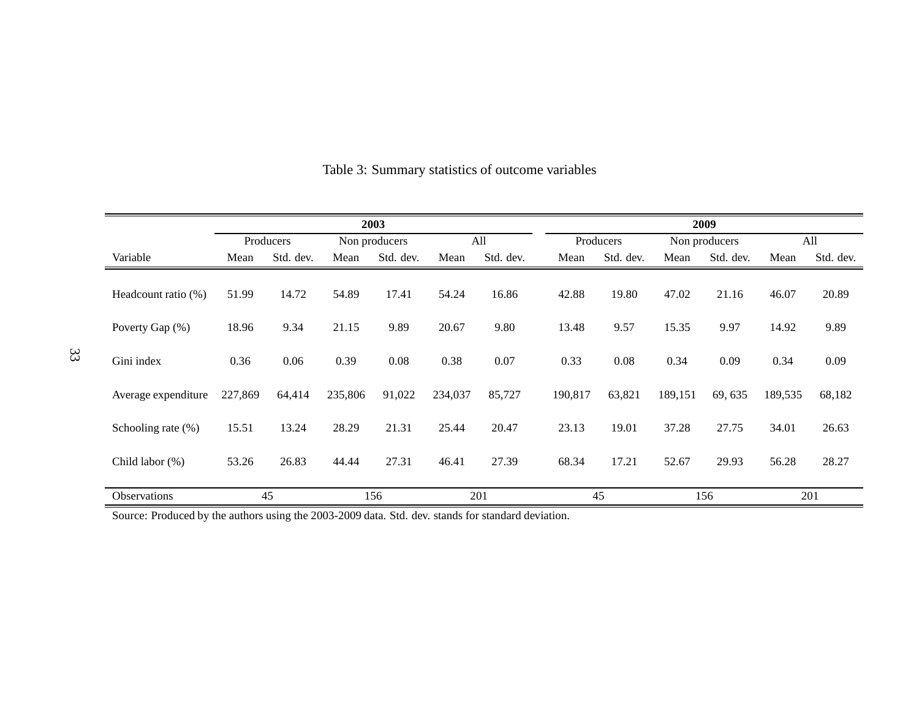Table 3: Summary statistics of outcome variables

| | 2003 | | | | | | 2009 | | | | | |
|---|---|---|---|---|---|---|---|---|---|---|---|---|
| | Producers | | Non producers | | All | | Producers | | Non producers | | All | |
| Variable | Mean | Std. dev. | Mean | Std. dev. | Mean | Std. dev. | Mean | Std. dev. | Mean | Std. dev. | Mean | Std. dev. |
| Headcount ratio (%) | 51.99 | 14.72 | 54.89 | 17.41 | 54.24 | 16.86 | 42.88 | 19.80 | 47.02 | 21.16 | 46.07 | 20.89 |
| Poverty Gap (%) | 18.96 | 9.34 | 21.15 | 9.89 | 20.67 | 9.80 | 13.48 | 9.57 | 15.35 | 9.97 | 14.92 | 9.89 |
| Gini index | 0.36 | 0.06 | 0.39 | 0.08 | 0.38 | 0.07 | 0.33 | 0.08 | 0.34 | 0.09 | 0.34 | 0.09 |
| Average expenditure | 227,869 | 64,414 | 235,806 | 91,022 | 234,037 | 85,727 | 190,817 | 63,821 | 189,151 | 69, 635 | 189,535 | 68,182 |
| Schooling rate (%) | 15.51 | 13.24 | 28.29 | 21.31 | 25.44 | 20.47 | 23.13 | 19.01 | 37.28 | 27.75 | 34.01 | 26.63 |
| Child labor (%) | 53.26 | 26.83 | 44.44 | 27.31 | 46.41 | 27.39 | 68.34 | 17.21 | 52.67 | 29.93 | 56.28 | 28.27 |
| Observations | 45 | | 156 | | 201 | | 45 | | 156 | | 201 | |

Source: Produced by the authors using the 2003-2009 data. Std. dev. stands for standard deviation.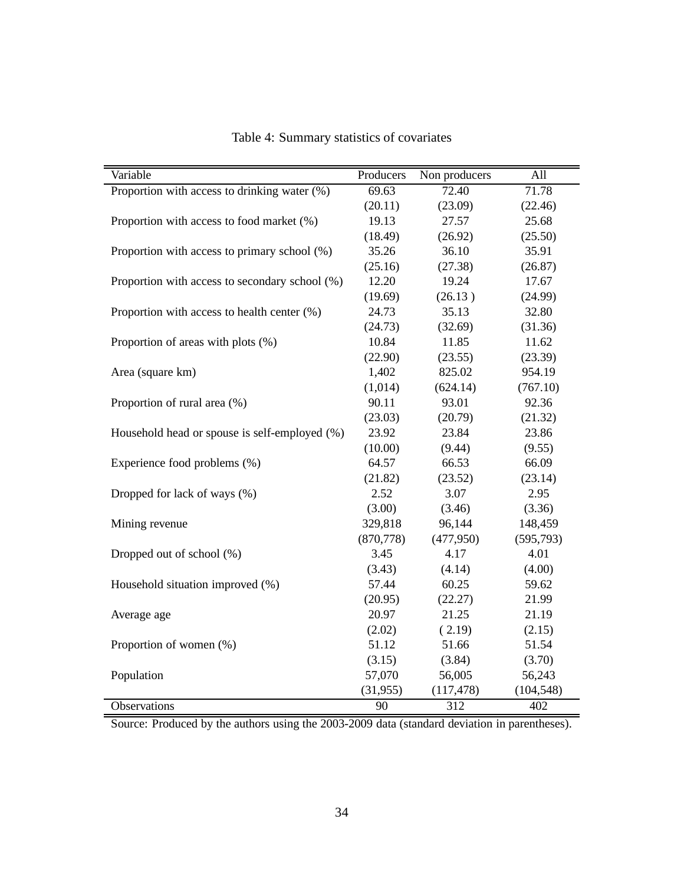Table 4: Summary statistics of covariates

| Variable | Producers | Non producers | All |
|---|---|---|---|
| Proportion with access to drinking water (%) | 69.63 | 72.40 | 71.78 |
| | (20.11) | (23.09) | (22.46) |
| Proportion with access to food market (%) | 19.13 | 27.57 | 25.68 |
| | (18.49) | (26.92) | (25.50) |
| Proportion with access to primary school (%) | 35.26 | 36.10 | 35.91 |
| | (25.16) | (27.38) | (26.87) |
| Proportion with access to secondary school (%) | 12.20 | 19.24 | 17.67 |
| | (19.69) | (26.13 ) | (24.99) |
| Proportion with access to health center (%) | 24.73 | 35.13 | 32.80 |
| | (24.73) | (32.69) | (31.36) |
| Proportion of areas with plots (%) | 10.84 | 11.85 | 11.62 |
| | (22.90) | (23.55) | (23.39) |
| Area (square km) | 1,402 | 825.02 | 954.19 |
| | (1,014) | (624.14) | (767.10) |
| Proportion of rural area (%) | 90.11 | 93.01 | 92.36 |
| | (23.03) | (20.79) | (21.32) |
| Household head or spouse is self-employed (%) | 23.92 | 23.84 | 23.86 |
| | (10.00) | (9.44) | (9.55) |
| Experience food problems (%) | 64.57 | 66.53 | 66.09 |
| | (21.82) | (23.52) | (23.14) |
| Dropped for lack of ways (%) | 2.52 | 3.07 | 2.95 |
| | (3.00) | (3.46) | (3.36) |
| Mining revenue | 329,818 | 96,144 | 148,459 |
| | (870,778) | (477,950) | (595,793) |
| Dropped out of school (%) | 3.45 | 4.17 | 4.01 |
| | (3.43) | (4.14) | (4.00) |
| Household situation improved (%) | 57.44 | 60.25 | 59.62 |
| | (20.95) | (22.27) | 21.99 |
| Average age | 20.97 | 21.25 | 21.19 |
| | (2.02) | ( 2.19) | (2.15) |
| Proportion of women (%) | 51.12 | 51.66 | 51.54 |
| | (3.15) | (3.84) | (3.70) |
| Population | 57,070 | 56,005 | 56,243 |
| | (31,955) | (117,478) | (104,548) |
| Observations | 90 | 312 | 402 |

Source: Produced by the authors using the 2003-2009 data (standard deviation in parentheses).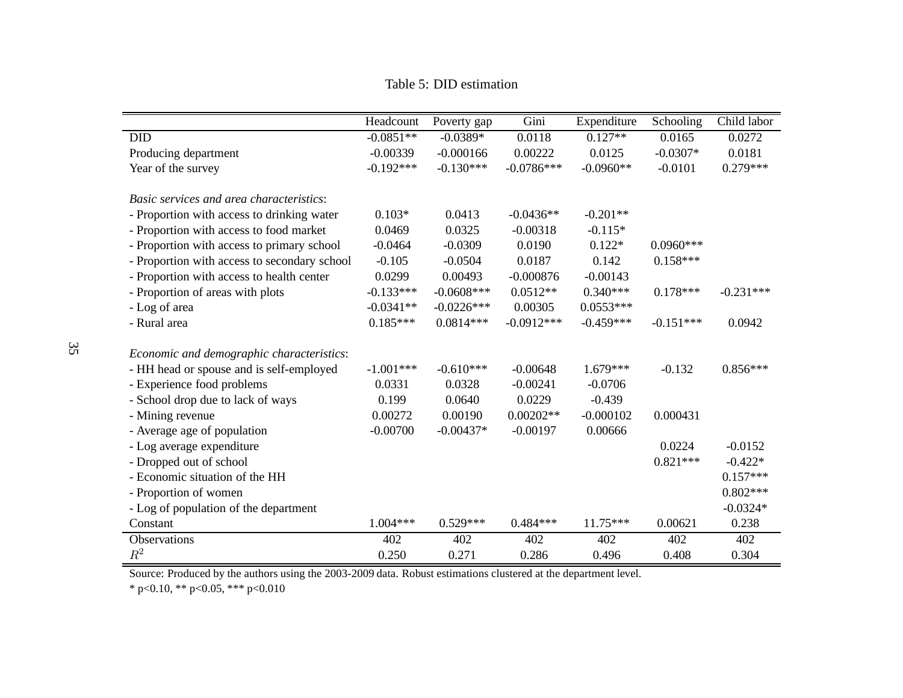Table 5: DID estimation

| | Headcount | Poverty gap | Gini | Expenditure | Schooling | Child labor |
|---|---|---|---|---|---|---|
| DID | -0.0851** | -0.0389* | 0.0118 | 0.127** | 0.0165 | 0.0272 |
| Producing department | -0.00339 | -0.000166 | 0.00222 | 0.0125 | -0.0307* | 0.0181 |
| Year of the survey | -0.192*** | -0.130*** | -0.0786*** | -0.0960** | -0.0101 | 0.279*** |
| | | | | | | |
| *Basic services and area characteristics*: | | | | | | |
| - Proportion with access to drinking water | 0.103* | 0.0413 | -0.0436** | -0.201** | | |
| - Proportion with access to food market | 0.0469 | 0.0325 | -0.00318 | -0.115* | | |
| - Proportion with access to primary school | -0.0464 | -0.0309 | 0.0190 | 0.122* | 0.0960*** | |
| - Proportion with access to secondary school | -0.105 | -0.0504 | 0.0187 | 0.142 | 0.158*** | |
| - Proportion with access to health center | 0.0299 | 0.00493 | -0.000876 | -0.00143 | | |
| - Proportion of areas with plots | -0.133*** | -0.0608*** | 0.0512** | 0.340*** | 0.178*** | -0.231*** |
| - Log of area | -0.0341** | -0.0226*** | 0.00305 | 0.0553*** | | |
| - Rural area | 0.185*** | 0.0814*** | -0.0912*** | -0.459*** | -0.151*** | 0.0942 |
| | | | | | | |
| *Economic and demographic characteristics*: | | | | | | |
| - HH head or spouse and is self-employed | -1.001*** | -0.610*** | -0.00648 | 1.679*** | -0.132 | 0.856*** |
| - Experience food problems | 0.0331 | 0.0328 | -0.00241 | -0.0706 | | |
| - School drop due to lack of ways | 0.199 | 0.0640 | 0.0229 | -0.439 | | |
| - Mining revenue | 0.00272 | 0.00190 | 0.00202** | -0.000102 | 0.000431 | |
| - Average age of population | -0.00700 | -0.00437* | -0.00197 | 0.00666 | | |
| - Log average expenditure | | | | | 0.0224 | -0.0152 |
| - Dropped out of school | | | | | 0.821*** | -0.422* |
| - Economic situation of the HH | | | | | | 0.157*** |
| - Proportion of women | | | | | | 0.802*** |
| - Log of population of the department | | | | | | -0.0324* |
| Constant | 1.004*** | 0.529*** | 0.484*** | 11.75*** | 0.00621 | 0.238 |
| Observations | 402 | 402 | 402 | 402 | 402 | 402 |
| $R^2$ | 0.250 | 0.271 | 0.286 | 0.496 | 0.408 | 0.304 |

Source: Produced by the authors using the 2003-2009 data. Robust estimations clustered at the department level.

* p<0.10, ** p<0.05, *** p<0.010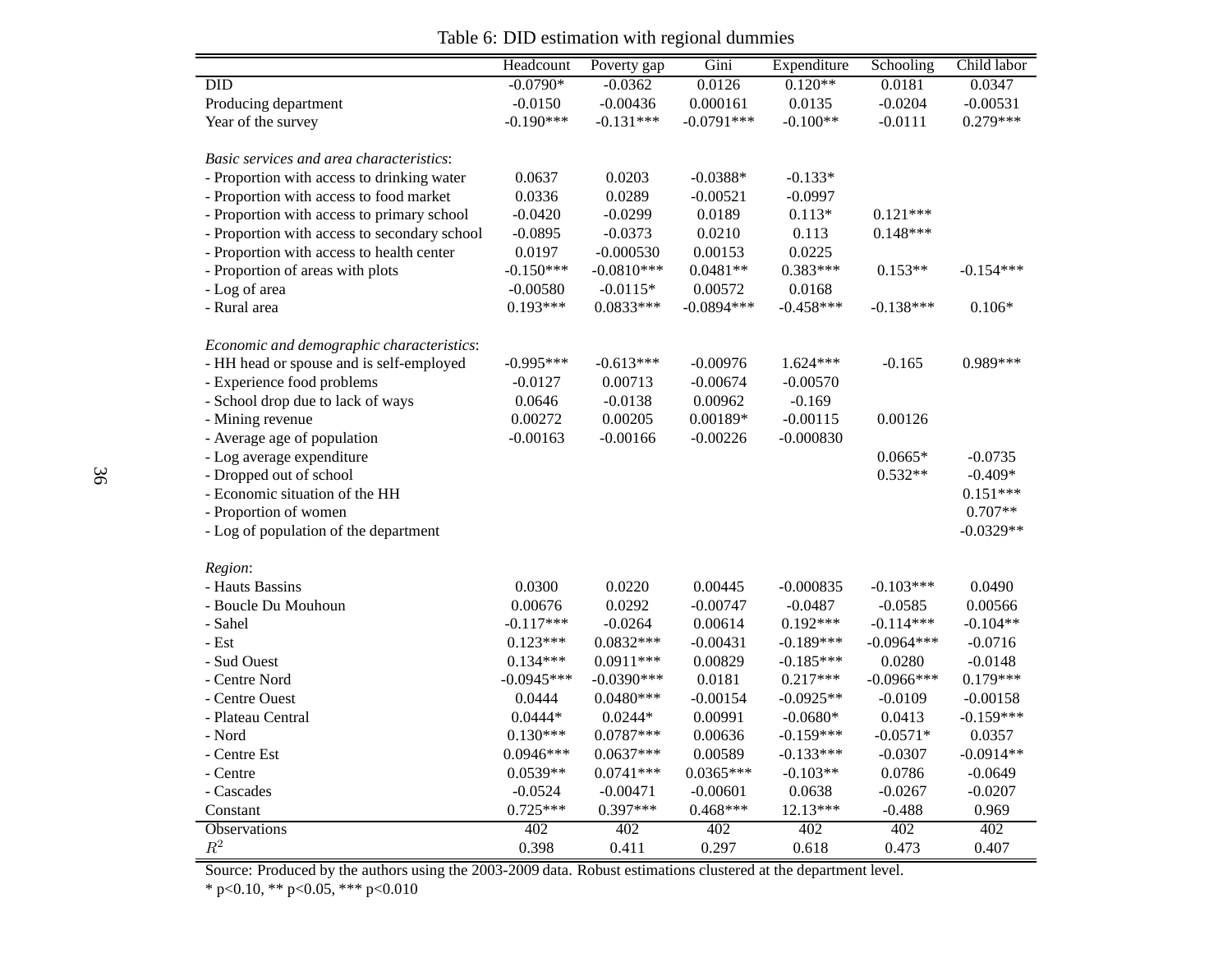Table 6: DID estimation with regional dummies

| | Headcount | Poverty gap | Gini | Expenditure | Schooling | Child labor |
|---|---|---|---|---|---|---|
| DID | -0.0790* | -0.0362 | 0.0126 | 0.120** | 0.0181 | 0.0347 |
| Producing department | -0.0150 | -0.00436 | 0.000161 | 0.0135 | -0.0204 | -0.00531 |
| Year of the survey | -0.190*** | -0.131*** | -0.0791*** | -0.100** | -0.0111 | 0.279*** |
| | | | | | | |
| *Basic services and area characteristics*: | | | | | | |
| - Proportion with access to drinking water | 0.0637 | 0.0203 | -0.0388* | -0.133* | | |
| - Proportion with access to food market | 0.0336 | 0.0289 | -0.00521 | -0.0997 | | |
| - Proportion with access to primary school | -0.0420 | -0.0299 | 0.0189 | 0.113* | 0.121*** | |
| - Proportion with access to secondary school | -0.0895 | -0.0373 | 0.0210 | 0.113 | 0.148*** | |
| - Proportion with access to health center | 0.0197 | -0.000530 | 0.00153 | 0.0225 | | |
| - Proportion of areas with plots | -0.150*** | -0.0810*** | 0.0481** | 0.383*** | 0.153** | -0.154*** |
| - Log of area | -0.00580 | -0.0115* | 0.00572 | 0.0168 | | |
| - Rural area | 0.193*** | 0.0833*** | -0.0894*** | -0.458*** | -0.138*** | 0.106* |
| | | | | | | |
| *Economic and demographic characteristics*: | | | | | | |
| - HH head or spouse and is self-employed | -0.995*** | -0.613*** | -0.00976 | 1.624*** | -0.165 | 0.989*** |
| - Experience food problems | -0.0127 | 0.00713 | -0.00674 | -0.00570 | | |
| - School drop due to lack of ways | 0.0646 | -0.0138 | 0.00962 | -0.169 | | |
| - Mining revenue | 0.00272 | 0.00205 | 0.00189* | -0.00115 | 0.00126 | |
| - Average age of population | -0.00163 | -0.00166 | -0.00226 | -0.000830 | | |
| - Log average expenditure | | | | | 0.0665* | -0.0735 |
| - Dropped out of school | | | | | 0.532** | -0.409* |
| - Economic situation of the HH | | | | | | 0.151*** |
| - Proportion of women | | | | | | 0.707** |
| - Log of population of the department | | | | | | -0.0329** |
| | | | | | | |
| *Region*: | | | | | | |
| - Hauts Bassins | 0.0300 | 0.0220 | 0.00445 | -0.000835 | -0.103*** | 0.0490 |
| - Boucle Du Mouhoun | 0.00676 | 0.0292 | -0.00747 | -0.0487 | -0.0585 | 0.00566 |
| - Sahel | -0.117*** | -0.0264 | 0.00614 | 0.192*** | -0.114*** | -0.104** |
| - Est | 0.123*** | 0.0832*** | -0.00431 | -0.189*** | -0.0964*** | -0.0716 |
| - Sud Ouest | 0.134*** | 0.0911*** | 0.00829 | -0.185*** | 0.0280 | -0.0148 |
| - Centre Nord | -0.0945*** | -0.0390*** | 0.0181 | 0.217*** | -0.0966*** | 0.179*** |
| - Centre Ouest | 0.0444 | 0.0480*** | -0.00154 | -0.0925** | -0.0109 | -0.00158 |
| - Plateau Central | 0.0444* | 0.0244* | 0.00991 | -0.0680* | 0.0413 | -0.159*** |
| - Nord | 0.130*** | 0.0787*** | 0.00636 | -0.159*** | -0.0571* | 0.0357 |
| - Centre Est | 0.0946*** | 0.0637*** | 0.00589 | -0.133*** | -0.0307 | -0.0914** |
| - Centre | 0.0539** | 0.0741*** | 0.0365*** | -0.103** | 0.0786 | -0.0649 |
| - Cascades | -0.0524 | -0.00471 | -0.00601 | 0.0638 | -0.0267 | -0.0207 |
| Constant | 0.725*** | 0.397*** | 0.468*** | 12.13*** | -0.488 | 0.969 |
| Observations | 402 | 402 | 402 | 402 | 402 | 402 |
| $R^2$ | 0.398 | 0.411 | 0.297 | 0.618 | 0.473 | 0.407 |

Source: Produced by the authors using the 2003-2009 data. Robust estimations clustered at the department level.
* p<0.10, ** p<0.05, *** p<0.010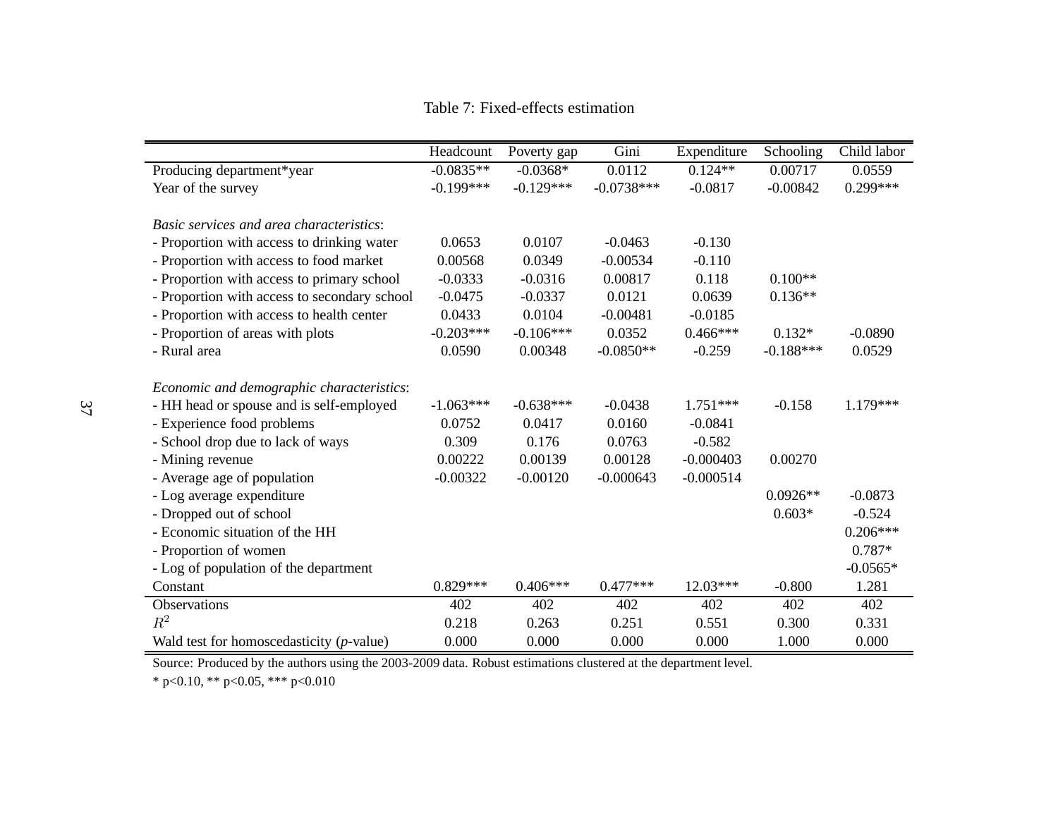Table 7: Fixed-effects estimation

| | Headcount | Poverty gap | Gini | Expenditure | Schooling | Child labor |
|---|---|---|---|---|---|---|
| Producing department*year | -0.0835** | -0.0368* | 0.0112 | 0.124** | 0.00717 | 0.0559 |
| Year of the survey | -0.199*** | -0.129*** | -0.0738*** | -0.0817 | -0.00842 | 0.299*** |
| | | | | | | |
| *Basic services and area characteristics*: | | | | | | |
| - Proportion with access to drinking water | 0.0653 | 0.0107 | -0.0463 | -0.130 | | |
| - Proportion with access to food market | 0.00568 | 0.0349 | -0.00534 | -0.110 | | |
| - Proportion with access to primary school | -0.0333 | -0.0316 | 0.00817 | 0.118 | 0.100** | |
| - Proportion with access to secondary school | -0.0475 | -0.0337 | 0.0121 | 0.0639 | 0.136** | |
| - Proportion with access to health center | 0.0433 | 0.0104 | -0.00481 | -0.0185 | | |
| - Proportion of areas with plots | -0.203*** | -0.106*** | 0.0352 | 0.466*** | 0.132* | -0.0890 |
| - Rural area | 0.0590 | 0.00348 | -0.0850** | -0.259 | -0.188*** | 0.0529 |
| | | | | | | |
| *Economic and demographic characteristics*: | | | | | | |
| - HH head or spouse and is self-employed | -1.063*** | -0.638*** | -0.0438 | 1.751*** | -0.158 | 1.179*** |
| - Experience food problems | 0.0752 | 0.0417 | 0.0160 | -0.0841 | | |
| - School drop due to lack of ways | 0.309 | 0.176 | 0.0763 | -0.582 | | |
| - Mining revenue | 0.00222 | 0.00139 | 0.00128 | -0.000403 | 0.00270 | |
| - Average age of population | -0.00322 | -0.00120 | -0.000643 | -0.000514 | | |
| - Log average expenditure | | | | | 0.0926** | -0.0873 |
| - Dropped out of school | | | | | 0.603* | -0.524 |
| - Economic situation of the HH | | | | | | 0.206*** |
| - Proportion of women | | | | | | 0.787* |
| - Log of population of the department | | | | | | -0.0565* |
| Constant | 0.829*** | 0.406*** | 0.477*** | 12.03*** | -0.800 | 1.281 |
| Observations | 402 | 402 | 402 | 402 | 402 | 402 |
| $R^2$ | 0.218 | 0.263 | 0.251 | 0.551 | 0.300 | 0.331 |
| Wald test for homoscedasticity (*p*-value) | 0.000 | 0.000 | 0.000 | 0.000 | 1.000 | 0.000 |

Source: Produced by the authors using the 2003-2009 data. Robust estimations clustered at the department level.

* p<0.10, ** p<0.05, *** p<0.010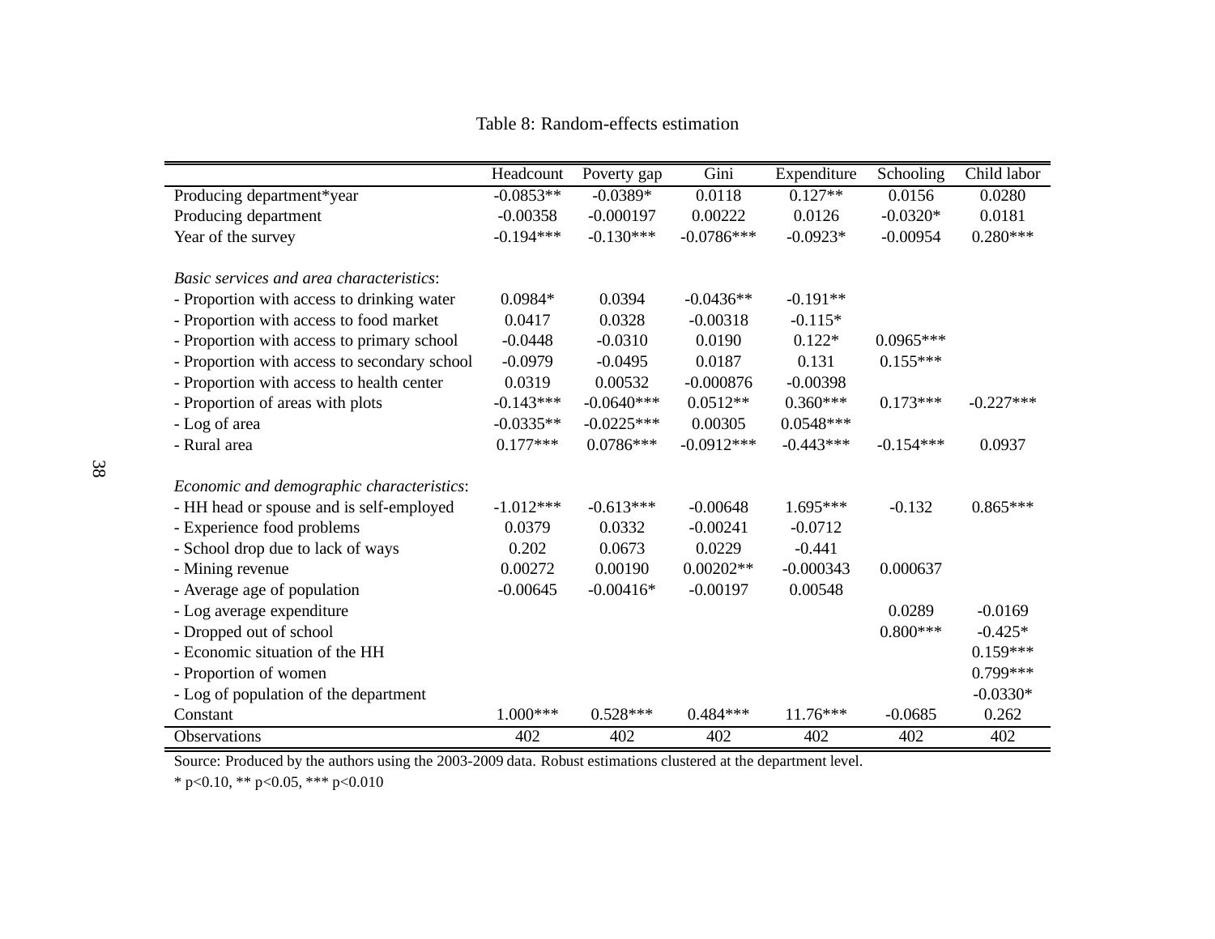Table 8: Random-effects estimation

| | Headcount | Poverty gap | Gini | Expenditure | Schooling | Child labor |
|---|---|---|---|---|---|---|
| Producing department*year | -0.0853** | -0.0389* | 0.0118 | 0.127** | 0.0156 | 0.0280 |
| Producing department | -0.00358 | -0.000197 | 0.00222 | 0.0126 | -0.0320* | 0.0181 |
| Year of the survey | -0.194*** | -0.130*** | -0.0786*** | -0.0923* | -0.00954 | 0.280*** |
| | | | | | | |
| *Basic services and area characteristics*: | | | | | | |
| - Proportion with access to drinking water | 0.0984* | 0.0394 | -0.0436** | -0.191** | | |
| - Proportion with access to food market | 0.0417 | 0.0328 | -0.00318 | -0.115* | | |
| - Proportion with access to primary school | -0.0448 | -0.0310 | 0.0190 | 0.122* | 0.0965*** | |
| - Proportion with access to secondary school | -0.0979 | -0.0495 | 0.0187 | 0.131 | 0.155*** | |
| - Proportion with access to health center | 0.0319 | 0.00532 | -0.000876 | -0.00398 | | |
| - Proportion of areas with plots | -0.143*** | -0.0640*** | 0.0512** | 0.360*** | 0.173*** | -0.227*** |
| - Log of area | -0.0335** | -0.0225*** | 0.00305 | 0.0548*** | | |
| - Rural area | 0.177*** | 0.0786*** | -0.0912*** | -0.443*** | -0.154*** | 0.0937 |
| | | | | | | |
| *Economic and demographic characteristics*: | | | | | | |
| - HH head or spouse and is self-employed | -1.012*** | -0.613*** | -0.00648 | 1.695*** | -0.132 | 0.865*** |
| - Experience food problems | 0.0379 | 0.0332 | -0.00241 | -0.0712 | | |
| - School drop due to lack of ways | 0.202 | 0.0673 | 0.0229 | -0.441 | | |
| - Mining revenue | 0.00272 | 0.00190 | 0.00202** | -0.000343 | 0.000637 | |
| - Average age of population | -0.00645 | -0.00416* | -0.00197 | 0.00548 | | |
| - Log average expenditure | | | | | 0.0289 | -0.0169 |
| - Dropped out of school | | | | | 0.800*** | -0.425* |
| - Economic situation of the HH | | | | | | 0.159*** |
| - Proportion of women | | | | | | 0.799*** |
| - Log of population of the department | | | | | | -0.0330* |
| Constant | 1.000*** | 0.528*** | 0.484*** | 11.76*** | -0.0685 | 0.262 |
| Observations | 402 | 402 | 402 | 402 | 402 | 402 |

Source: Produced by the authors using the 2003-2009 data. Robust estimations clustered at the department level.

* p<0.10, ** p<0.05, *** p<0.010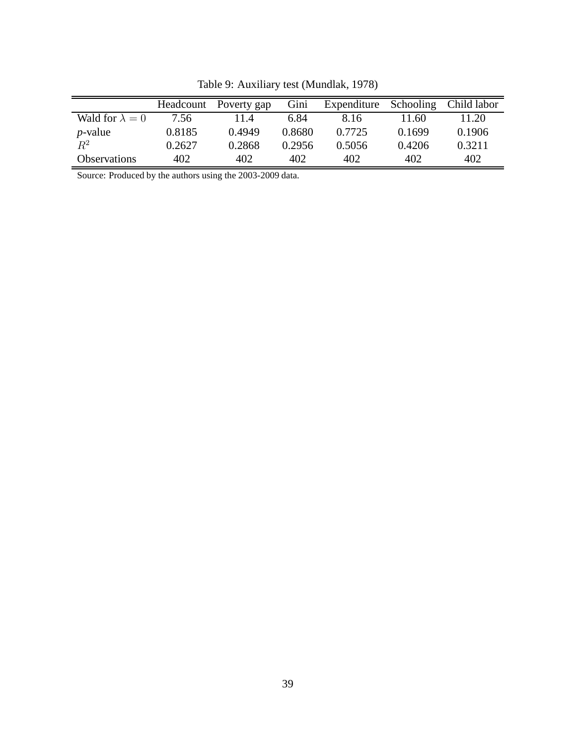Table 9: Auxiliary test (Mundlak, 1978)

| | Headcount | Poverty gap | Gini | Expenditure | Schooling | Child labor |
|---|---|---|---|---|---|---|
| Wald for $\lambda = 0$ | 7.56 | 11.4 | 6.84 | 8.16 | 11.60 | 11.20 |
| *p*-value | 0.8185 | 0.4949 | 0.8680 | 0.7725 | 0.1699 | 0.1906 |
| $R^2$ | 0.2627 | 0.2868 | 0.2956 | 0.5056 | 0.4206 | 0.3211 |
| Observations | 402 | 402 | 402 | 402 | 402 | 402 |

Source: Produced by the authors using the 2003-2009 data.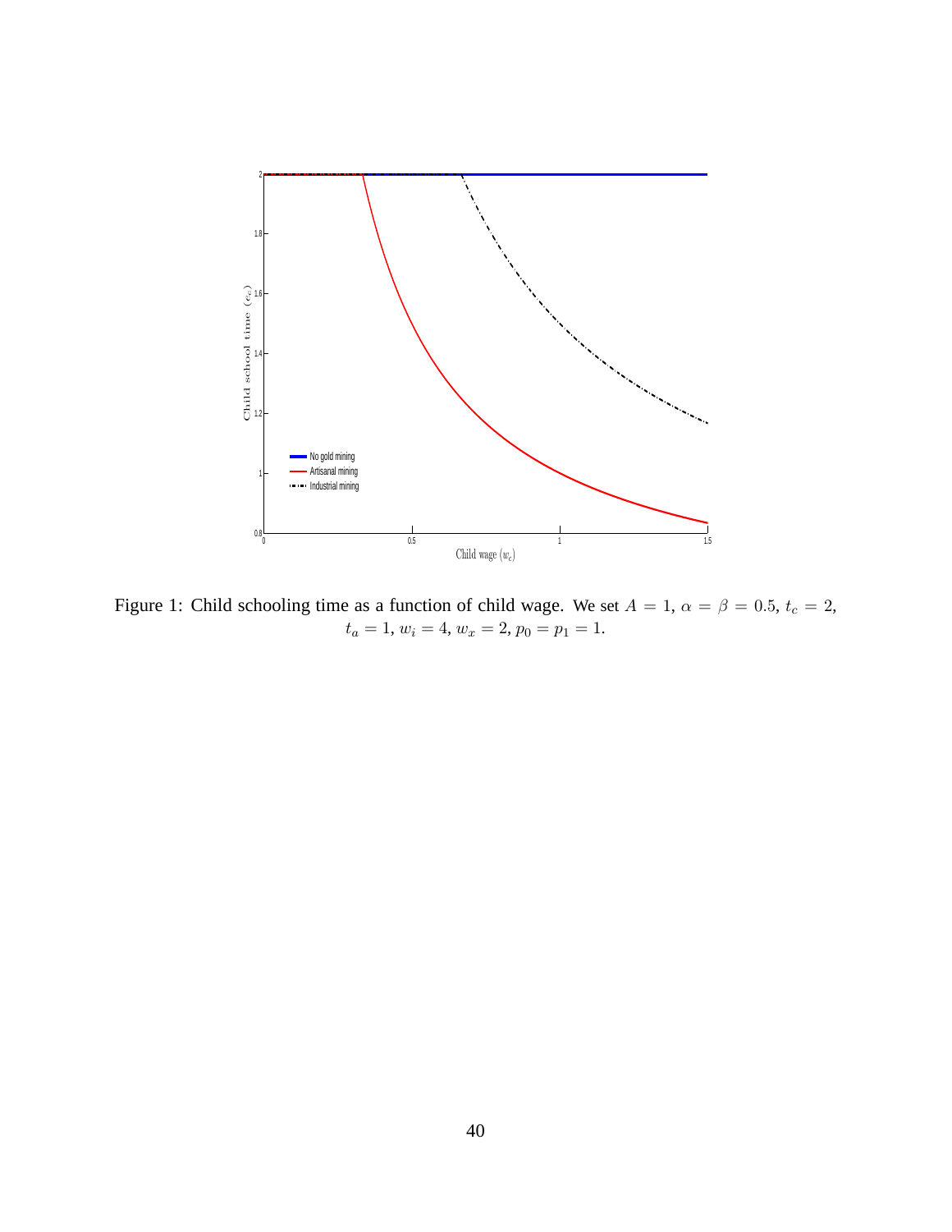Figure 1: Child schooling time as a function of child wage. We set $A = 1$, $\alpha = \beta = 0.5$, $t_c = 2$, $t_a = 1$, $w_i = 4$, $w_x = 2$, $p_0 = p_1 = 1$.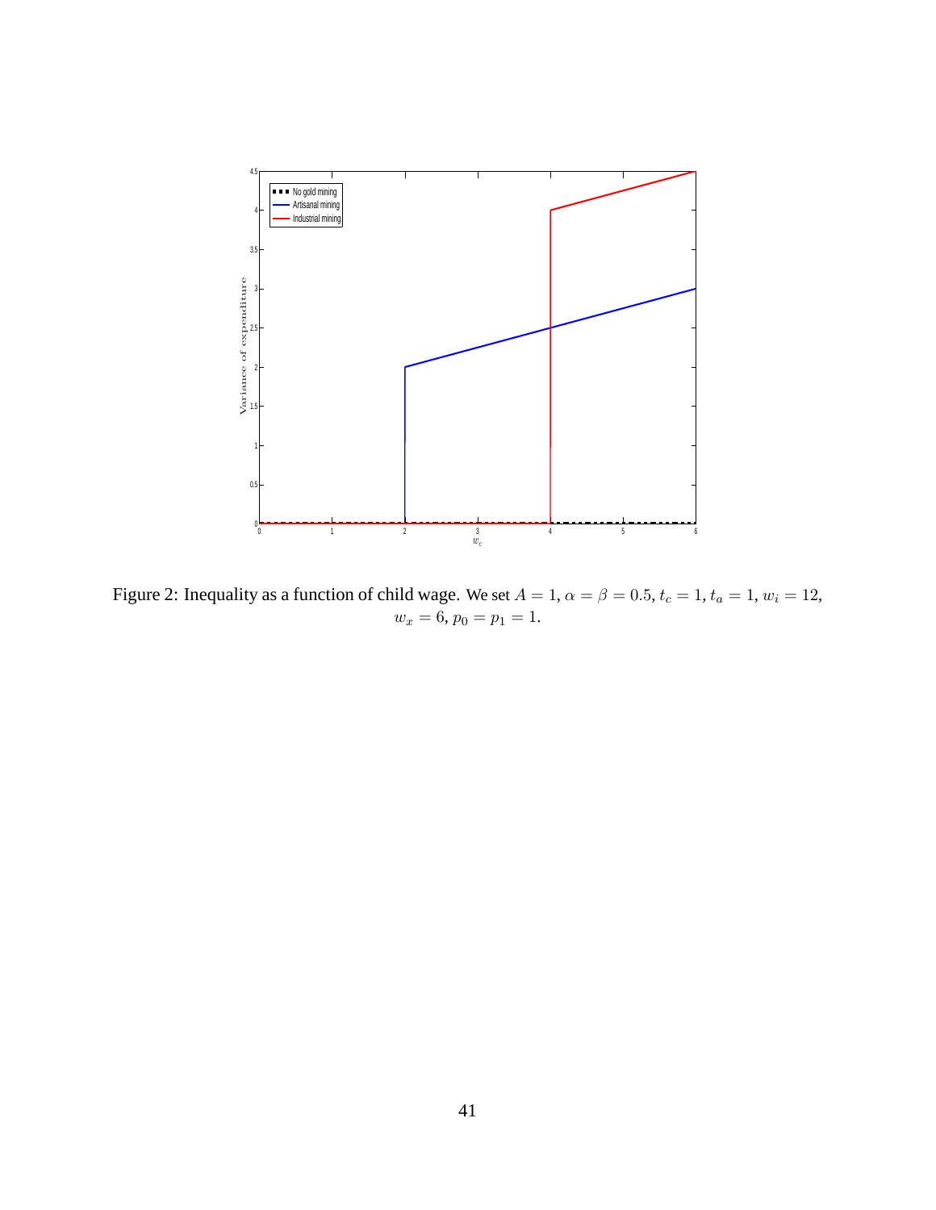Figure 2: Inequality as a function of child wage. We set $A = 1$, $\alpha = \beta = 0.5$, $t_c = 1$, $t_a = 1$, $w_i = 12$, $w_x = 6$, $p_0 = p_1 = 1$.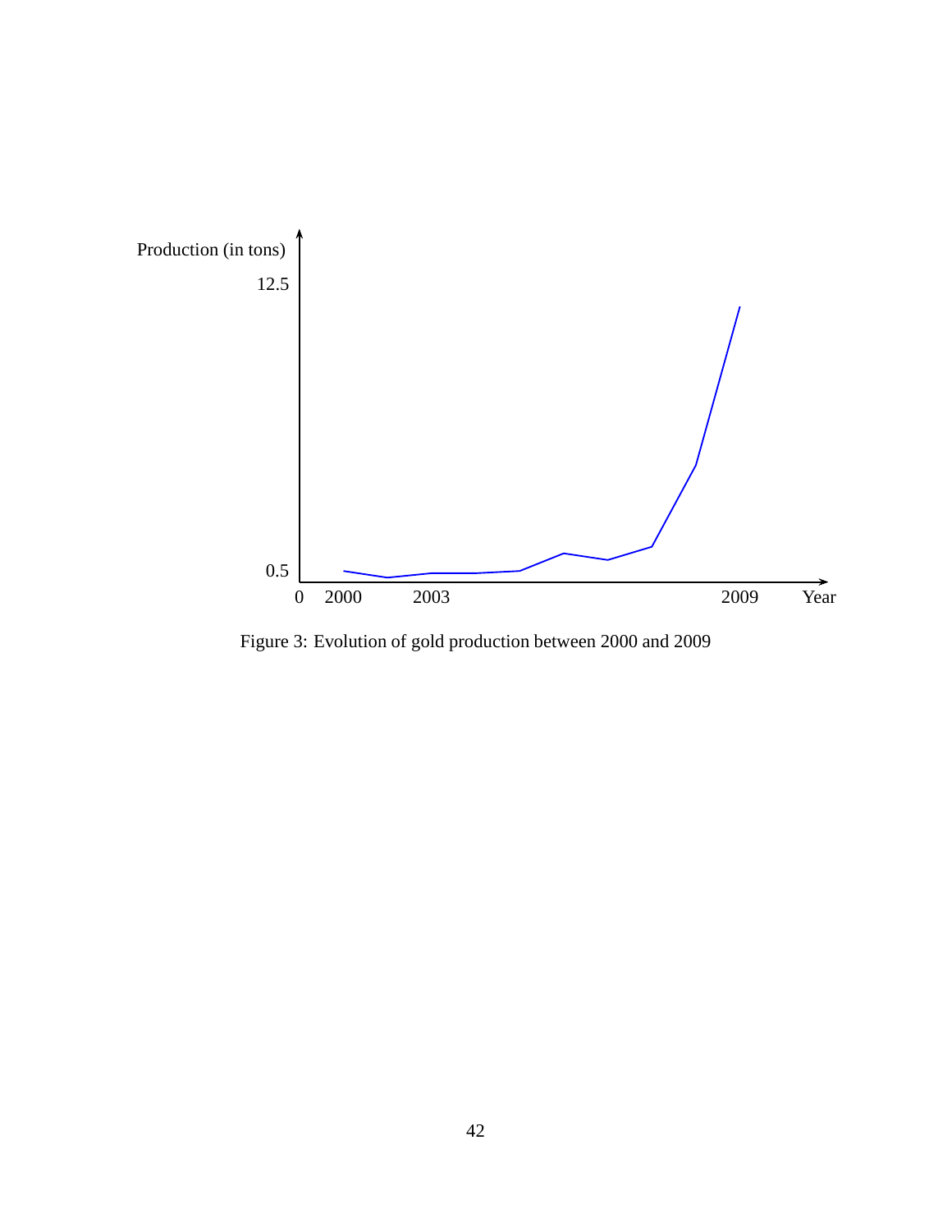Figure 3: Evolution of gold production between 2000 and 2009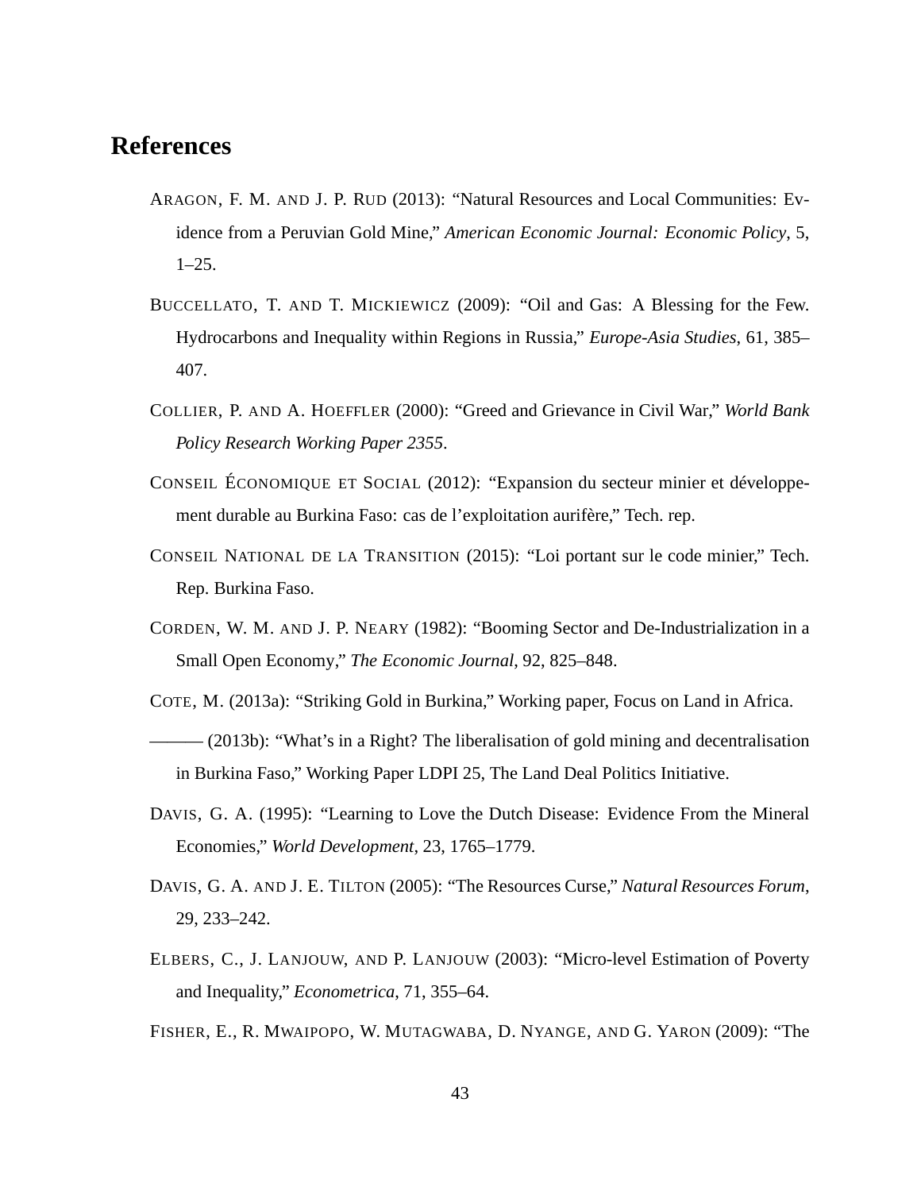# References

Aragon, F. M. and J. P. Rud (2013): "Natural Resources and Local Communities: Evidence from a Peruvian Gold Mine," *American Economic Journal: Economic Policy*, 5, 1–25.

Buccellato, T. and T. Mickiewicz (2009): "Oil and Gas: A Blessing for the Few. Hydrocarbons and Inequality within Regions in Russia," *Europe-Asia Studies*, 61, 385–407.

Collier, P. and A. Hoeffler (2000): "Greed and Grievance in Civil War," *World Bank Policy Research Working Paper 2355*.

Conseil Économique et Social (2012): "Expansion du secteur minier et développement durable au Burkina Faso: cas de l'exploitation aurifère," Tech. rep.

Conseil National de la Transition (2015): "Loi portant sur le code minier," Tech. Rep. Burkina Faso.

Corden, W. M. and J. P. Neary (1982): "Booming Sector and De-Industrialization in a Small Open Economy," *The Economic Journal*, 92, 825–848.

Cote, M. (2013a): "Striking Gold in Burkina," Working paper, Focus on Land in Africa.

——— (2013b): "What's in a Right? The liberalisation of gold mining and decentralisation in Burkina Faso," Working Paper LDPI 25, The Land Deal Politics Initiative.

Davis, G. A. (1995): "Learning to Love the Dutch Disease: Evidence From the Mineral Economies," *World Development*, 23, 1765–1779.

Davis, G. A. and J. E. Tilton (2005): "The Resources Curse," *Natural Resources Forum*, 29, 233–242.

Elbers, C., J. Lanjouw, and P. Lanjouw (2003): "Micro-level Estimation of Poverty and Inequality," *Econometrica*, 71, 355–64.

Fisher, E., R. Mwaipopo, W. Mutagwaba, D. Nyange, and G. Yaron (2009): "The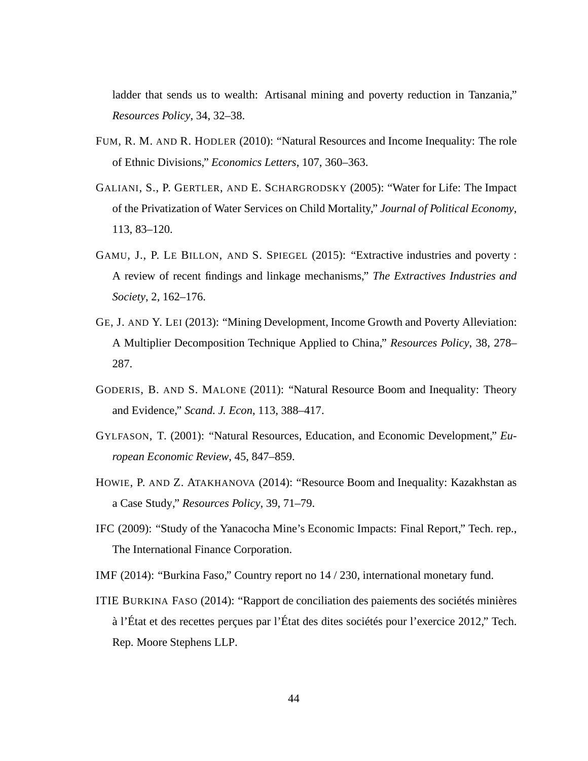ladder that sends us to wealth: Artisanal mining and poverty reduction in Tanzania," *Resources Policy*, 34, 32–38.

FUM, R. M. AND R. HODLER (2010): "Natural Resources and Income Inequality: The role of Ethnic Divisions," *Economics Letters*, 107, 360–363.

GALIANI, S., P. GERTLER, AND E. SCHARGRODSKY (2005): "Water for Life: The Impact of the Privatization of Water Services on Child Mortality," *Journal of Political Economy*, 113, 83–120.

GAMU, J., P. LE BILLON, AND S. SPIEGEL (2015): "Extractive industries and poverty : A review of recent findings and linkage mechanisms," *The Extractives Industries and Society*, 2, 162–176.

GE, J. AND Y. LEI (2013): "Mining Development, Income Growth and Poverty Alleviation: A Multiplier Decomposition Technique Applied to China," *Resources Policy*, 38, 278–287.

GODERIS, B. AND S. MALONE (2011): "Natural Resource Boom and Inequality: Theory and Evidence," *Scand. J. Econ*, 113, 388–417.

GYLFASON, T. (2001): "Natural Resources, Education, and Economic Development," *European Economic Review*, 45, 847–859.

HOWIE, P. AND Z. ATAKHANOVA (2014): "Resource Boom and Inequality: Kazakhstan as a Case Study," *Resources Policy*, 39, 71–79.

IFC (2009): "Study of the Yanacocha Mine's Economic Impacts: Final Report," Tech. rep., The International Finance Corporation.

IMF (2014): "Burkina Faso," Country report no 14 / 230, international monetary fund.

ITIE BURKINA FASO (2014): "Rapport de conciliation des paiements des sociétés minières à l'État et des recettes perçues par l'État des dites sociétés pour l'exercice 2012," Tech. Rep. Moore Stephens LLP.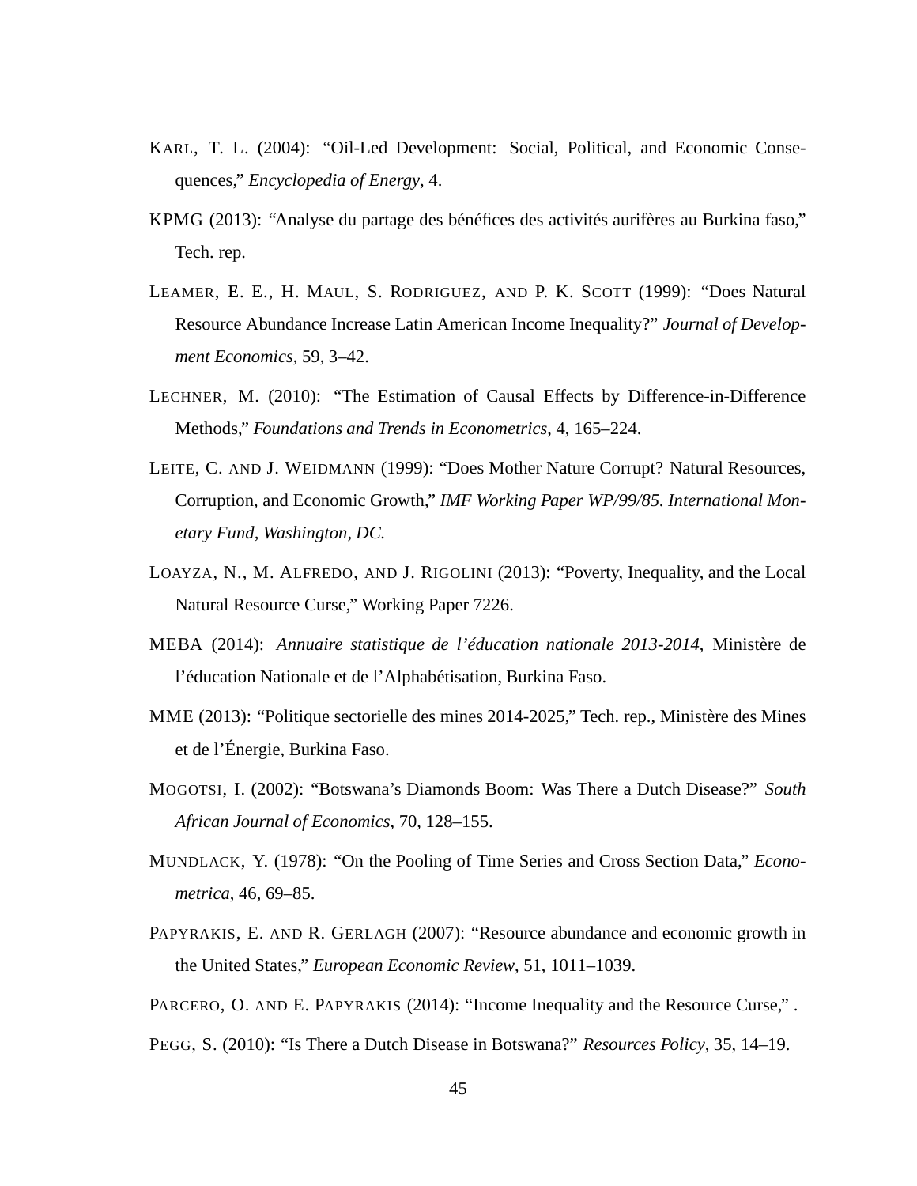KARL, T. L. (2004): "Oil-Led Development: Social, Political, and Economic Consequences," *Encyclopedia of Energy*, 4.

KPMG (2013): "Analyse du partage des bénéfices des activités aurifères au Burkina faso," Tech. rep.

LEAMER, E. E., H. MAUL, S. RODRIGUEZ, AND P. K. SCOTT (1999): "Does Natural Resource Abundance Increase Latin American Income Inequality?" *Journal of Development Economics*, 59, 3–42.

LECHNER, M. (2010): "The Estimation of Causal Effects by Difference-in-Difference Methods," *Foundations and Trends in Econometrics*, 4, 165–224.

LEITE, C. AND J. WEIDMANN (1999): "Does Mother Nature Corrupt? Natural Resources, Corruption, and Economic Growth," *IMF Working Paper WP/99/85. International Monetary Fund, Washington, DC.*

LOAYZA, N., M. ALFREDO, AND J. RIGOLINI (2013): "Poverty, Inequality, and the Local Natural Resource Curse," Working Paper 7226.

MEBA (2014): *Annuaire statistique de l'éducation nationale 2013-2014*, Ministère de l'éducation Nationale et de l'Alphabétisation, Burkina Faso.

MME (2013): "Politique sectorielle des mines 2014-2025," Tech. rep., Ministère des Mines et de l'Énergie, Burkina Faso.

MOGOTSI, I. (2002): "Botswana's Diamonds Boom: Was There a Dutch Disease?" *South African Journal of Economics*, 70, 128–155.

MUNDLACK, Y. (1978): "On the Pooling of Time Series and Cross Section Data," *Econometrica*, 46, 69–85.

PAPYRAKIS, E. AND R. GERLAGH (2007): "Resource abundance and economic growth in the United States," *European Economic Review*, 51, 1011–1039.

PARCERO, O. AND E. PAPYRAKIS (2014): "Income Inequality and the Resource Curse," .

PEGG, S. (2010): "Is There a Dutch Disease in Botswana?" *Resources Policy*, 35, 14–19.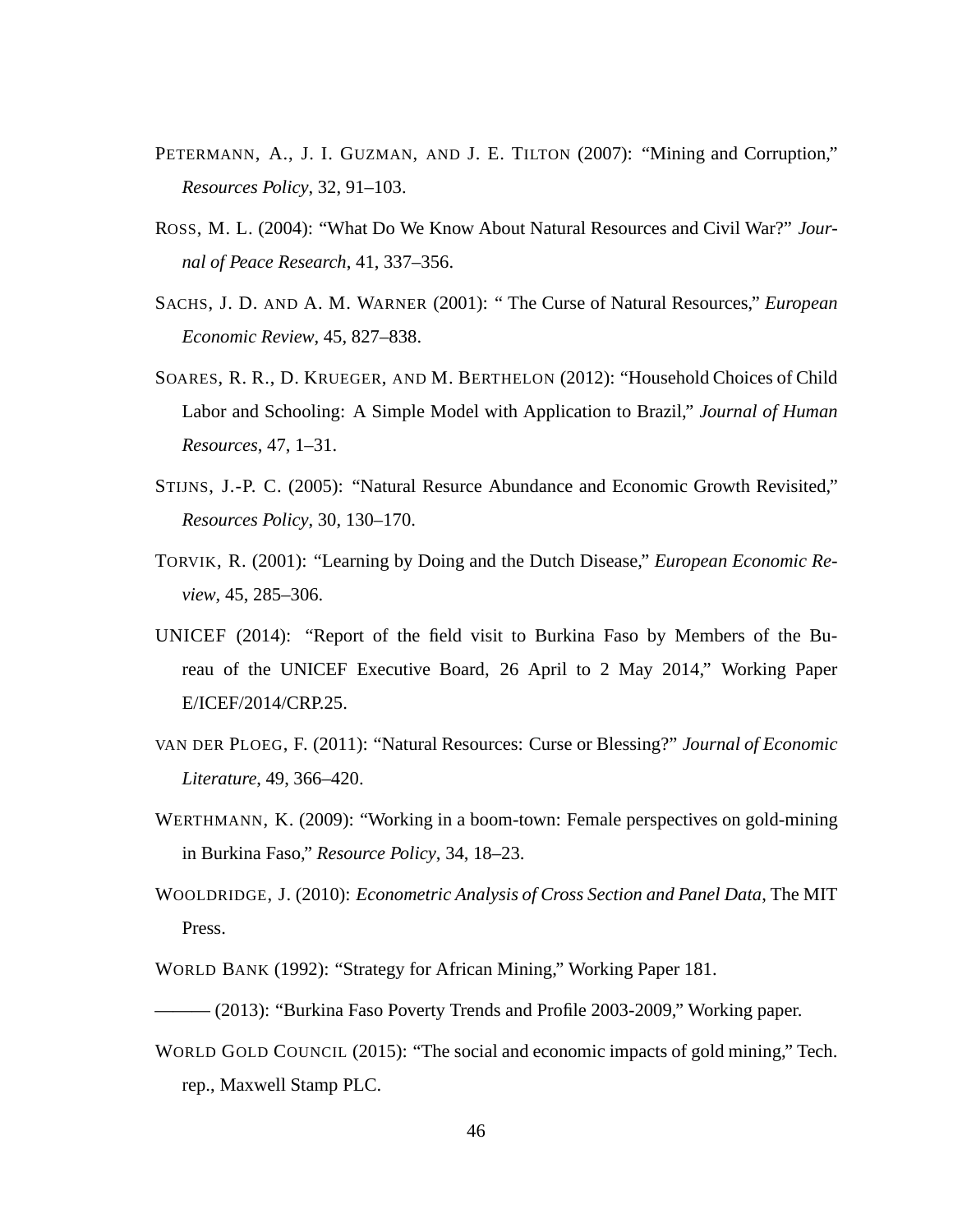PETERMANN, A., J. I. GUZMAN, AND J. E. TILTON (2007): "Mining and Corruption," *Resources Policy*, 32, 91–103.

ROSS, M. L. (2004): "What Do We Know About Natural Resources and Civil War?" *Journal of Peace Research*, 41, 337–356.

SACHS, J. D. AND A. M. WARNER (2001): " The Curse of Natural Resources," *European Economic Review*, 45, 827–838.

SOARES, R. R., D. KRUEGER, AND M. BERTHELON (2012): "Household Choices of Child Labor and Schooling: A Simple Model with Application to Brazil," *Journal of Human Resources*, 47, 1–31.

STIJNS, J.-P. C. (2005): "Natural Resurce Abundance and Economic Growth Revisited," *Resources Policy*, 30, 130–170.

TORVIK, R. (2001): "Learning by Doing and the Dutch Disease," *European Economic Review*, 45, 285–306.

UNICEF (2014): "Report of the field visit to Burkina Faso by Members of the Bureau of the UNICEF Executive Board, 26 April to 2 May 2014," Working Paper E/ICEF/2014/CRP.25.

VAN DER PLOEG, F. (2011): "Natural Resources: Curse or Blessing?" *Journal of Economic Literature*, 49, 366–420.

WERTHMANN, K. (2009): "Working in a boom-town: Female perspectives on gold-mining in Burkina Faso," *Resource Policy*, 34, 18–23.

WOOLDRIDGE, J. (2010): *Econometric Analysis of Cross Section and Panel Data*, The MIT Press.

WORLD BANK (1992): "Strategy for African Mining," Working Paper 181.

——— (2013): "Burkina Faso Poverty Trends and Profile 2003-2009," Working paper.

WORLD GOLD COUNCIL (2015): "The social and economic impacts of gold mining," Tech. rep., Maxwell Stamp PLC.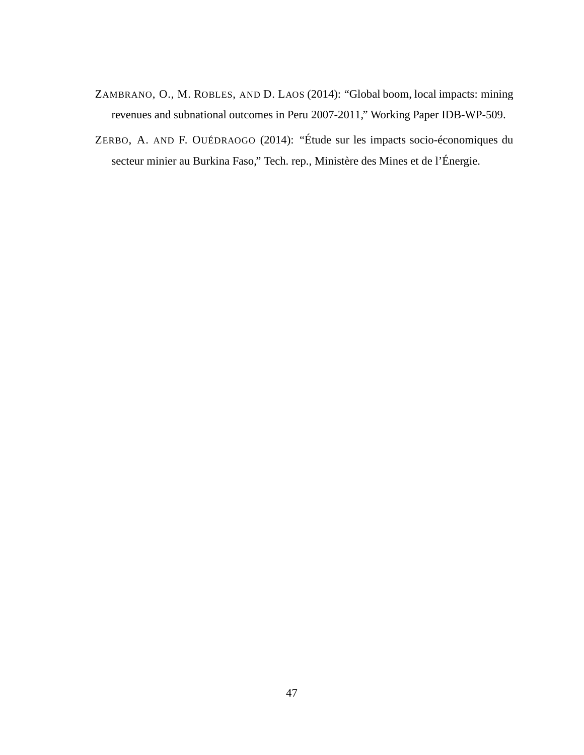ZAMBRANO, O., M. ROBLES, AND D. LAOS (2014): "Global boom, local impacts: mining revenues and subnational outcomes in Peru 2007-2011," Working Paper IDB-WP-509.

ZERBO, A. AND F. OUÉDRAOGO (2014): "Étude sur les impacts socio-économiques du secteur minier au Burkina Faso," Tech. rep., Ministère des Mines et de l'Énergie.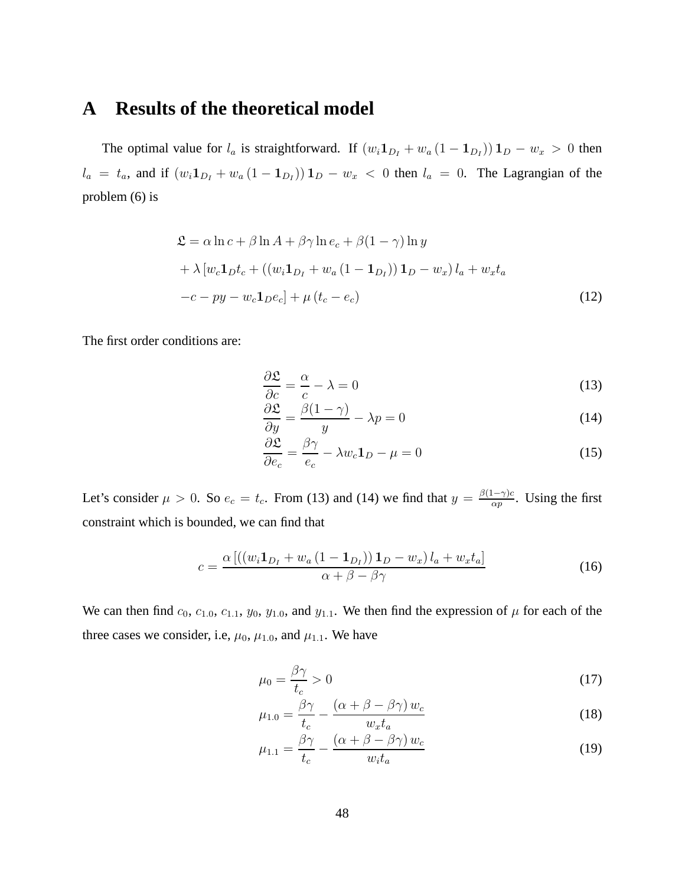# A Results of the theoretical model

The optimal value for $l_a$ is straightforward. If $\left(w_i \mathbf{1}_{D_I} + w_a \left(1 - \mathbf{1}_{D_I}\right)\right) \mathbf{1}_D - w_x > 0$ then $l_a = t_a$, and if $\left(w_i \mathbf{1}_{D_I} + w_a \left(1 - \mathbf{1}_{D_I}\right)\right) \mathbf{1}_D - w_x < 0$ then $l_a = 0$. The Lagrangian of the problem (6) is

$$
\begin{aligned}
\mathfrak{L} &= \alpha \ln c + \beta \ln A + \beta\gamma \ln e_c + \beta(1-\gamma) \ln y \\
&+ \lambda \left[ w_c \mathbf{1}_D t_c + \left(\left(w_i \mathbf{1}_{D_I} + w_a \left(1 - \mathbf{1}_{D_I}\right)\right) \mathbf{1}_D - w_x\right) l_a + w_x t_a \right. \\
&\left. - c - py - w_c \mathbf{1}_D e_c \right] + \mu \left(t_c - e_c\right)
\end{aligned} \tag{12}
$$

The first order conditions are:

$$
\frac{\partial \mathfrak{L}}{\partial c} = \frac{\alpha}{c} - \lambda = 0 \tag{13}
$$

$$
\frac{\partial \mathfrak{L}}{\partial y} = \frac{\beta(1-\gamma)}{y} - \lambda p = 0 \tag{14}
$$

$$
\frac{\partial \mathfrak{L}}{\partial e_c} = \frac{\beta\gamma}{e_c} - \lambda w_c \mathbf{1}_D - \mu = 0 \tag{15}
$$

Let's consider $\mu > 0$. So $e_c = t_c$. From (13) and (14) we find that $y = \frac{\beta(1-\gamma)c}{\alpha p}$. Using the first constraint which is bounded, we can find that

$$
c = \frac{\alpha \left[ \left(\left(w_i \mathbf{1}_{D_I} + w_a \left(1 - \mathbf{1}_{D_I}\right)\right) \mathbf{1}_D - w_x\right) l_a + w_x t_a \right]}{\alpha + \beta - \beta\gamma} \tag{16}
$$

We can then find $c_0$, $c_{1.0}$, $c_{1.1}$, $y_0$, $y_{1.0}$, and $y_{1.1}$. We then find the expression of $\mu$ for each of the three cases we consider, i.e, $\mu_0$, $\mu_{1.0}$, and $\mu_{1.1}$. We have

$$
\mu_0 = \frac{\beta\gamma}{t_c} > 0 \tag{17}
$$

$$
\mu_{1.0} = \frac{\beta\gamma}{t_c} - \frac{\left(\alpha + \beta - \beta\gamma\right) w_c}{w_x t_a} \tag{18}
$$

$$
\mu_{1.1} = \frac{\beta\gamma}{t_c} - \frac{\left(\alpha + \beta - \beta\gamma\right) w_c}{w_i t_a} \tag{19}
$$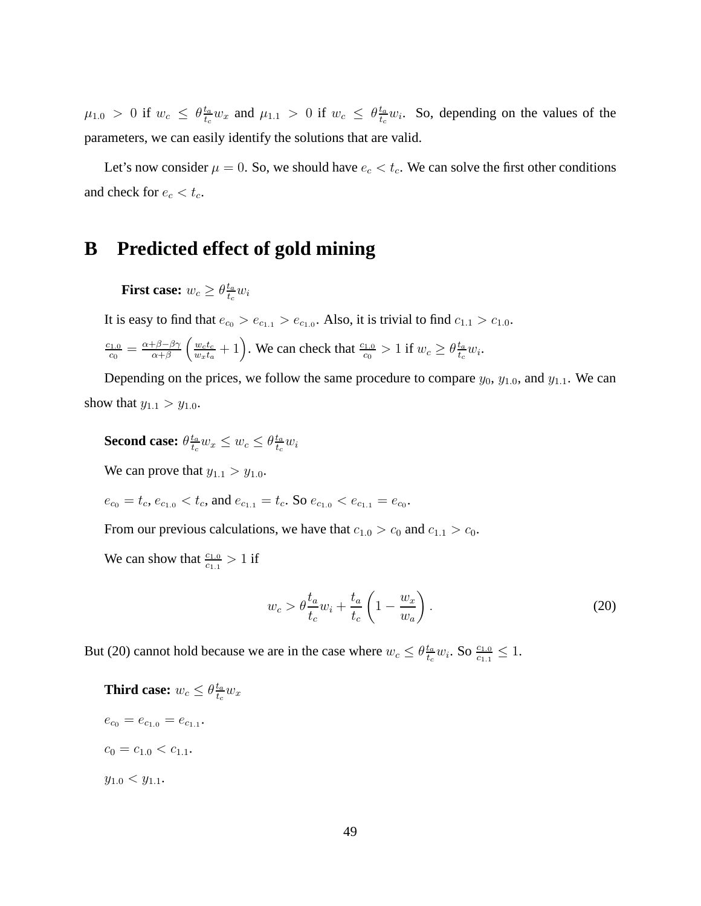$\mu_{1.0} > 0$ if $w_c \leq \theta \frac{t_a}{t_c} w_x$ and $\mu_{1.1} > 0$ if $w_c \leq \theta \frac{t_a}{t_c} w_i$. So, depending on the values of the parameters, we can easily identify the solutions that are valid.

Let's now consider $\mu = 0$. So, we should have $e_c < t_c$. We can solve the first other conditions and check for $e_c < t_c$.

# B Predicted effect of gold mining

**First case:** $w_c \geq \theta \frac{t_a}{t_c} w_i$

It is easy to find that $e_{c_0} > e_{c_{1.1}} > e_{c_{1.0}}$. Also, it is trivial to find $c_{1.1} > c_{1.0}$.

$\frac{c_{1.0}}{c_0} = \frac{\alpha+\beta-\beta\gamma}{\alpha+\beta} \left( \frac{w_c t_c}{w_x t_a} + 1 \right)$. We can check that $\frac{c_{1.0}}{c_0} > 1$ if $w_c \geq \theta \frac{t_a}{t_c} w_i$.

Depending on the prices, we follow the same procedure to compare $y_0$, $y_{1.0}$, and $y_{1.1}$. We can show that $y_{1.1} > y_{1.0}$.

**Second case:** $\theta \frac{t_a}{t_c} w_x \leq w_c \leq \theta \frac{t_a}{t_c} w_i$

We can prove that $y_{1.1} > y_{1.0}$.

$e_{c_0} = t_c$, $e_{c_{1.0}} < t_c$, and $e_{c_{1.1}} = t_c$. So $e_{c_{1.0}} < e_{c_{1.1}} = e_{c_0}$.

From our previous calculations, we have that $c_{1.0} > c_0$ and $c_{1.1} > c_0$.

We can show that $\frac{c_{1.0}}{c_{1.1}} > 1$ if

$$w_c > \theta \frac{t_a}{t_c} w_i + \frac{t_a}{t_c} \left( 1 - \frac{w_x}{w_a} \right). \tag{20}$$

But (20) cannot hold because we are in the case where $w_c \leq \theta \frac{t_a}{t_c} w_i$. So $\frac{c_{1.0}}{c_{1.1}} \leq 1$.

**Third case:** $w_c \leq \theta \frac{t_a}{t_c} w_x$

$e_{c_0} = e_{c_{1.0}} = e_{c_{1.1}}$.

$c_0 = c_{1.0} < c_{1.1}$.

$y_{1.0} < y_{1.1}$.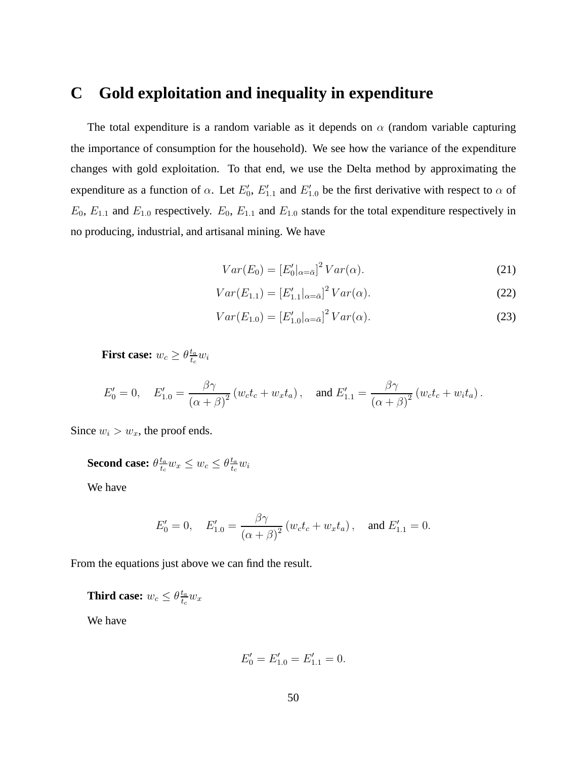# C Gold exploitation and inequality in expenditure

The total expenditure is a random variable as it depends on $\alpha$ (random variable capturing the importance of consumption for the household). We see how the variance of the expenditure changes with gold exploitation. To that end, we use the Delta method by approximating the expenditure as a function of $\alpha$. Let $E_0'$, $E_{1.1}'$ and $E_{1.0}'$ be the first derivative with respect to $\alpha$ of $E_0$, $E_{1.1}$ and $E_{1.0}$ respectively. $E_0$, $E_{1.1}$ and $E_{1.0}$ stands for the total expenditure respectively in no producing, industrial, and artisanal mining. We have

$$Var(E_0) = \left[E_0'|_{\alpha=\bar{\alpha}}\right]^2 Var(\alpha). \tag{21}$$

$$Var(E_{1.1}) = \left[E_{1.1}'|_{\alpha=\bar{\alpha}}\right]^2 Var(\alpha). \tag{22}$$

$$Var(E_{1.0}) = \left[E_{1.0}'|_{\alpha=\bar{\alpha}}\right]^2 Var(\alpha). \tag{23}$$

**First case:** $w_c \geq \theta \frac{t_a}{t_c} w_i$

$$E_0' = 0, \quad E_{1.0}' = \frac{\beta\gamma}{(\alpha+\beta)^2}\left(w_c t_c + w_x t_a\right), \quad \text{and } E_{1.1}' = \frac{\beta\gamma}{(\alpha+\beta)^2}\left(w_c t_c + w_i t_a\right).$$

Since $w_i > w_x$, the proof ends.

**Second case:** $\theta \frac{t_a}{t_c} w_x \leq w_c \leq \theta \frac{t_a}{t_c} w_i$

We have

$$E_0' = 0, \quad E_{1.0}' = \frac{\beta\gamma}{(\alpha+\beta)^2}\left(w_c t_c + w_x t_a\right), \quad \text{and } E_{1.1}' = 0.$$

From the equations just above we can find the result.

**Third case:** $w_c \leq \theta \frac{t_a}{t_c} w_x$

We have

$$E_0' = E_{1.0}' = E_{1.1}' = 0.$$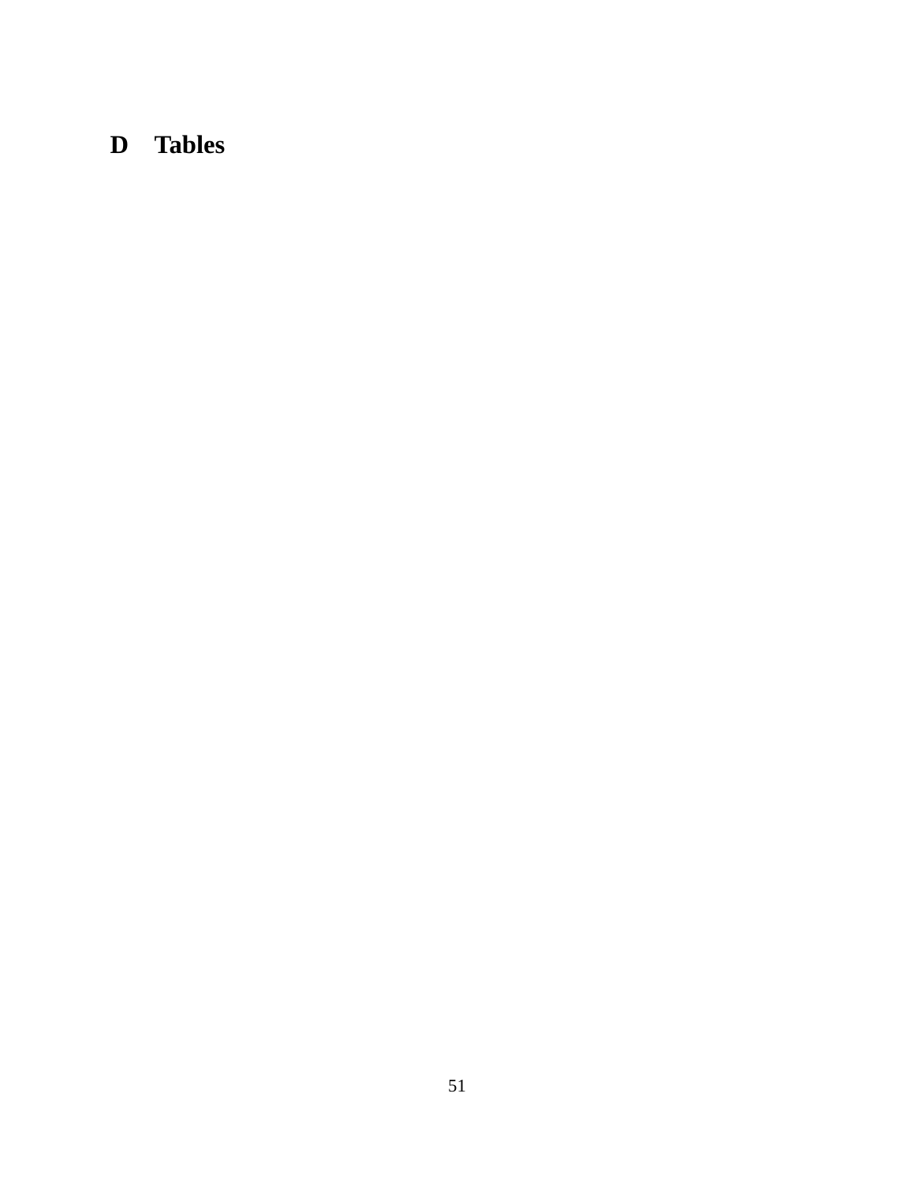# D Tables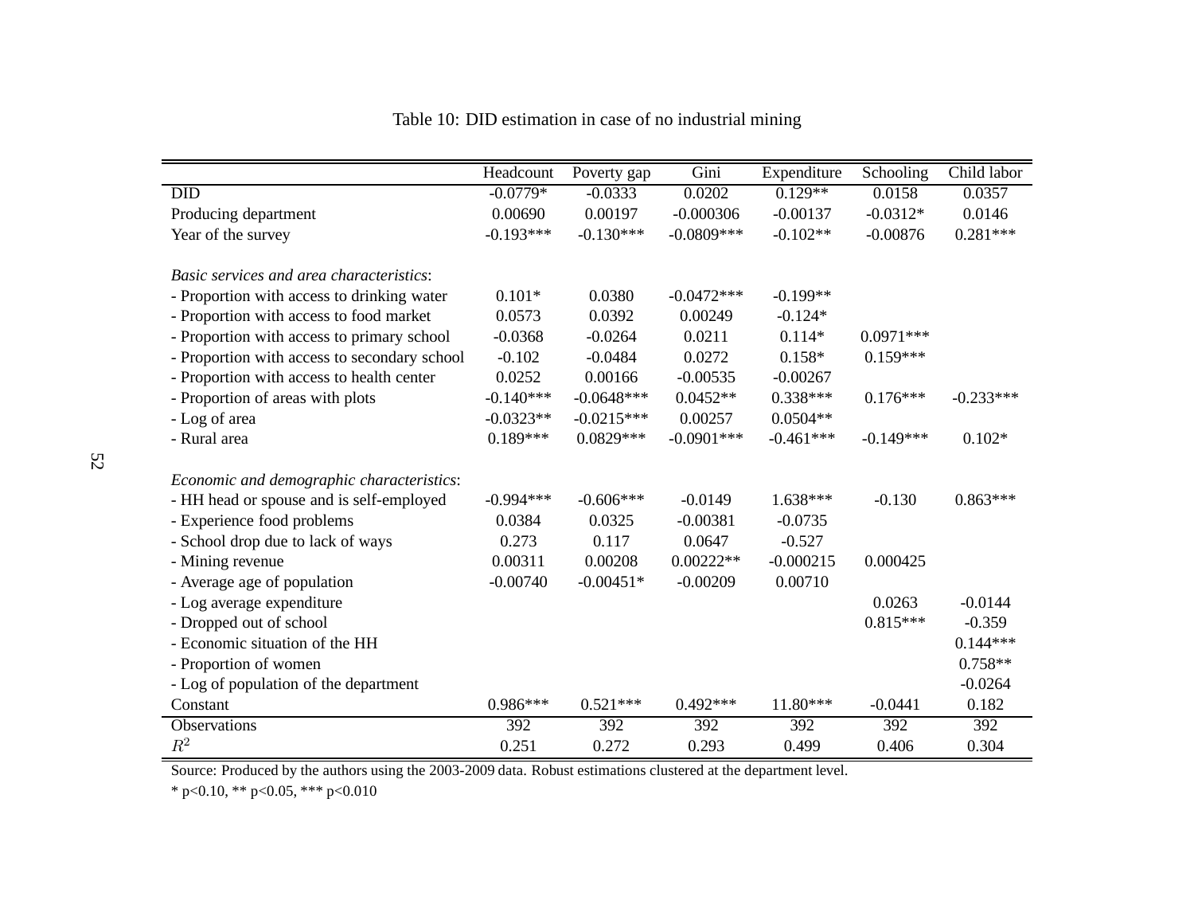Table 10: DID estimation in case of no industrial mining

| | Headcount | Poverty gap | Gini | Expenditure | Schooling | Child labor |
|---|---|---|---|---|---|---|
| DID | -0.0779* | -0.0333 | 0.0202 | 0.129** | 0.0158 | 0.0357 |
| Producing department | 0.00690 | 0.00197 | -0.000306 | -0.00137 | -0.0312* | 0.0146 |
| Year of the survey | -0.193*** | -0.130*** | -0.0809*** | -0.102** | -0.00876 | 0.281*** |
| | | | | | | |
| *Basic services and area characteristics*: | | | | | | |
| - Proportion with access to drinking water | 0.101* | 0.0380 | -0.0472*** | -0.199** | | |
| - Proportion with access to food market | 0.0573 | 0.0392 | 0.00249 | -0.124* | | |
| - Proportion with access to primary school | -0.0368 | -0.0264 | 0.0211 | 0.114* | 0.0971*** | |
| - Proportion with access to secondary school | -0.102 | -0.0484 | 0.0272 | 0.158* | 0.159*** | |
| - Proportion with access to health center | 0.0252 | 0.00166 | -0.00535 | -0.00267 | | |
| - Proportion of areas with plots | -0.140*** | -0.0648*** | 0.0452** | 0.338*** | 0.176*** | -0.233*** |
| - Log of area | -0.0323** | -0.0215*** | 0.00257 | 0.0504** | | |
| - Rural area | 0.189*** | 0.0829*** | -0.0901*** | -0.461*** | -0.149*** | 0.102* |
| | | | | | | |
| *Economic and demographic characteristics*: | | | | | | |
| - HH head or spouse and is self-employed | -0.994*** | -0.606*** | -0.0149 | 1.638*** | -0.130 | 0.863*** |
| - Experience food problems | 0.0384 | 0.0325 | -0.00381 | -0.0735 | | |
| - School drop due to lack of ways | 0.273 | 0.117 | 0.0647 | -0.527 | | |
| - Mining revenue | 0.00311 | 0.00208 | 0.00222** | -0.000215 | 0.000425 | |
| - Average age of population | -0.00740 | -0.00451* | -0.00209 | 0.00710 | | |
| - Log average expenditure | | | | | 0.0263 | -0.0144 |
| - Dropped out of school | | | | | 0.815*** | -0.359 |
| - Economic situation of the HH | | | | | | 0.144*** |
| - Proportion of women | | | | | | 0.758** |
| - Log of population of the department | | | | | | -0.0264 |
| Constant | 0.986*** | 0.521*** | 0.492*** | 11.80*** | -0.0441 | 0.182 |
| Observations | 392 | 392 | 392 | 392 | 392 | 392 |
| $R^2$ | 0.251 | 0.272 | 0.293 | 0.499 | 0.406 | 0.304 |

Source: Produced by the authors using the 2003-2009 data. Robust estimations clustered at the department level.

* p<0.10, ** p<0.05, *** p<0.010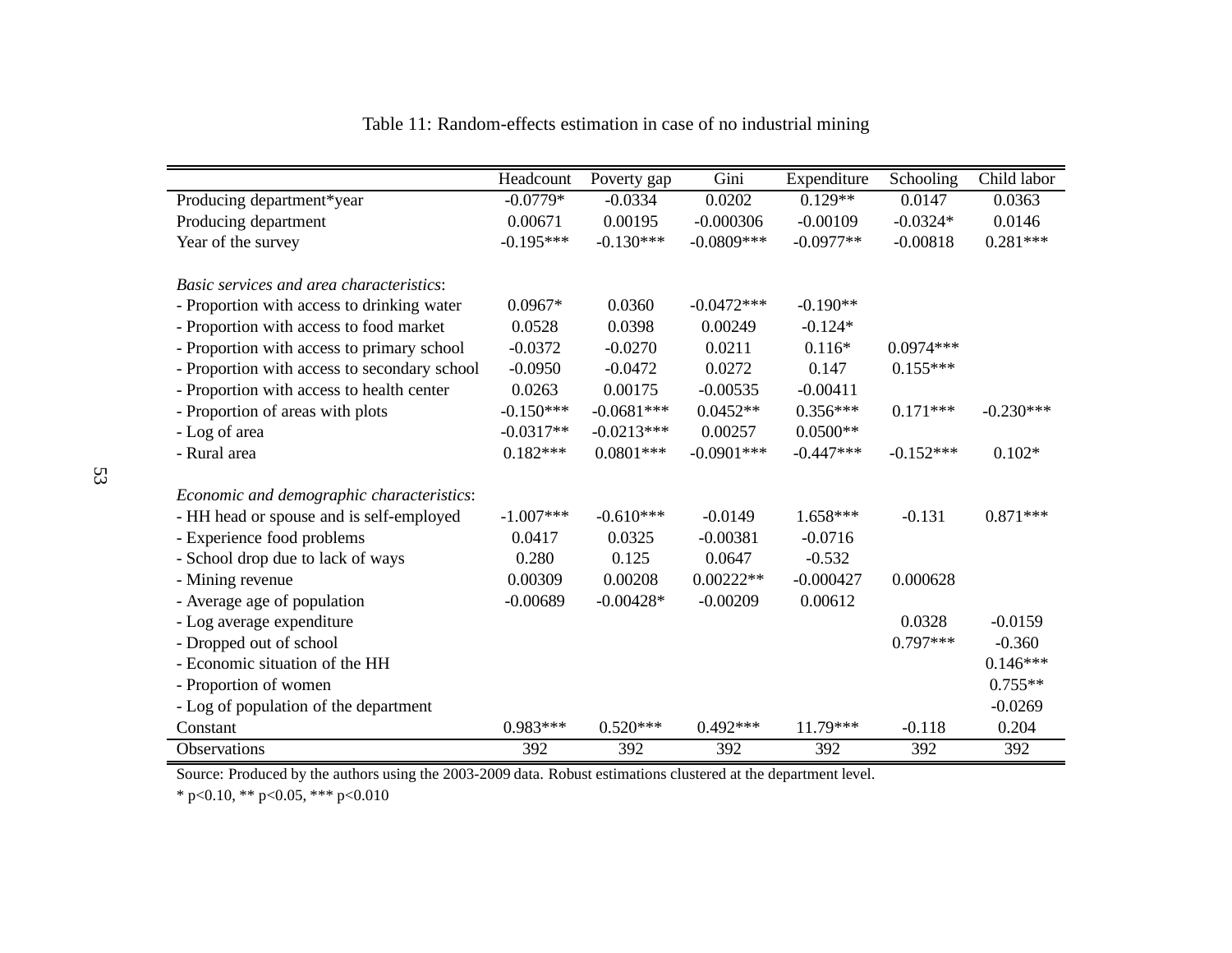Table 11: Random-effects estimation in case of no industrial mining

| | Headcount | Poverty gap | Gini | Expenditure | Schooling | Child labor |
|---|---|---|---|---|---|---|
| Producing department*year | -0.0779* | -0.0334 | 0.0202 | 0.129** | 0.0147 | 0.0363 |
| Producing department | 0.00671 | 0.00195 | -0.000306 | -0.00109 | -0.0324* | 0.0146 |
| Year of the survey | -0.195*** | -0.130*** | -0.0809*** | -0.0977** | -0.00818 | 0.281*** |
| | | | | | | |
| *Basic services and area characteristics*: | | | | | | |
| - Proportion with access to drinking water | 0.0967* | 0.0360 | -0.0472*** | -0.190** | | |
| - Proportion with access to food market | 0.0528 | 0.0398 | 0.00249 | -0.124* | | |
| - Proportion with access to primary school | -0.0372 | -0.0270 | 0.0211 | 0.116* | 0.0974*** | |
| - Proportion with access to secondary school | -0.0950 | -0.0472 | 0.0272 | 0.147 | 0.155*** | |
| - Proportion with access to health center | 0.0263 | 0.00175 | -0.00535 | -0.00411 | | |
| - Proportion of areas with plots | -0.150*** | -0.0681*** | 0.0452** | 0.356*** | 0.171*** | -0.230*** |
| - Log of area | -0.0317** | -0.0213*** | 0.00257 | 0.0500** | | |
| - Rural area | 0.182*** | 0.0801*** | -0.0901*** | -0.447*** | -0.152*** | 0.102* |
| | | | | | | |
| *Economic and demographic characteristics*: | | | | | | |
| - HH head or spouse and is self-employed | -1.007*** | -0.610*** | -0.0149 | 1.658*** | -0.131 | 0.871*** |
| - Experience food problems | 0.0417 | 0.0325 | -0.00381 | -0.0716 | | |
| - School drop due to lack of ways | 0.280 | 0.125 | 0.0647 | -0.532 | | |
| - Mining revenue | 0.00309 | 0.00208 | 0.00222** | -0.000427 | 0.000628 | |
| - Average age of population | -0.00689 | -0.00428* | -0.00209 | 0.00612 | | |
| - Log average expenditure | | | | | 0.0328 | -0.0159 |
| - Dropped out of school | | | | | 0.797*** | -0.360 |
| - Economic situation of the HH | | | | | | 0.146*** |
| - Proportion of women | | | | | | 0.755** |
| - Log of population of the department | | | | | | -0.0269 |
| Constant | 0.983*** | 0.520*** | 0.492*** | 11.79*** | -0.118 | 0.204 |
| Observations | 392 | 392 | 392 | 392 | 392 | 392 |

Source: Produced by the authors using the 2003-2009 data. Robust estimations clustered at the department level.

* p<0.10, ** p<0.05, *** p<0.010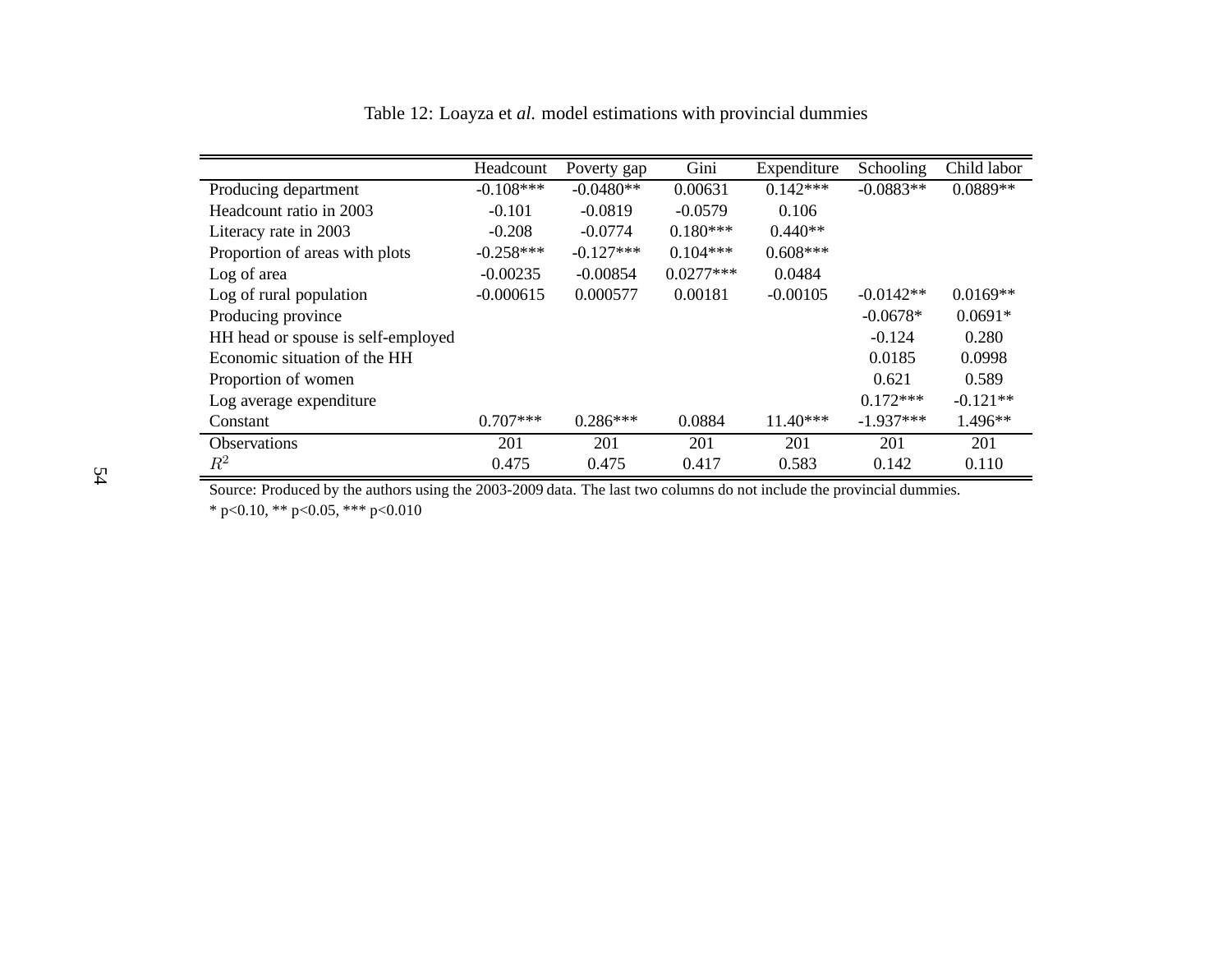Table 12: Loayza et *al.* model estimations with provincial dummies

| | Headcount | Poverty gap | Gini | Expenditure | Schooling | Child labor |
|---|---|---|---|---|---|---|
| Producing department | -0.108*** | -0.0480** | 0.00631 | 0.142*** | -0.0883** | 0.0889** |
| Headcount ratio in 2003 | -0.101 | -0.0819 | -0.0579 | 0.106 | | |
| Literacy rate in 2003 | -0.208 | -0.0774 | 0.180*** | 0.440** | | |
| Proportion of areas with plots | -0.258*** | -0.127*** | 0.104*** | 0.608*** | | |
| Log of area | -0.00235 | -0.00854 | 0.0277*** | 0.0484 | | |
| Log of rural population | -0.000615 | 0.000577 | 0.00181 | -0.00105 | -0.0142** | 0.0169** |
| Producing province | | | | | -0.0678* | 0.0691* |
| HH head or spouse is self-employed | | | | | -0.124 | 0.280 |
| Economic situation of the HH | | | | | 0.0185 | 0.0998 |
| Proportion of women | | | | | 0.621 | 0.589 |
| Log average expenditure | | | | | 0.172*** | -0.121** |
| Constant | 0.707*** | 0.286*** | 0.0884 | 11.40*** | -1.937*** | 1.496** |
| Observations | 201 | 201 | 201 | 201 | 201 | 201 |
| $R^2$ | 0.475 | 0.475 | 0.417 | 0.583 | 0.142 | 0.110 |

Source: Produced by the authors using the 2003-2009 data. The last two columns do not include the provincial dummies.

* p<0.10, ** p<0.05, *** p<0.010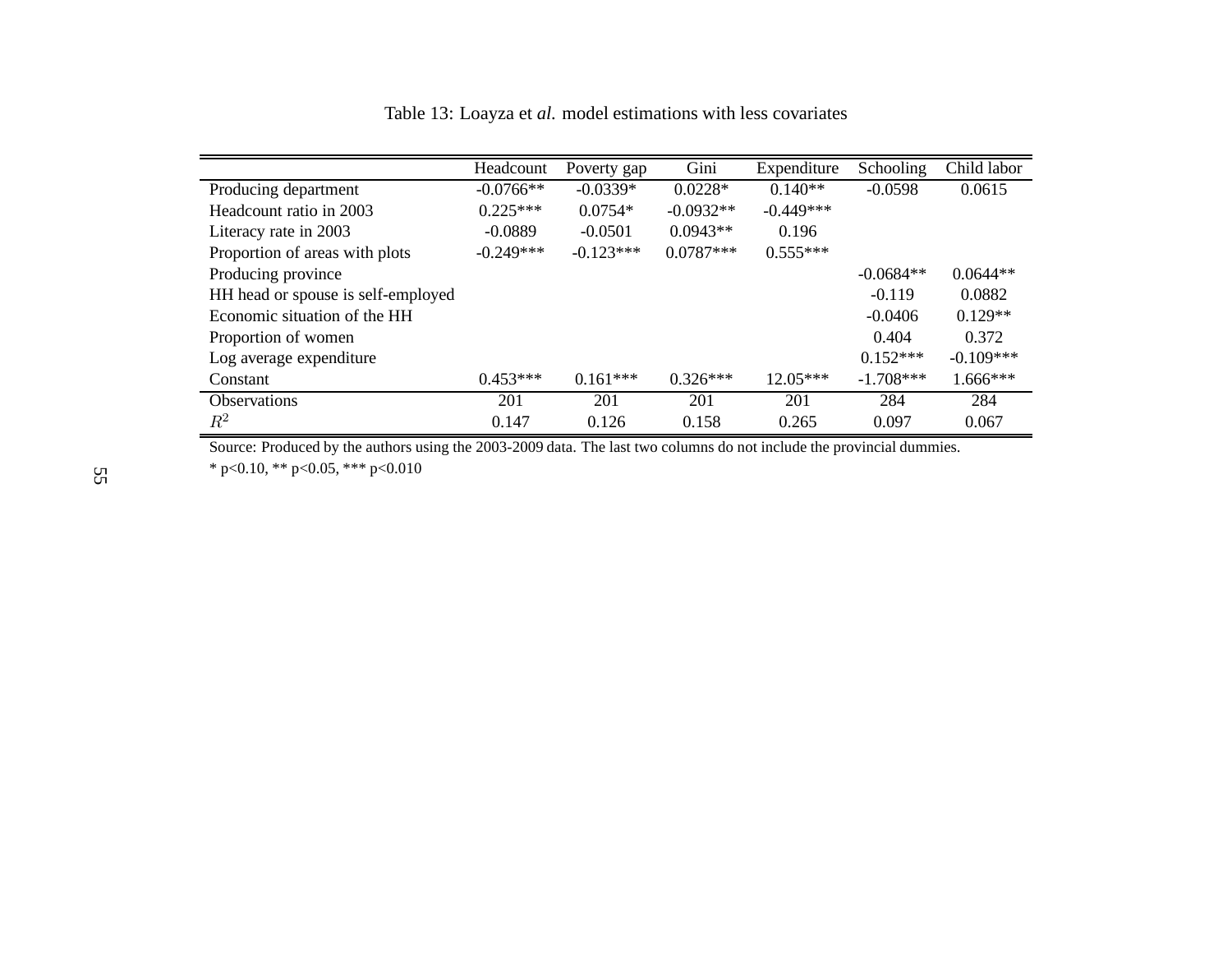Table 13: Loayza et *al.* model estimations with less covariates

| | Headcount | Poverty gap | Gini | Expenditure | Schooling | Child labor |
|---|---|---|---|---|---|---|
| Producing department | -0.0766** | -0.0339* | 0.0228* | 0.140** | -0.0598 | 0.0615 |
| Headcount ratio in 2003 | 0.225*** | 0.0754* | -0.0932** | -0.449*** | | |
| Literacy rate in 2003 | -0.0889 | -0.0501 | 0.0943** | 0.196 | | |
| Proportion of areas with plots | -0.249*** | -0.123*** | 0.0787*** | 0.555*** | | |
| Producing province | | | | | -0.0684** | 0.0644** |
| HH head or spouse is self-employed | | | | | -0.119 | 0.0882 |
| Economic situation of the HH | | | | | -0.0406 | 0.129** |
| Proportion of women | | | | | 0.404 | 0.372 |
| Log average expenditure | | | | | 0.152*** | -0.109*** |
| Constant | 0.453*** | 0.161*** | 0.326*** | 12.05*** | -1.708*** | 1.666*** |
| Observations | 201 | 201 | 201 | 201 | 284 | 284 |
| $R^2$ | 0.147 | 0.126 | 0.158 | 0.265 | 0.097 | 0.067 |

Source: Produced by the authors using the 2003-2009 data. The last two columns do not include the provincial dummies.

* p<0.10, ** p<0.05, *** p<0.010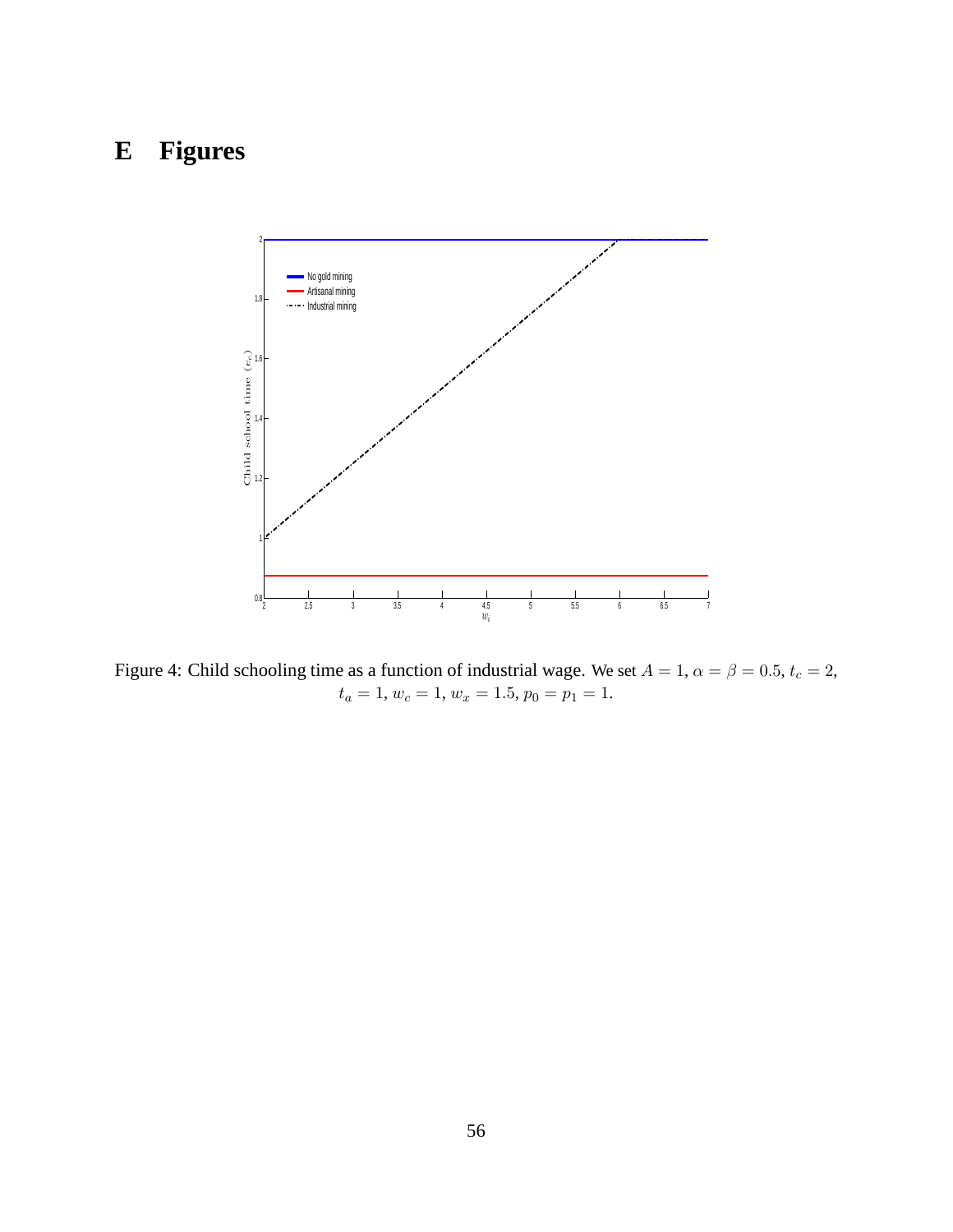# E Figures

Figure 4: Child schooling time as a function of industrial wage. We set $A = 1$, $\alpha = \beta = 0.5$, $t_c = 2$, $t_a = 1$, $w_c = 1$, $w_x = 1.5$, $p_0 = p_1 = 1$.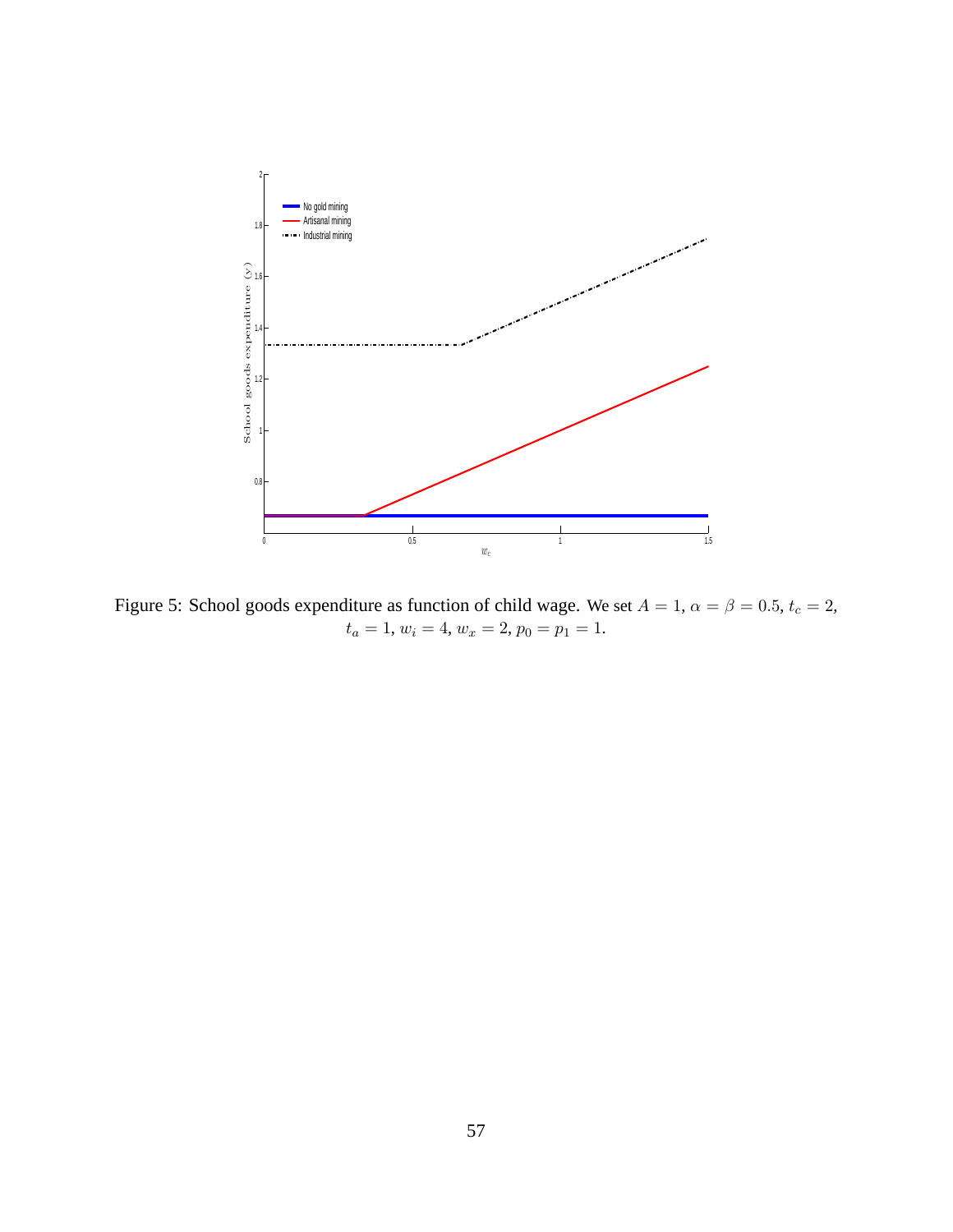Figure 5: School goods expenditure as function of child wage. We set $A = 1$, $\alpha = \beta = 0.5$, $t_c = 2$, $t_a = 1$, $w_i = 4$, $w_x = 2$, $p_0 = p_1 = 1$.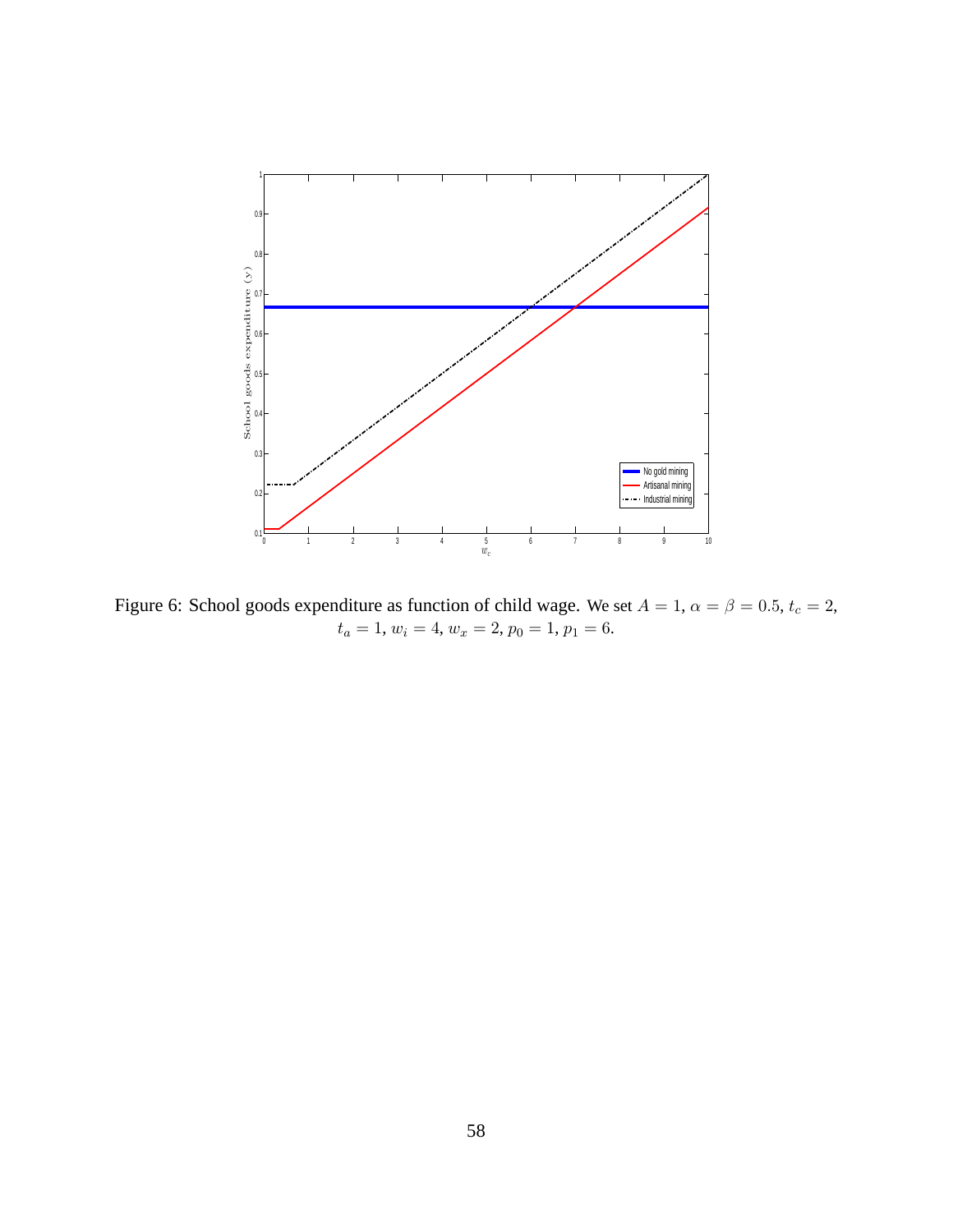Figure 6: School goods expenditure as function of child wage. We set $A = 1$, $\alpha = \beta = 0.5$, $t_c = 2$, $t_a = 1$, $w_i = 4$, $w_x = 2$, $p_0 = 1$, $p_1 = 6$.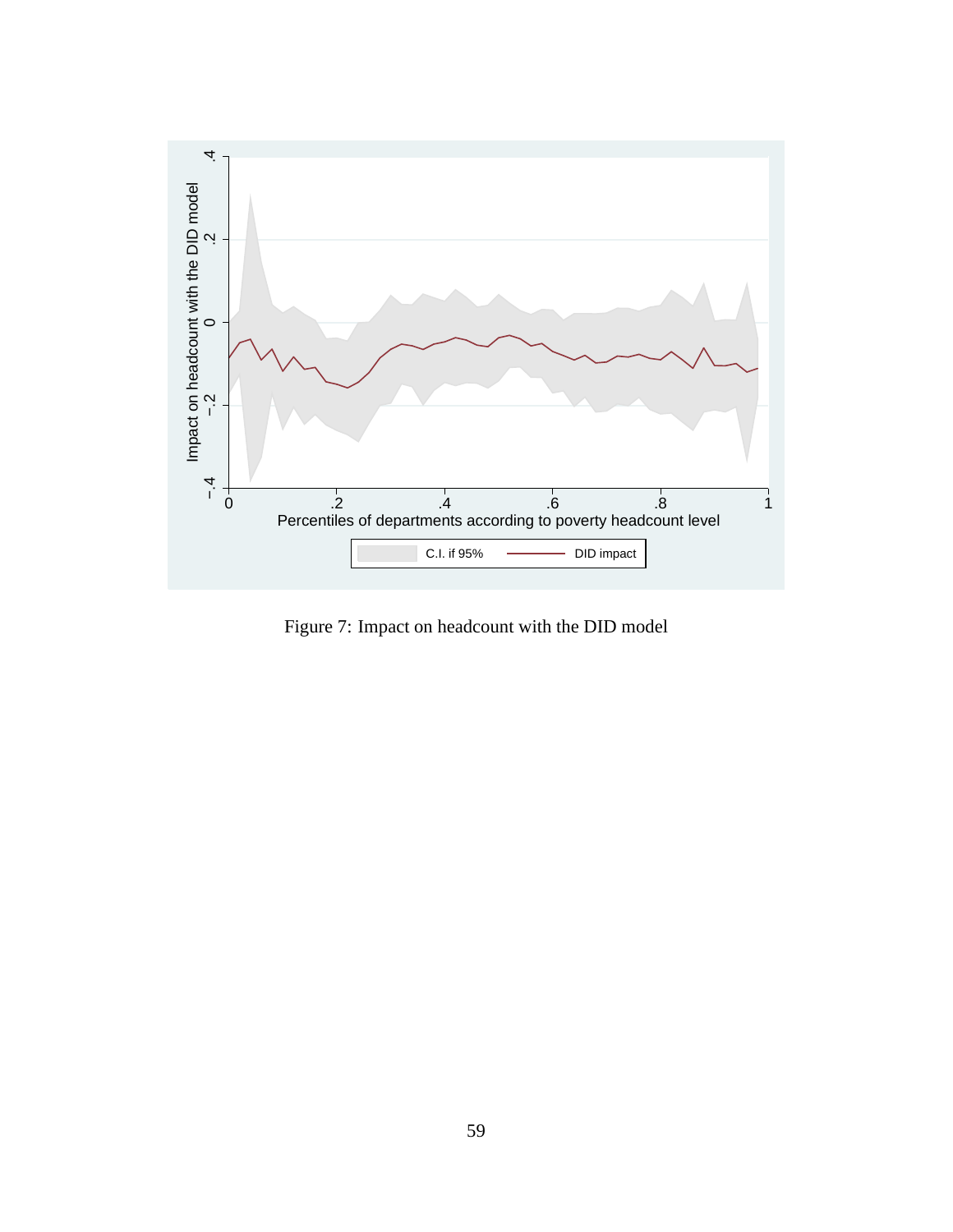Figure 7: Impact on headcount with the DID model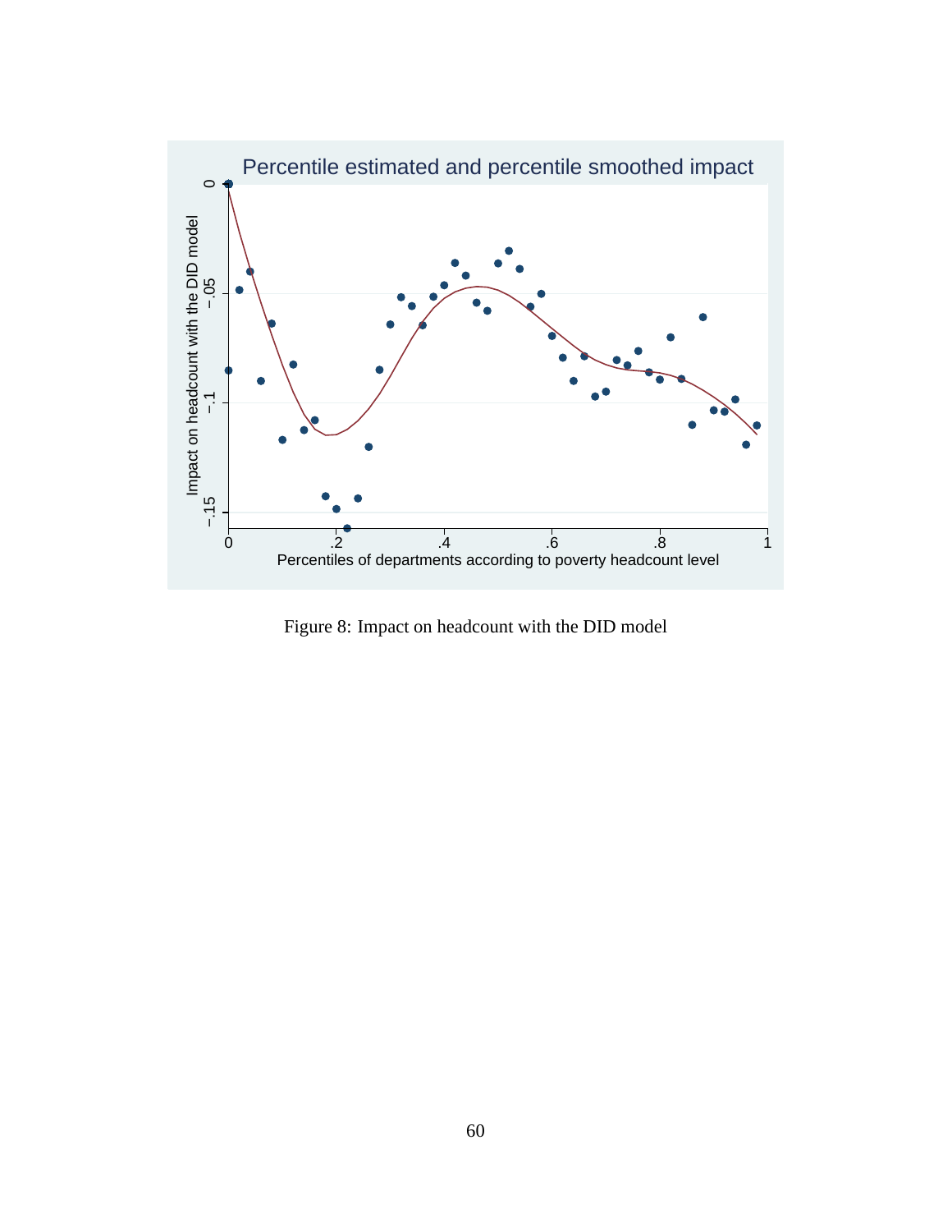Figure 8: Impact on headcount with the DID model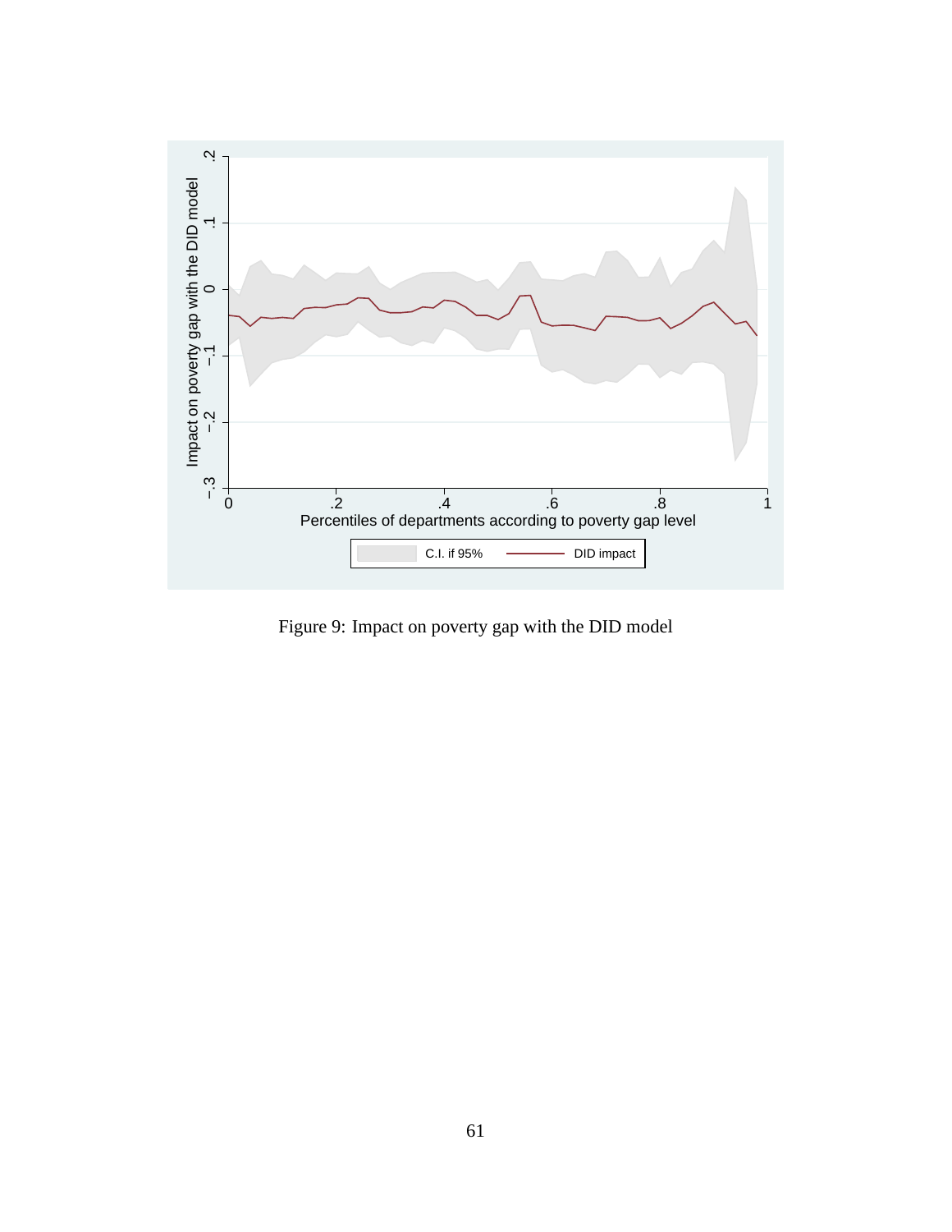Figure 9: Impact on poverty gap with the DID model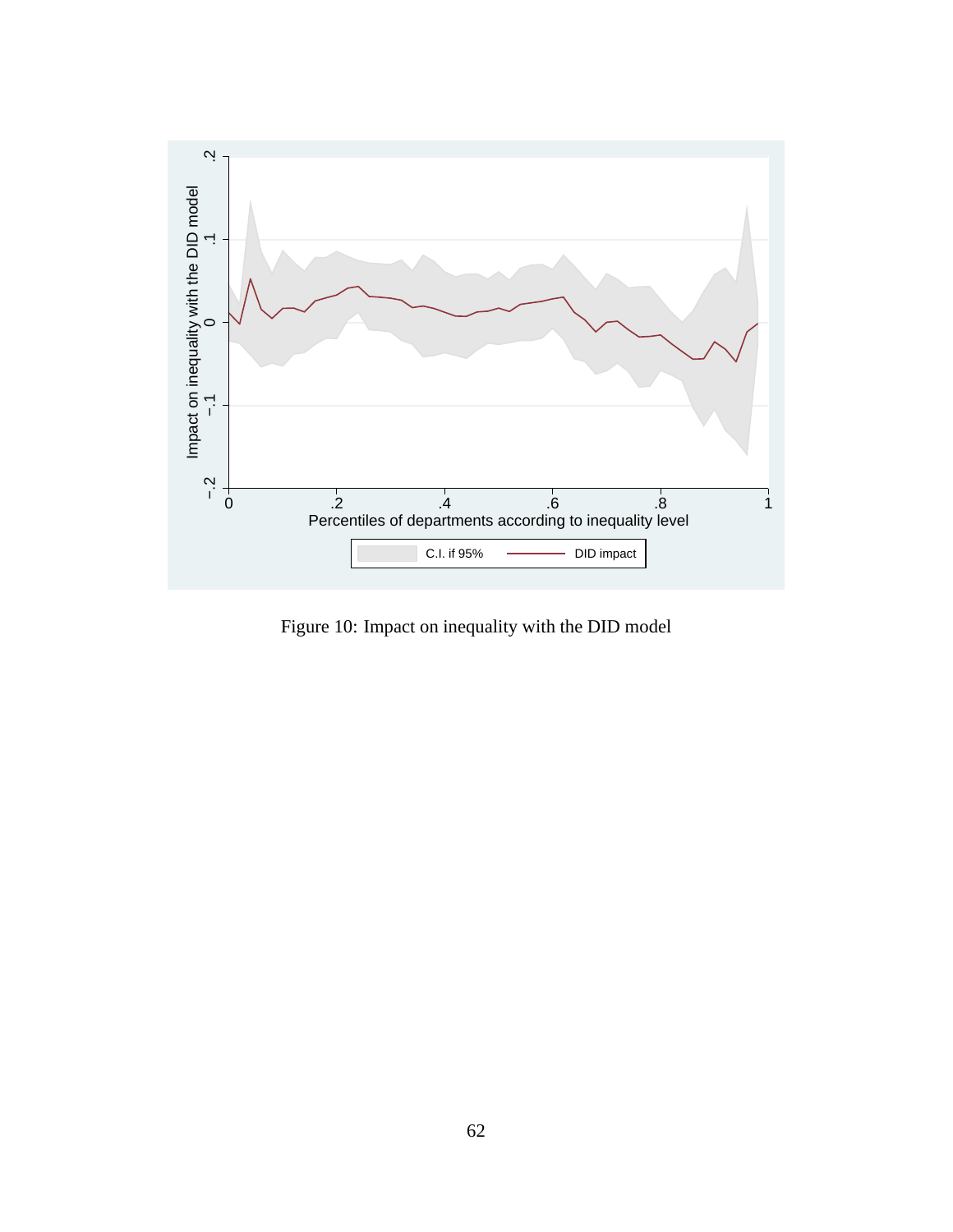Figure 10: Impact on inequality with the DID model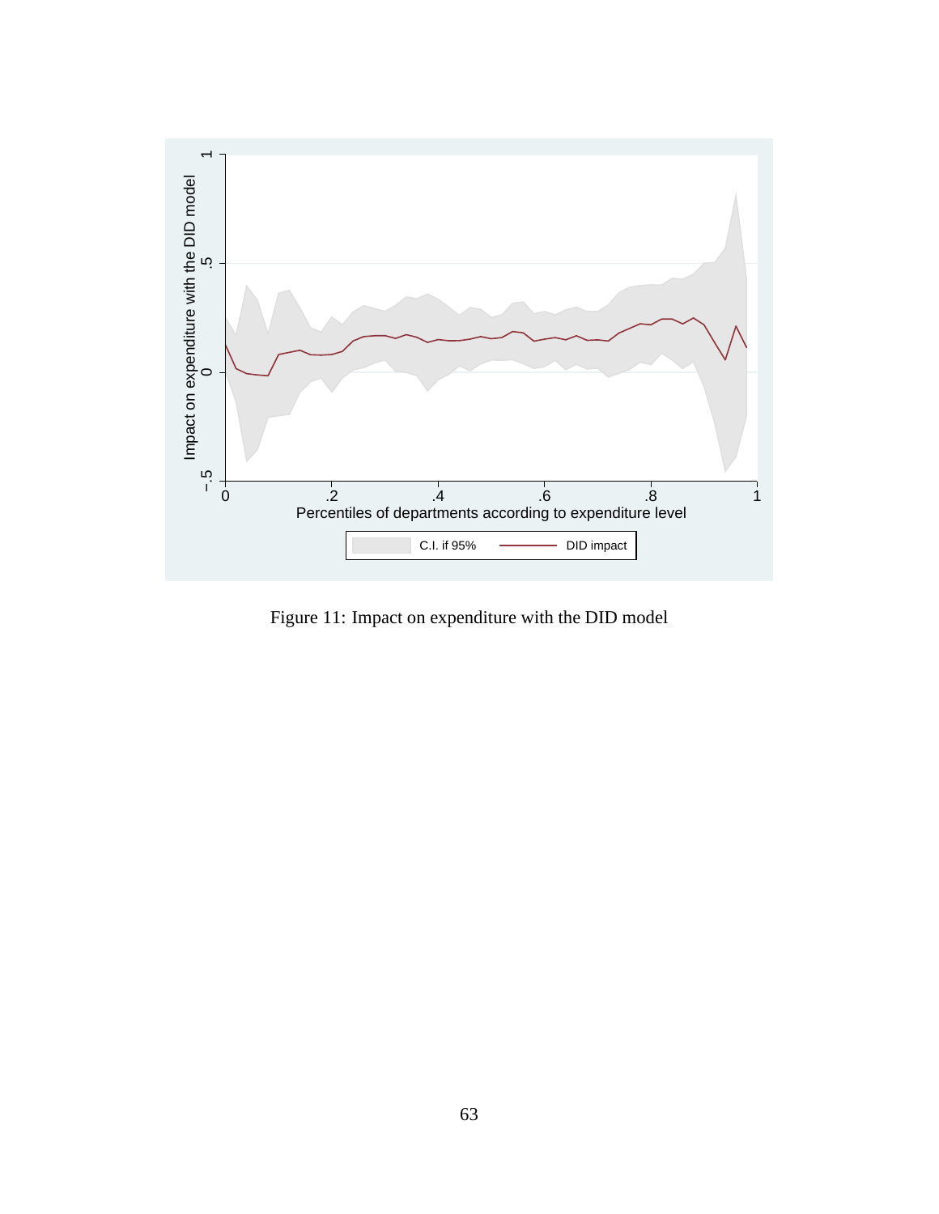Figure 11: Impact on expenditure with the DID model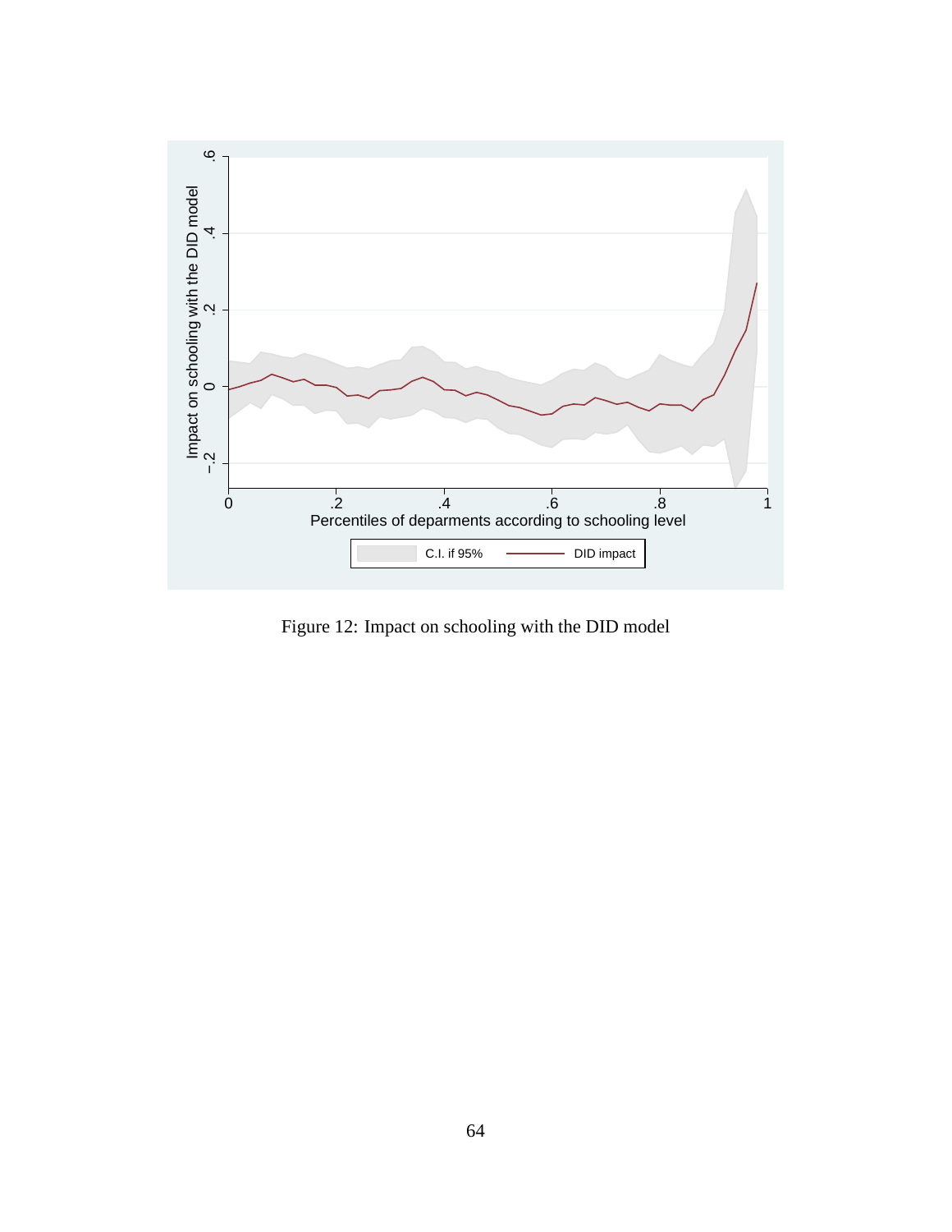Figure 12: Impact on schooling with the DID model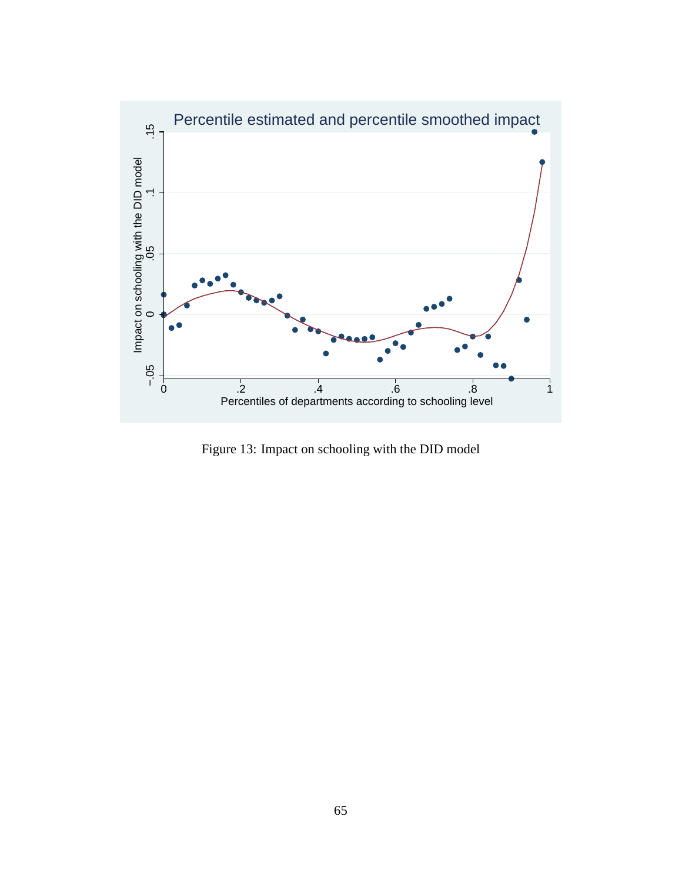Figure 13: Impact on schooling with the DID model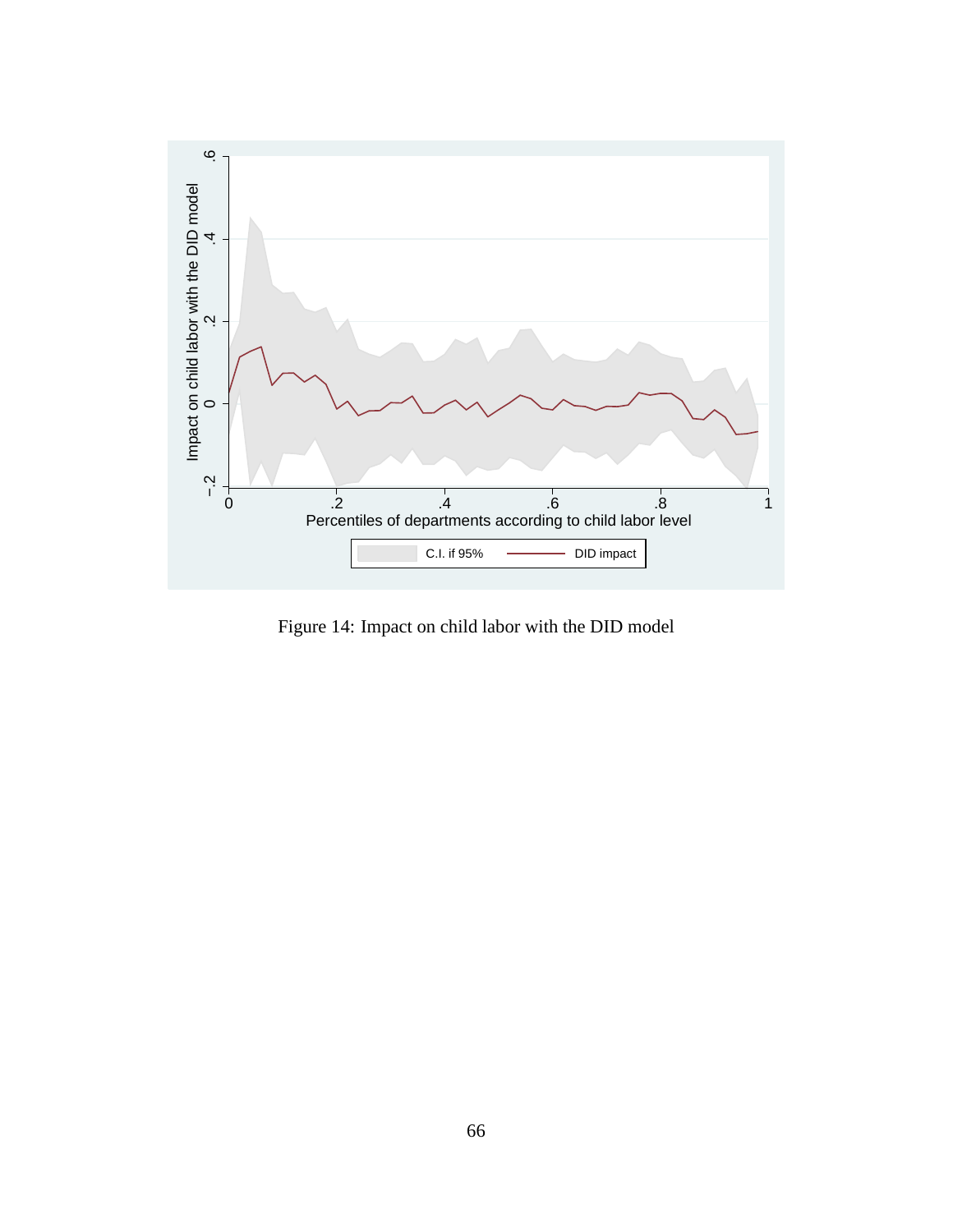Figure 14: Impact on child labor with the DID model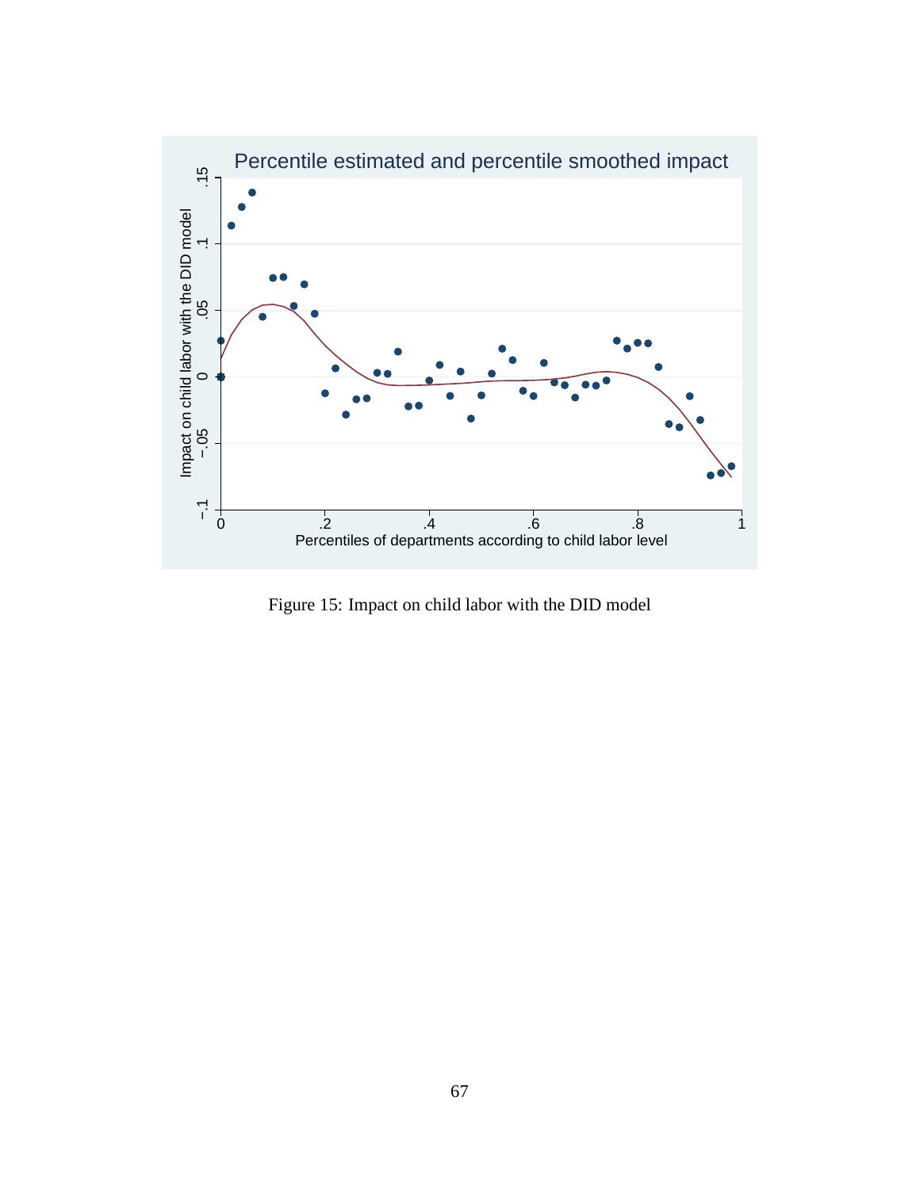Percentile estimated and percentile smoothed impact

Impact on child labor with the DID model

−.1
−.05
0
.05
.1
.15

0
.2
.4
.6
.8
1

Percentiles of departments according to child labor level

Figure 15: Impact on child labor with the DID model